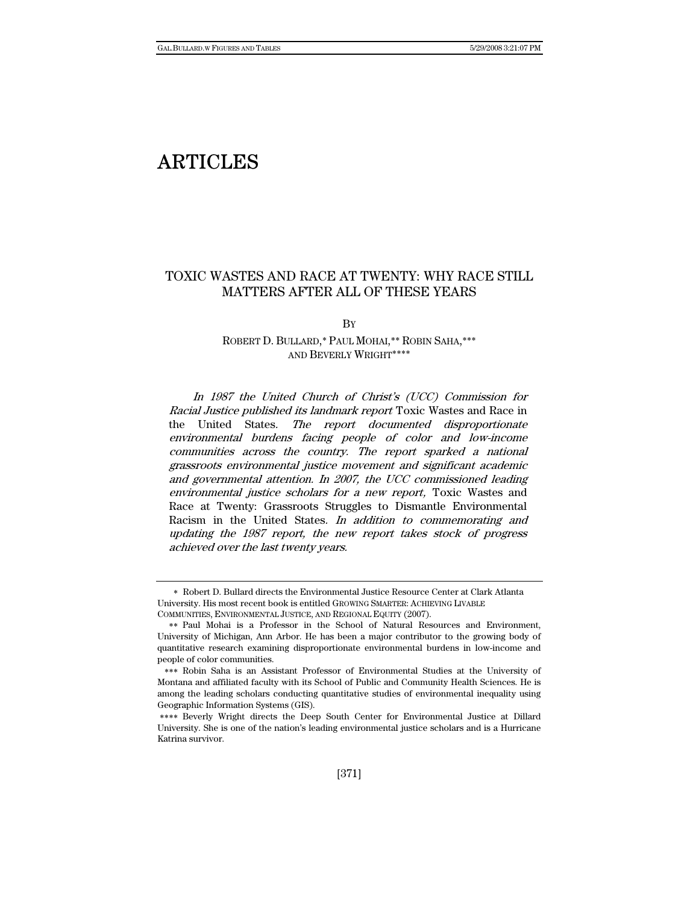# ARTICLES

## TOXIC WASTES AND RACE AT TWENTY: WHY RACE STILL MATTERS AFTER ALL OF THESE YEARS

BY

ROBERT D. BULLARD,* PAUL MOHAI,** ROBIN SAHA,*** AND BEVERLY WRIGHT****

*In 1987 the United Church of Christ's (UCC) Commission for Racial Justice published its landmark report* Toxic Wastes and Race in the United States. *The report documented disproportionate environmental burdens facing people of color and low-income communities across the country. The report sparked a national grassroots environmental justice movement and significant academic and governmental attention. In 2007, the UCC commissioned leading environmental justice scholars for a new report,* Toxic Wastes and Race at Twenty: Grassroots Struggles to Dismantle Environmental Racism in the United States*. In addition to commemorating and updating the 1987 report, the new report takes stock of progress achieved over the last twenty years.*

---

\* Robert D. Bullard directs the Environmental Justice Resource Center at Clark Atlanta University. His most recent book is entitled GROWING SMARTER: ACHIEVING LIVABLE COMMUNITIES, ENVIRONMENTAL JUSTICE, AND REGIONAL EQUITY (2007).

\*\* Paul Mohai is a Professor in the School of Natural Resources and Environment, University of Michigan, Ann Arbor. He has been a major contributor to the growing body of quantitative research examining disproportionate environmental burdens in low-income and people of color communities.

\*\*\* Robin Saha is an Assistant Professor of Environmental Studies at the University of Montana and affiliated faculty with its School of Public and Community Health Sciences. He is among the leading scholars conducting quantitative studies of environmental inequality using Geographic Information Systems (GIS).

\*\*\*\* Beverly Wright directs the Deep South Center for Environmental Justice at Dillard University. She is one of the nation's leading environmental justice scholars and is a Hurricane Katrina survivor.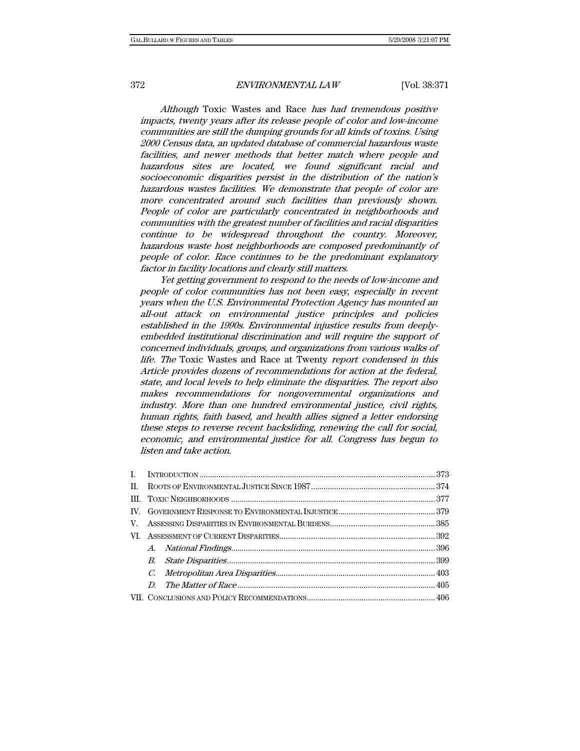*Although* Toxic Wastes and Race *has had tremendous positive impacts, twenty years after its release people of color and low-income communities are still the dumping grounds for all kinds of toxins. Using 2000 Census data, an updated database of commercial hazardous waste facilities, and newer methods that better match where people and hazardous sites are located, we found significant racial and socioeconomic disparities persist in the distribution of the nation's hazardous wastes facilities. We demonstrate that people of color are more concentrated around such facilities than previously shown. People of color are particularly concentrated in neighborhoods and communities with the greatest number of facilities and racial disparities continue to be widespread throughout the country. Moreover, hazardous waste host neighborhoods are composed predominantly of people of color. Race continues to be the predominant explanatory factor in facility locations and clearly still matters.*

*Yet getting government to respond to the needs of low-income and people of color communities has not been easy, especially in recent years when the U.S. Environmental Protection Agency has mounted an all-out attack on environmental justice principles and policies established in the 1990s. Environmental injustice results from deeply-embedded institutional discrimination and will require the support of concerned individuals, groups, and organizations from various walks of life. The* Toxic Wastes and Race at Twenty *report condensed in this Article provides dozens of recommendations for action at the federal, state, and local levels to help eliminate the disparities. The report also makes recommendations for nongovernmental organizations and industry. More than one hundred environmental justice, civil rights, human rights, faith based, and health allies signed a letter endorsing these steps to reverse recent backsliding, renewing the call for social, economic, and environmental justice for all. Congress has begun to listen and take action.*

I. INTRODUCTION ........ 373
II. ROOTS OF ENVIRONMENTAL JUSTICE SINCE 1987 ........ 374
III. TOXIC NEIGHBORHOODS ........ 377
IV. GOVERNMENT RESPONSE TO ENVIRONMENTAL INJUSTICE ........ 379
V. ASSESSING DISPARITIES IN ENVIRONMENTAL BURDENS ........ 385
VI. ASSESSMENT OF CURRENT DISPARITIES ........ 392
  A. *National Findings* ........ 396
  B. *State Disparities* ........ 399
  C. *Metropolitan Area Disparities* ........ 403
  D. *The Matter of Race* ........ 405
VII. CONCLUSIONS AND POLICY RECOMMENDATIONS ........ 406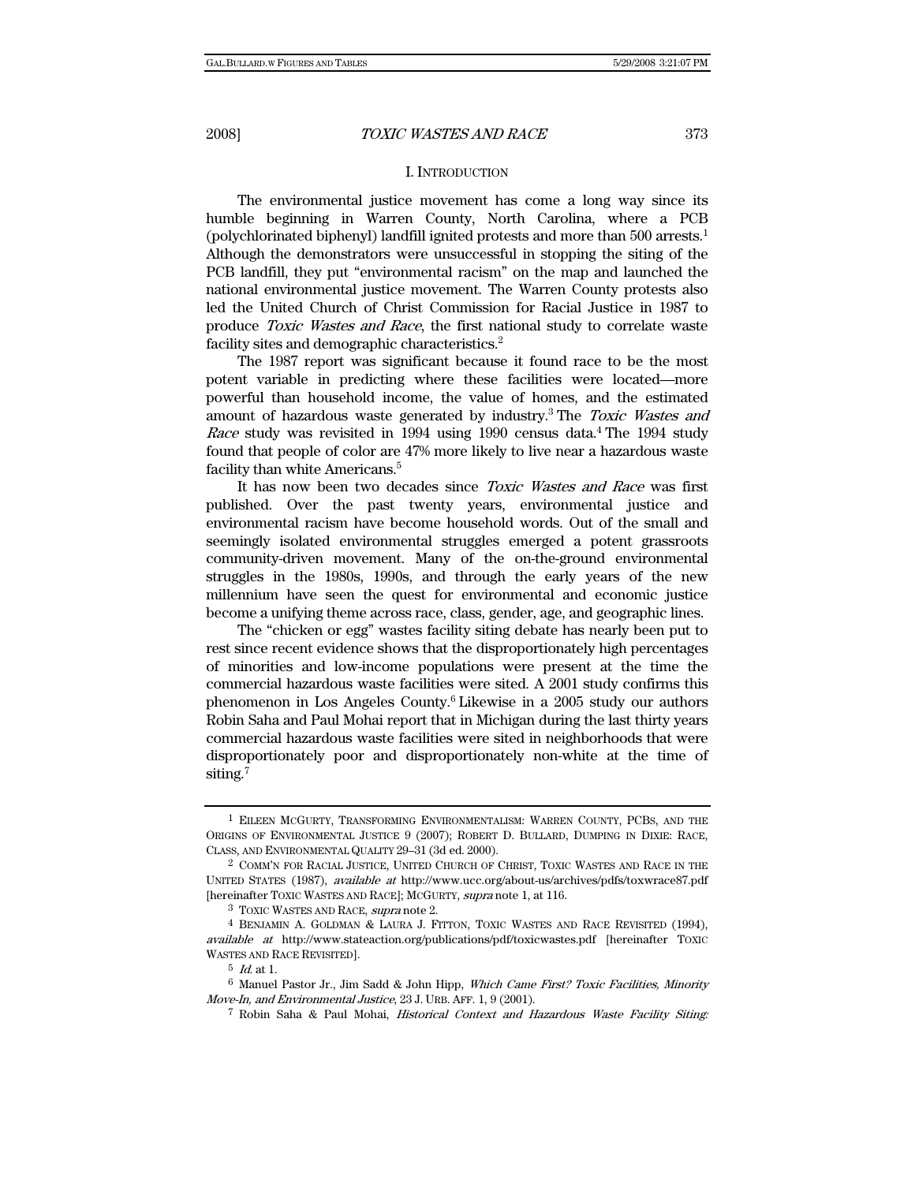## I. INTRODUCTION

The environmental justice movement has come a long way since its humble beginning in Warren County, North Carolina, where a PCB (polychlorinated biphenyl) landfill ignited protests and more than 500 arrests.[1] Although the demonstrators were unsuccessful in stopping the siting of the PCB landfill, they put "environmental racism" on the map and launched the national environmental justice movement. The Warren County protests also led the United Church of Christ Commission for Racial Justice in 1987 to produce *Toxic Wastes and Race*, the first national study to correlate waste facility sites and demographic characteristics.[2]

The 1987 report was significant because it found race to be the most potent variable in predicting where these facilities were located—more powerful than household income, the value of homes, and the estimated amount of hazardous waste generated by industry.[3] The *Toxic Wastes and Race* study was revisited in 1994 using 1990 census data.[4] The 1994 study found that people of color are 47% more likely to live near a hazardous waste facility than white Americans.[5]

It has now been two decades since *Toxic Wastes and Race* was first published. Over the past twenty years, environmental justice and environmental racism have become household words. Out of the small and seemingly isolated environmental struggles emerged a potent grassroots community-driven movement. Many of the on-the-ground environmental struggles in the 1980s, 1990s, and through the early years of the new millennium have seen the quest for environmental and economic justice become a unifying theme across race, class, gender, age, and geographic lines.

The "chicken or egg" wastes facility siting debate has nearly been put to rest since recent evidence shows that the disproportionately high percentages of minorities and low-income populations were present at the time the commercial hazardous waste facilities were sited. A 2001 study confirms this phenomenon in Los Angeles County.[6] Likewise in a 2005 study our authors Robin Saha and Paul Mohai report that in Michigan during the last thirty years commercial hazardous waste facilities were sited in neighborhoods that were disproportionately poor and disproportionately non-white at the time of siting.[7]

---

[1] EILEEN MCGURTY, TRANSFORMING ENVIRONMENTALISM: WARREN COUNTY, PCBS, AND THE ORIGINS OF ENVIRONMENTAL JUSTICE 9 (2007); ROBERT D. BULLARD, DUMPING IN DIXIE: RACE, CLASS, AND ENVIRONMENTAL QUALITY 29–31 (3d ed. 2000).

[2] COMM'N FOR RACIAL JUSTICE, UNITED CHURCH OF CHRIST, TOXIC WASTES AND RACE IN THE UNITED STATES (1987), *available at* http://www.ucc.org/about-us/archives/pdfs/toxwrace87.pdf [hereinafter TOXIC WASTES AND RACE]; MCGURTY, *supra* note 1, at 116.

[3] TOXIC WASTES AND RACE, *supra* note 2.

[4] BENJAMIN A. GOLDMAN & LAURA J. FITTON, TOXIC WASTES AND RACE REVISITED (1994), *available at* http://www.stateaction.org/publications/pdf/toxicwastes.pdf [hereinafter TOXIC WASTES AND RACE REVISITED].

[5] *Id.* at 1.

[6] Manuel Pastor Jr., Jim Sadd & John Hipp, *Which Came First? Toxic Facilities, Minority Move-In, and Environmental Justice*, 23 J. URB. AFF. 1, 9 (2001).

[7] Robin Saha & Paul Mohai, *Historical Context and Hazardous Waste Facility Siting:*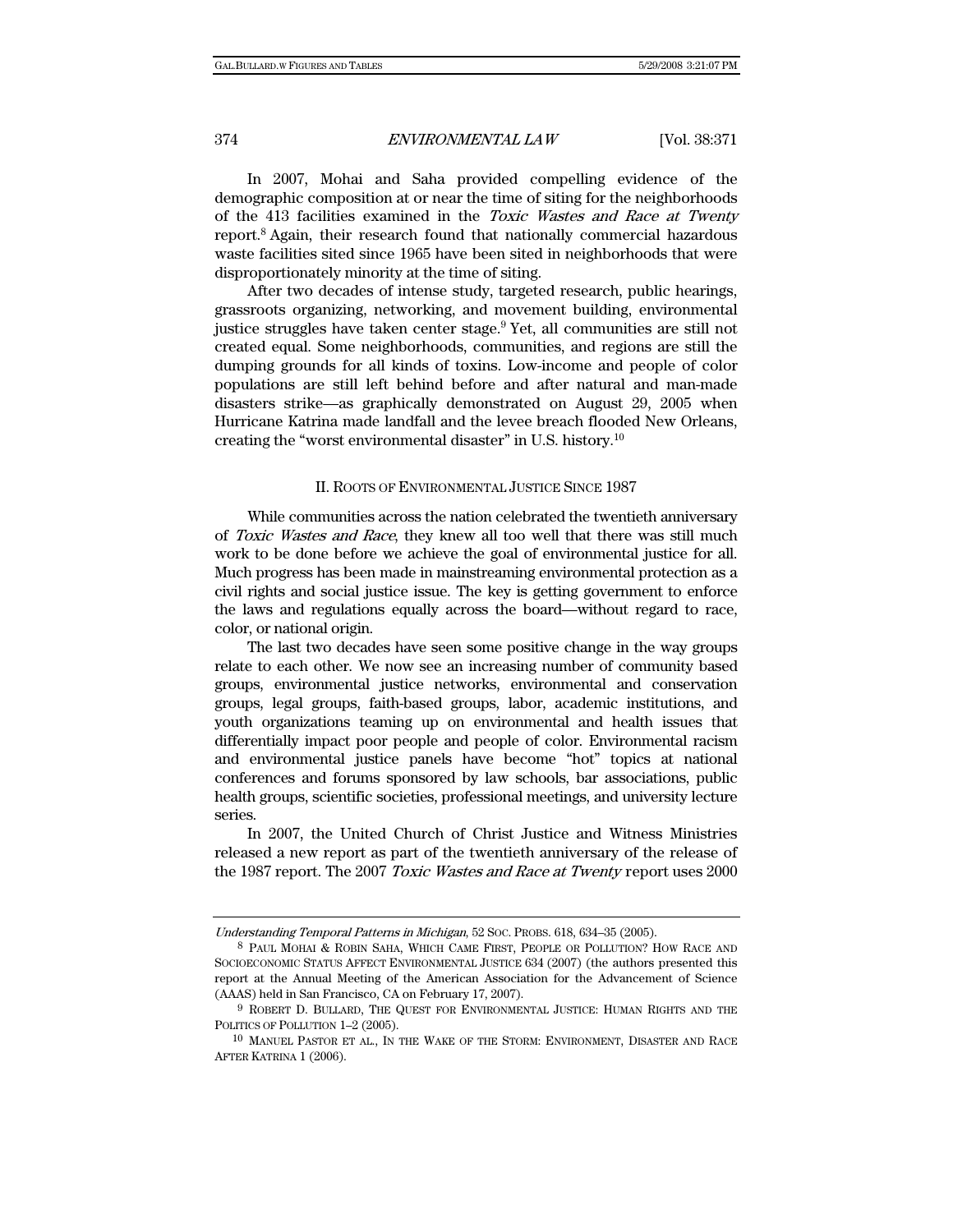In 2007, Mohai and Saha provided compelling evidence of the demographic composition at or near the time of siting for the neighborhoods of the 413 facilities examined in the *Toxic Wastes and Race at Twenty* report.[8] Again, their research found that nationally commercial hazardous waste facilities sited since 1965 have been sited in neighborhoods that were disproportionately minority at the time of siting.

After two decades of intense study, targeted research, public hearings, grassroots organizing, networking, and movement building, environmental justice struggles have taken center stage.[9] Yet, all communities are still not created equal. Some neighborhoods, communities, and regions are still the dumping grounds for all kinds of toxins. Low-income and people of color populations are still left behind before and after natural and man-made disasters strike—as graphically demonstrated on August 29, 2005 when Hurricane Katrina made landfall and the levee breach flooded New Orleans, creating the "worst environmental disaster" in U.S. history.[10]

## II. ROOTS OF ENVIRONMENTAL JUSTICE SINCE 1987

While communities across the nation celebrated the twentieth anniversary of *Toxic Wastes and Race*, they knew all too well that there was still much work to be done before we achieve the goal of environmental justice for all. Much progress has been made in mainstreaming environmental protection as a civil rights and social justice issue. The key is getting government to enforce the laws and regulations equally across the board—without regard to race, color, or national origin.

The last two decades have seen some positive change in the way groups relate to each other. We now see an increasing number of community based groups, environmental justice networks, environmental and conservation groups, legal groups, faith-based groups, labor, academic institutions, and youth organizations teaming up on environmental and health issues that differentially impact poor people and people of color. Environmental racism and environmental justice panels have become "hot" topics at national conferences and forums sponsored by law schools, bar associations, public health groups, scientific societies, professional meetings, and university lecture series.

In 2007, the United Church of Christ Justice and Witness Ministries released a new report as part of the twentieth anniversary of the release of the 1987 report. The 2007 *Toxic Wastes and Race at Twenty* report uses 2000

---

*Understanding Temporal Patterns in Michigan*, 52 SOC. PROBS. 618, 634–35 (2005).

[8] PAUL MOHAI & ROBIN SAHA, WHICH CAME FIRST, PEOPLE OR POLLUTION? HOW RACE AND SOCIOECONOMIC STATUS AFFECT ENVIRONMENTAL JUSTICE 634 (2007) (the authors presented this report at the Annual Meeting of the American Association for the Advancement of Science (AAAS) held in San Francisco, CA on February 17, 2007).

[9] ROBERT D. BULLARD, THE QUEST FOR ENVIRONMENTAL JUSTICE: HUMAN RIGHTS AND THE POLITICS OF POLLUTION 1–2 (2005).

[10] MANUEL PASTOR ET AL., IN THE WAKE OF THE STORM: ENVIRONMENT, DISASTER AND RACE AFTER KATRINA 1 (2006).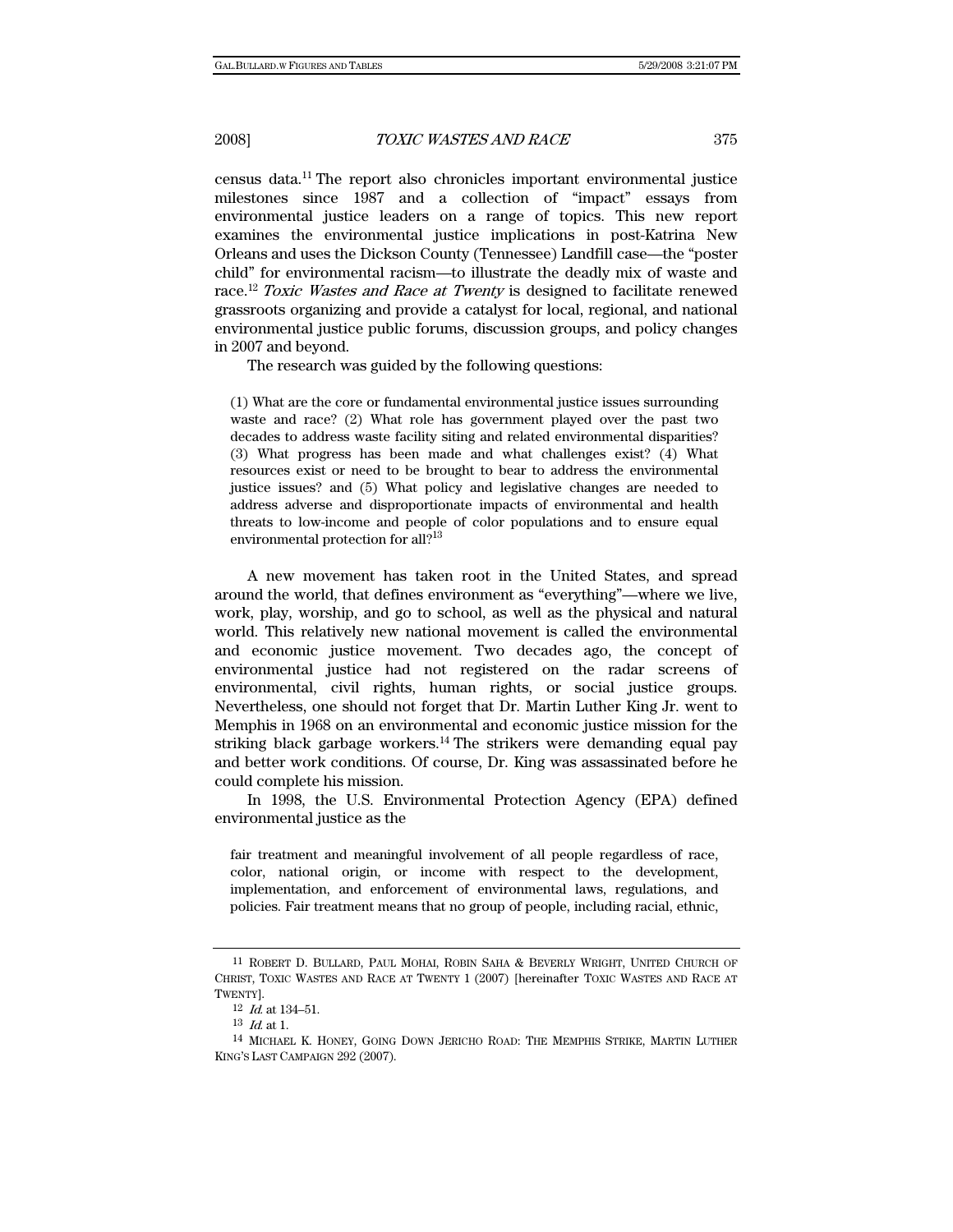census data.[11] The report also chronicles important environmental justice milestones since 1987 and a collection of "impact" essays from environmental justice leaders on a range of topics. This new report examines the environmental justice implications in post-Katrina New Orleans and uses the Dickson County (Tennessee) Landfill case—the "poster child" for environmental racism—to illustrate the deadly mix of waste and race.[12] *Toxic Wastes and Race at Twenty* is designed to facilitate renewed grassroots organizing and provide a catalyst for local, regional, and national environmental justice public forums, discussion groups, and policy changes in 2007 and beyond.

The research was guided by the following questions:

> (1) What are the core or fundamental environmental justice issues surrounding waste and race? (2) What role has government played over the past two decades to address waste facility siting and related environmental disparities? (3) What progress has been made and what challenges exist? (4) What resources exist or need to be brought to bear to address the environmental justice issues? and (5) What policy and legislative changes are needed to address adverse and disproportionate impacts of environmental and health threats to low-income and people of color populations and to ensure equal environmental protection for all?[13]

A new movement has taken root in the United States, and spread around the world, that defines environment as "everything"—where we live, work, play, worship, and go to school, as well as the physical and natural world. This relatively new national movement is called the environmental and economic justice movement. Two decades ago, the concept of environmental justice had not registered on the radar screens of environmental, civil rights, human rights, or social justice groups. Nevertheless, one should not forget that Dr. Martin Luther King Jr. went to Memphis in 1968 on an environmental and economic justice mission for the striking black garbage workers.[14] The strikers were demanding equal pay and better work conditions. Of course, Dr. King was assassinated before he could complete his mission.

In 1998, the U.S. Environmental Protection Agency (EPA) defined environmental justice as the

> fair treatment and meaningful involvement of all people regardless of race, color, national origin, or income with respect to the development, implementation, and enforcement of environmental laws, regulations, and policies. Fair treatment means that no group of people, including racial, ethnic,

---

[11] ROBERT D. BULLARD, PAUL MOHAI, ROBIN SAHA & BEVERLY WRIGHT, UNITED CHURCH OF CHRIST, TOXIC WASTES AND RACE AT TWENTY 1 (2007) [hereinafter TOXIC WASTES AND RACE AT TWENTY].

[12] *Id.* at 134–51.

[13] *Id.* at 1.

[14] MICHAEL K. HONEY, GOING DOWN JERICHO ROAD: THE MEMPHIS STRIKE, MARTIN LUTHER KING'S LAST CAMPAIGN 292 (2007).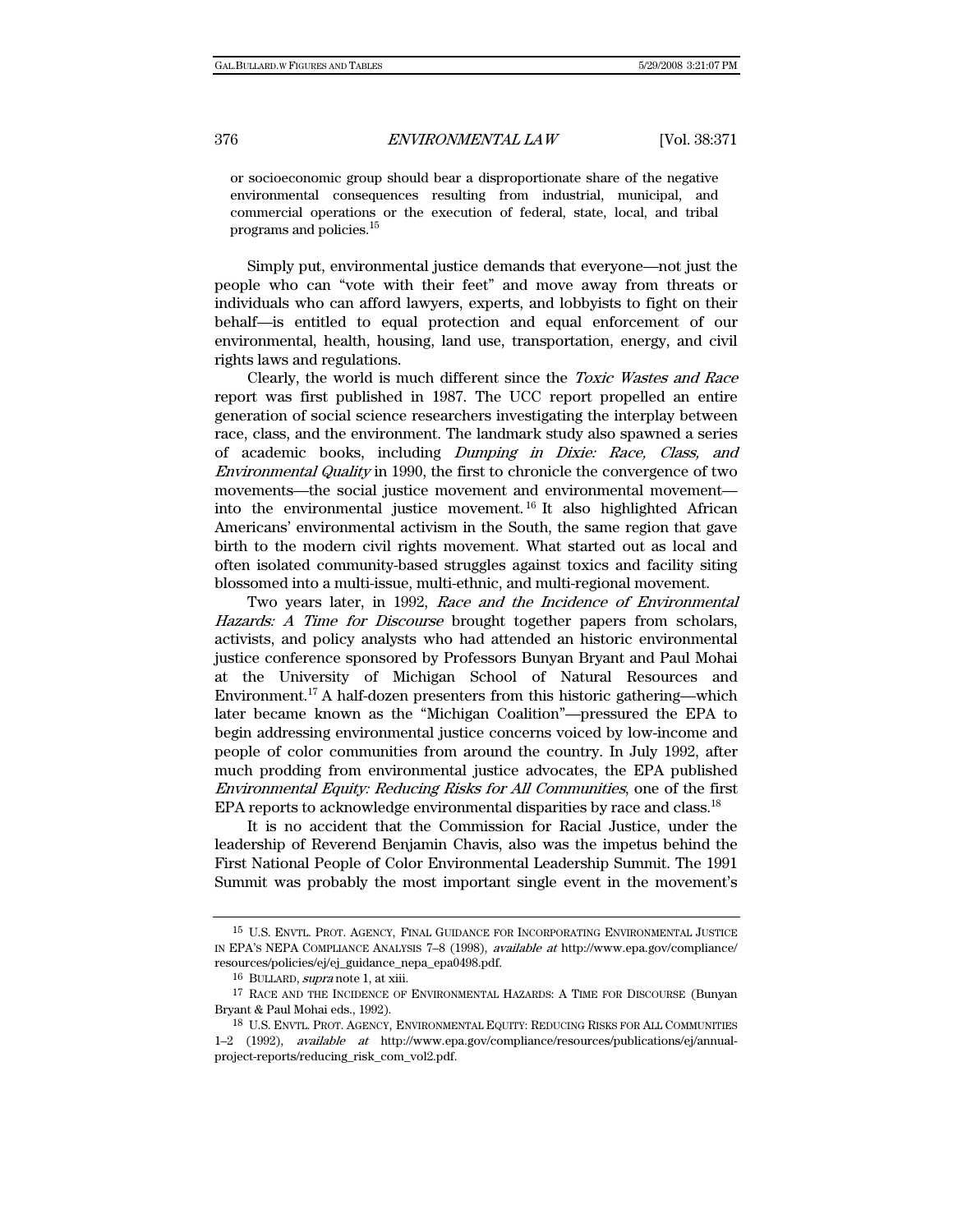> or socioeconomic group should bear a disproportionate share of the negative environmental consequences resulting from industrial, municipal, and commercial operations or the execution of federal, state, local, and tribal programs and policies.[15]

Simply put, environmental justice demands that everyone—not just the people who can "vote with their feet" and move away from threats or individuals who can afford lawyers, experts, and lobbyists to fight on their behalf—is entitled to equal protection and equal enforcement of our environmental, health, housing, land use, transportation, energy, and civil rights laws and regulations.

Clearly, the world is much different since the *Toxic Wastes and Race* report was first published in 1987. The UCC report propelled an entire generation of social science researchers investigating the interplay between race, class, and the environment. The landmark study also spawned a series of academic books, including *Dumping in Dixie: Race, Class, and Environmental Quality* in 1990, the first to chronicle the convergence of two movements—the social justice movement and environmental movement—into the environmental justice movement.[16] It also highlighted African Americans' environmental activism in the South, the same region that gave birth to the modern civil rights movement. What started out as local and often isolated community-based struggles against toxics and facility siting blossomed into a multi-issue, multi-ethnic, and multi-regional movement.

Two years later, in 1992, *Race and the Incidence of Environmental Hazards: A Time for Discourse* brought together papers from scholars, activists, and policy analysts who had attended an historic environmental justice conference sponsored by Professors Bunyan Bryant and Paul Mohai at the University of Michigan School of Natural Resources and Environment.[17] A half-dozen presenters from this historic gathering—which later became known as the "Michigan Coalition"—pressured the EPA to begin addressing environmental justice concerns voiced by low-income and people of color communities from around the country. In July 1992, after much prodding from environmental justice advocates, the EPA published *Environmental Equity: Reducing Risks for All Communities*, one of the first EPA reports to acknowledge environmental disparities by race and class.[18]

It is no accident that the Commission for Racial Justice, under the leadership of Reverend Benjamin Chavis, also was the impetus behind the First National People of Color Environmental Leadership Summit. The 1991 Summit was probably the most important single event in the movement's

---

[15] U.S. ENVTL. PROT. AGENCY, FINAL GUIDANCE FOR INCORPORATING ENVIRONMENTAL JUSTICE IN EPA'S NEPA COMPLIANCE ANALYSIS 7–8 (1998), *available at* http://www.epa.gov/compliance/resources/policies/ej/ej_guidance_nepa_epa0498.pdf.

[16] BULLARD, *supra* note 1, at xiii.

[17] RACE AND THE INCIDENCE OF ENVIRONMENTAL HAZARDS: A TIME FOR DISCOURSE (Bunyan Bryant & Paul Mohai eds., 1992).

[18] U.S. ENVTL. PROT. AGENCY, ENVIRONMENTAL EQUITY: REDUCING RISKS FOR ALL COMMUNITIES 1–2 (1992), *available at* http://www.epa.gov/compliance/resources/publications/ej/annual-project-reports/reducing_risk_com_vol2.pdf.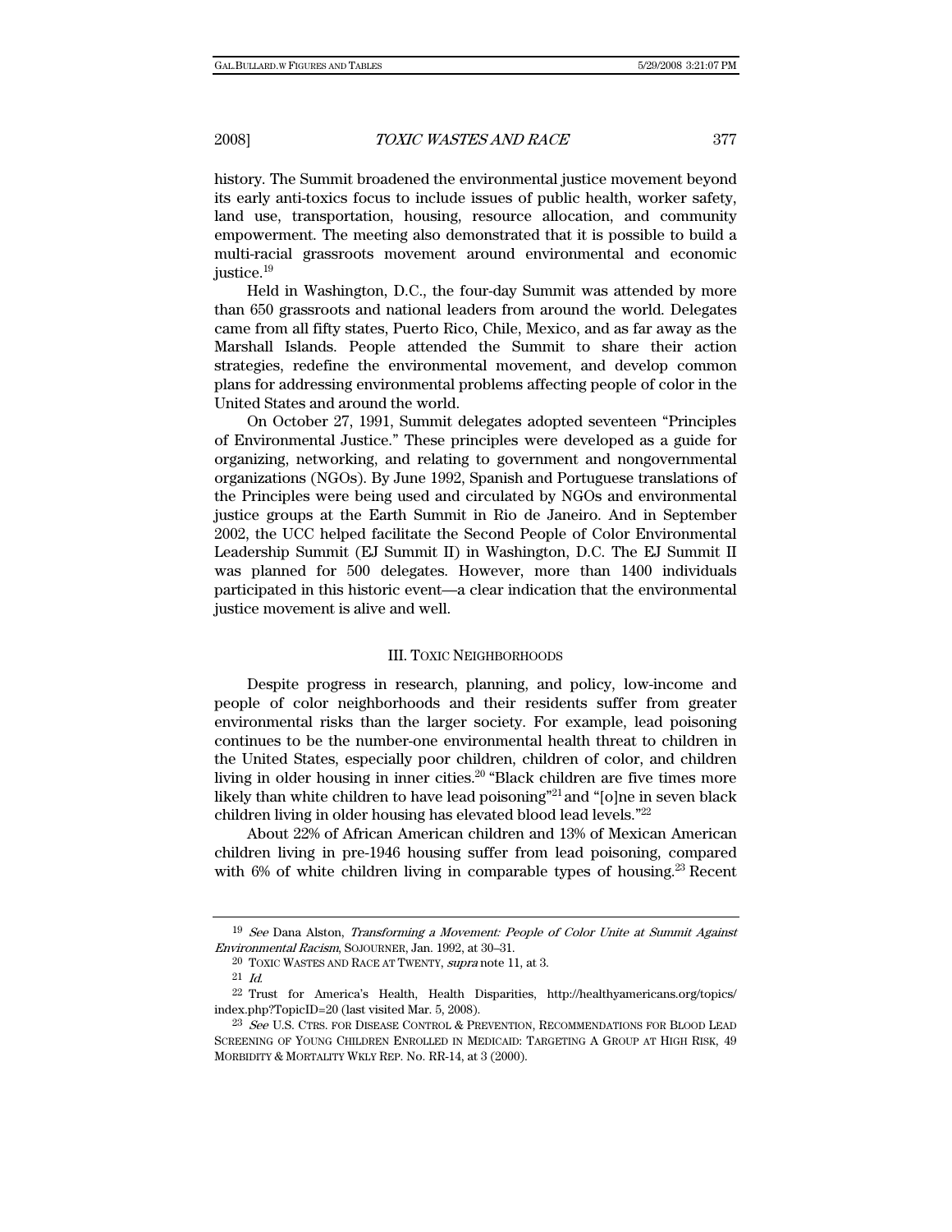history. The Summit broadened the environmental justice movement beyond its early anti-toxics focus to include issues of public health, worker safety, land use, transportation, housing, resource allocation, and community empowerment. The meeting also demonstrated that it is possible to build a multi-racial grassroots movement around environmental and economic justice.[19]

Held in Washington, D.C., the four-day Summit was attended by more than 650 grassroots and national leaders from around the world. Delegates came from all fifty states, Puerto Rico, Chile, Mexico, and as far away as the Marshall Islands. People attended the Summit to share their action strategies, redefine the environmental movement, and develop common plans for addressing environmental problems affecting people of color in the United States and around the world.

On October 27, 1991, Summit delegates adopted seventeen "Principles of Environmental Justice." These principles were developed as a guide for organizing, networking, and relating to government and nongovernmental organizations (NGOs). By June 1992, Spanish and Portuguese translations of the Principles were being used and circulated by NGOs and environmental justice groups at the Earth Summit in Rio de Janeiro. And in September 2002, the UCC helped facilitate the Second People of Color Environmental Leadership Summit (EJ Summit II) in Washington, D.C. The EJ Summit II was planned for 500 delegates. However, more than 1400 individuals participated in this historic event—a clear indication that the environmental justice movement is alive and well.

## III. Toxic Neighborhoods

Despite progress in research, planning, and policy, low-income and people of color neighborhoods and their residents suffer from greater environmental risks than the larger society. For example, lead poisoning continues to be the number-one environmental health threat to children in the United States, especially poor children, children of color, and children living in older housing in inner cities.[20] "Black children are five times more likely than white children to have lead poisoning"[21] and "[o]ne in seven black children living in older housing has elevated blood lead levels."[22]

About 22% of African American children and 13% of Mexican American children living in pre-1946 housing suffer from lead poisoning, compared with 6% of white children living in comparable types of housing.[23] Recent

---

[19] *See* Dana Alston, *Transforming a Movement: People of Color Unite at Summit Against Environmental Racism*, SOJOURNER, Jan. 1992, at 30–31.

[20] TOXIC WASTES AND RACE AT TWENTY, *supra* note 11, at 3.

[21] *Id.*

[22] Trust for America's Health, Health Disparities, http://healthyamericans.org/topics/index.php?TopicID=20 (last visited Mar. 5, 2008).

[23] *See* U.S. CTRS. FOR DISEASE CONTROL & PREVENTION, RECOMMENDATIONS FOR BLOOD LEAD SCREENING OF YOUNG CHILDREN ENROLLED IN MEDICAID: TARGETING A GROUP AT HIGH RISK, 49 MORBIDITY & MORTALITY WKLY REP. No. RR-14, at 3 (2000).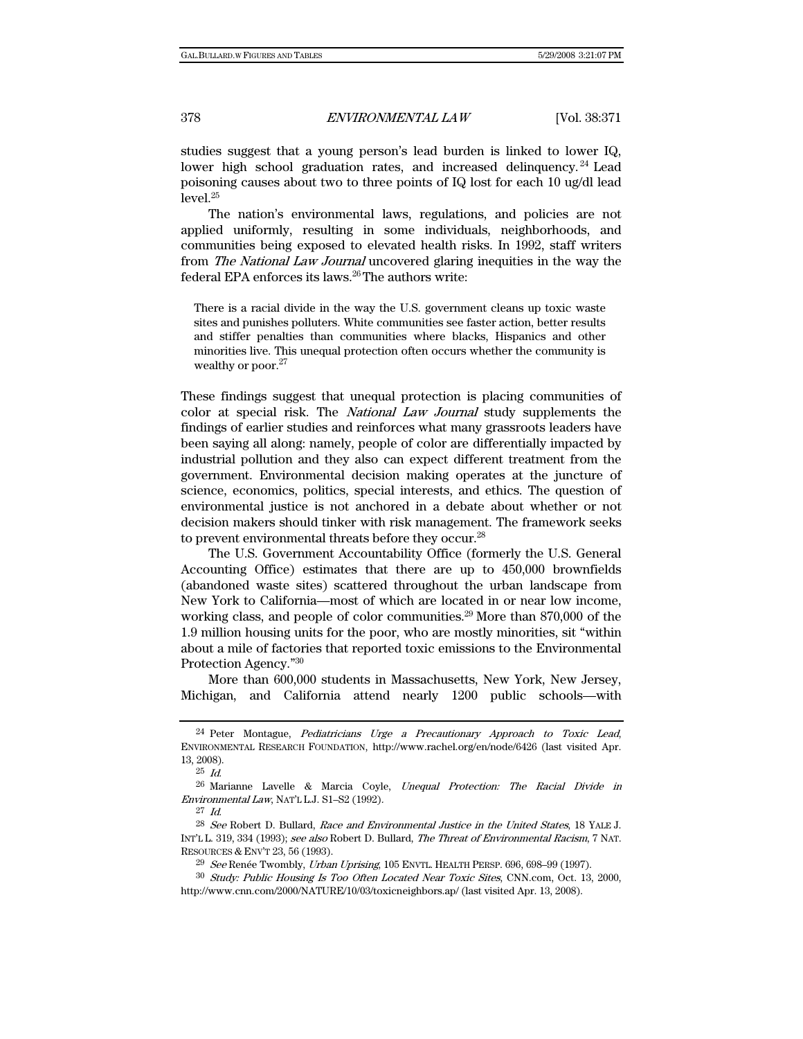studies suggest that a young person's lead burden is linked to lower IQ, lower high school graduation rates, and increased delinquency.[24] Lead poisoning causes about two to three points of IQ lost for each 10 ug/dl lead level.[25]

The nation's environmental laws, regulations, and policies are not applied uniformly, resulting in some individuals, neighborhoods, and communities being exposed to elevated health risks. In 1992, staff writers from *The National Law Journal* uncovered glaring inequities in the way the federal EPA enforces its laws.[26] The authors write:

> There is a racial divide in the way the U.S. government cleans up toxic waste sites and punishes polluters. White communities see faster action, better results and stiffer penalties than communities where blacks, Hispanics and other minorities live. This unequal protection often occurs whether the community is wealthy or poor.[27]

These findings suggest that unequal protection is placing communities of color at special risk. The *National Law Journal* study supplements the findings of earlier studies and reinforces what many grassroots leaders have been saying all along: namely, people of color are differentially impacted by industrial pollution and they also can expect different treatment from the government. Environmental decision making operates at the juncture of science, economics, politics, special interests, and ethics. The question of environmental justice is not anchored in a debate about whether or not decision makers should tinker with risk management. The framework seeks to prevent environmental threats before they occur.[28]

The U.S. Government Accountability Office (formerly the U.S. General Accounting Office) estimates that there are up to 450,000 brownfields (abandoned waste sites) scattered throughout the urban landscape from New York to California—most of which are located in or near low income, working class, and people of color communities.[29] More than 870,000 of the 1.9 million housing units for the poor, who are mostly minorities, sit "within about a mile of factories that reported toxic emissions to the Environmental Protection Agency."[30]

More than 600,000 students in Massachusetts, New York, New Jersey, Michigan, and California attend nearly 1200 public schools—with

---

[24] Peter Montague, *Pediatricians Urge a Precautionary Approach to Toxic Lead*, ENVIRONMENTAL RESEARCH FOUNDATION, http://www.rachel.org/en/node/6426 (last visited Apr. 13, 2008).

[25] *Id.*

[26] Marianne Lavelle & Marcia Coyle, *Unequal Protection: The Racial Divide in Environmental Law*, NAT'L L.J. S1–S2 (1992).

[27] *Id.*

[28] *See* Robert D. Bullard, *Race and Environmental Justice in the United States*, 18 YALE J. INT'L L. 319, 334 (1993); *see also* Robert D. Bullard, *The Threat of Environmental Racism*, 7 NAT. RESOURCES & ENV'T 23, 56 (1993).

[29] *See* Renée Twombly, *Urban Uprising*, 105 ENVTL. HEALTH PERSP. 696, 698–99 (1997).

[30] *Study: Public Housing Is Too Often Located Near Toxic Sites*, CNN.com, Oct. 13, 2000, http://www.cnn.com/2000/NATURE/10/03/toxicneighbors.ap/ (last visited Apr. 13, 2008).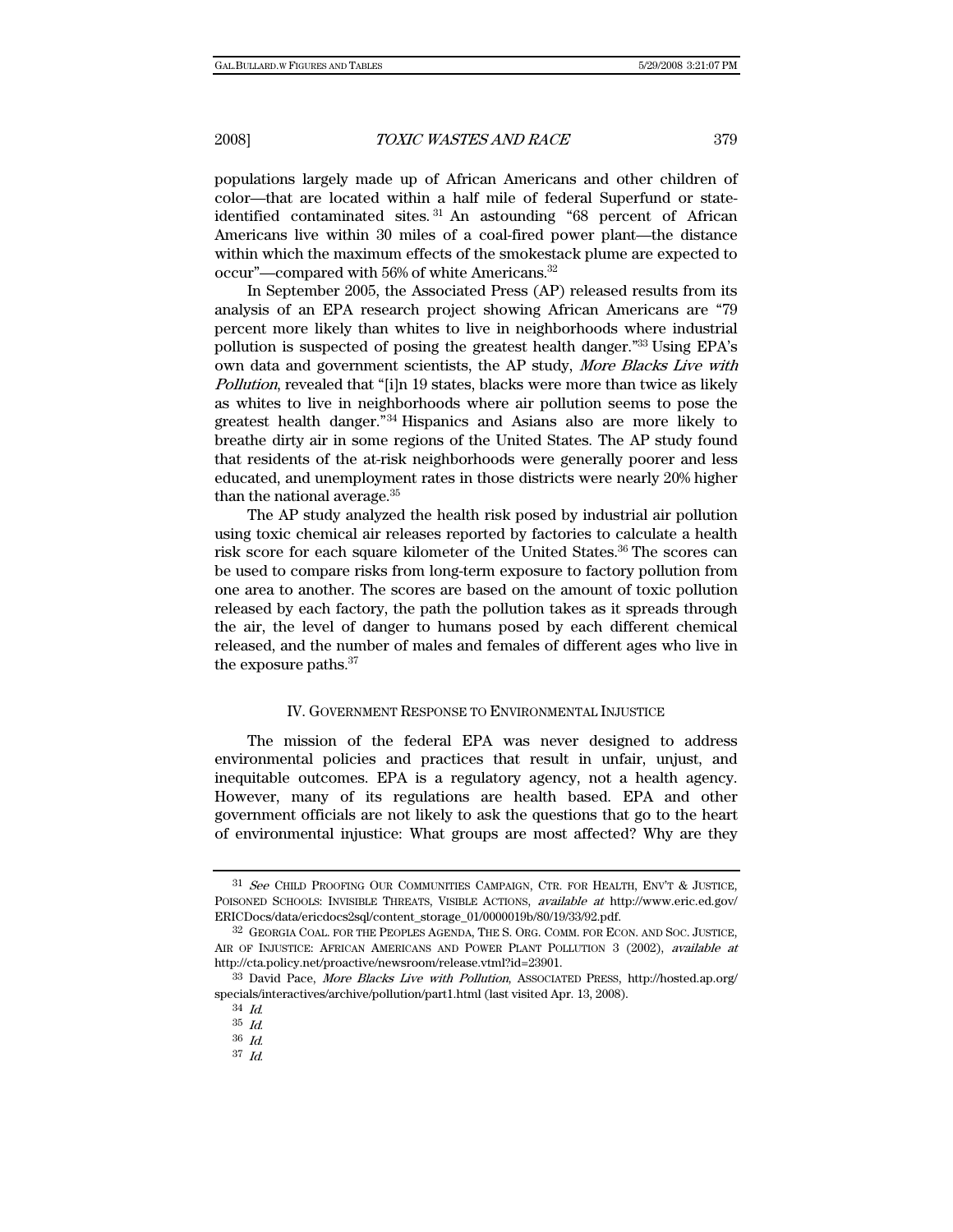populations largely made up of African Americans and other children of color—that are located within a half mile of federal Superfund or state-identified contaminated sites.[31] An astounding "68 percent of African Americans live within 30 miles of a coal-fired power plant—the distance within which the maximum effects of the smokestack plume are expected to occur"—compared with 56% of white Americans.[32]

In September 2005, the Associated Press (AP) released results from its analysis of an EPA research project showing African Americans are "79 percent more likely than whites to live in neighborhoods where industrial pollution is suspected of posing the greatest health danger."[33] Using EPA's own data and government scientists, the AP study, *More Blacks Live with Pollution*, revealed that "[i]n 19 states, blacks were more than twice as likely as whites to live in neighborhoods where air pollution seems to pose the greatest health danger."[34] Hispanics and Asians also are more likely to breathe dirty air in some regions of the United States. The AP study found that residents of the at-risk neighborhoods were generally poorer and less educated, and unemployment rates in those districts were nearly 20% higher than the national average.[35]

The AP study analyzed the health risk posed by industrial air pollution using toxic chemical air releases reported by factories to calculate a health risk score for each square kilometer of the United States.[36] The scores can be used to compare risks from long-term exposure to factory pollution from one area to another. The scores are based on the amount of toxic pollution released by each factory, the path the pollution takes as it spreads through the air, the level of danger to humans posed by each different chemical released, and the number of males and females of different ages who live in the exposure paths.[37]

## IV. GOVERNMENT RESPONSE TO ENVIRONMENTAL INJUSTICE

The mission of the federal EPA was never designed to address environmental policies and practices that result in unfair, unjust, and inequitable outcomes. EPA is a regulatory agency, not a health agency. However, many of its regulations are health based. EPA and other government officials are not likely to ask the questions that go to the heart of environmental injustice: What groups are most affected? Why are they

---

[31] *See* CHILD PROOFING OUR COMMUNITIES CAMPAIGN, CTR. FOR HEALTH, ENV'T & JUSTICE, POISONED SCHOOLS: INVISIBLE THREATS, VISIBLE ACTIONS, *available at* http://www.eric.ed.gov/ERICDocs/data/ericdocs2sql/content_storage_01/0000019b/80/19/33/92.pdf.

[32] GEORGIA COAL. FOR THE PEOPLES AGENDA, THE S. ORG. COMM. FOR ECON. AND SOC. JUSTICE, AIR OF INJUSTICE: AFRICAN AMERICANS AND POWER PLANT POLLUTION 3 (2002), *available at* http://cta.policy.net/proactive/newsroom/release.vtml?id=23901.

[33] David Pace, *More Blacks Live with Pollution*, ASSOCIATED PRESS, http://hosted.ap.org/specials/interactives/archive/pollution/part1.html (last visited Apr. 13, 2008).

[34] *Id.*

[35] *Id.*

[36] *Id.*

[37] *Id.*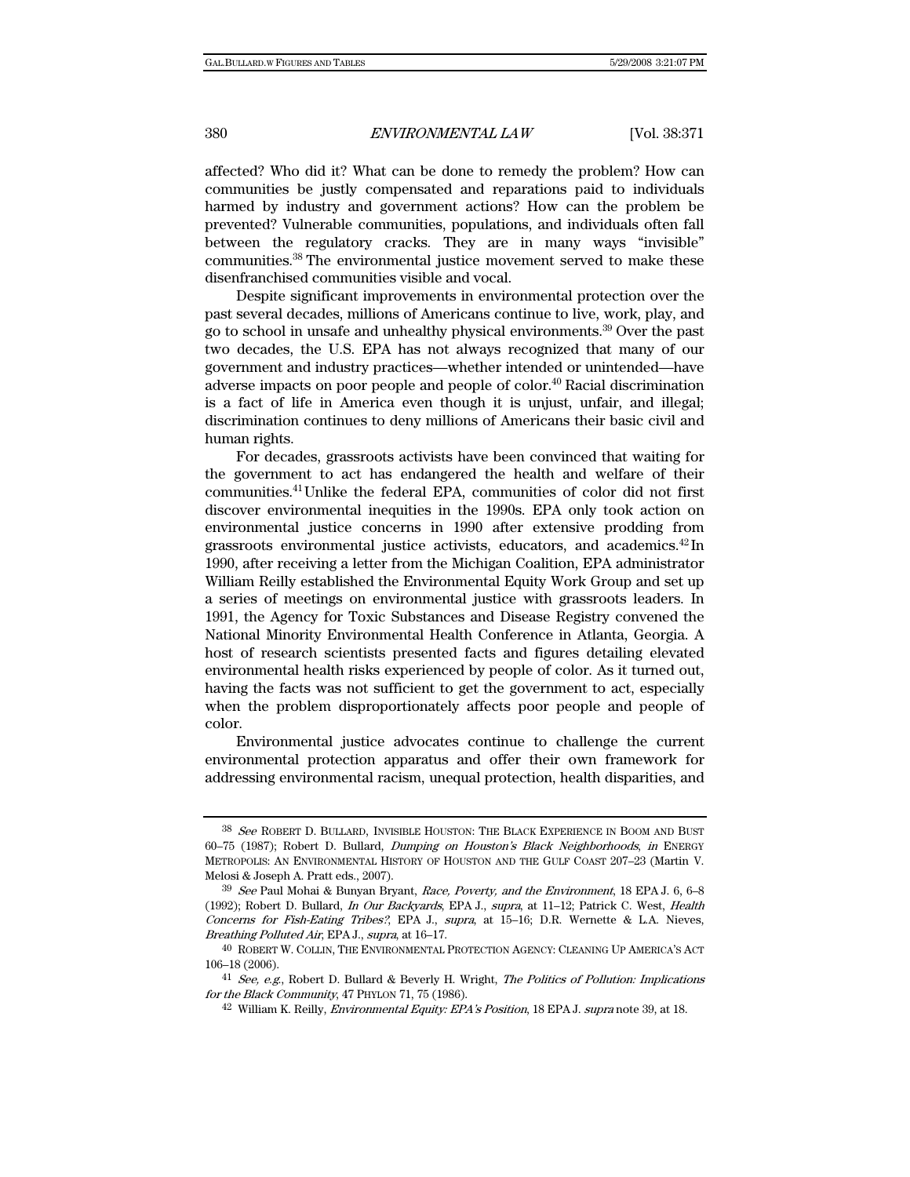affected? Who did it? What can be done to remedy the problem? How can communities be justly compensated and reparations paid to individuals harmed by industry and government actions? How can the problem be prevented? Vulnerable communities, populations, and individuals often fall between the regulatory cracks. They are in many ways "invisible" communities.[38] The environmental justice movement served to make these disenfranchised communities visible and vocal.

Despite significant improvements in environmental protection over the past several decades, millions of Americans continue to live, work, play, and go to school in unsafe and unhealthy physical environments.[39] Over the past two decades, the U.S. EPA has not always recognized that many of our government and industry practices—whether intended or unintended—have adverse impacts on poor people and people of color.[40] Racial discrimination is a fact of life in America even though it is unjust, unfair, and illegal; discrimination continues to deny millions of Americans their basic civil and human rights.

For decades, grassroots activists have been convinced that waiting for the government to act has endangered the health and welfare of their communities.[41] Unlike the federal EPA, communities of color did not first discover environmental inequities in the 1990s. EPA only took action on environmental justice concerns in 1990 after extensive prodding from grassroots environmental justice activists, educators, and academics.[42] In 1990, after receiving a letter from the Michigan Coalition, EPA administrator William Reilly established the Environmental Equity Work Group and set up a series of meetings on environmental justice with grassroots leaders. In 1991, the Agency for Toxic Substances and Disease Registry convened the National Minority Environmental Health Conference in Atlanta, Georgia. A host of research scientists presented facts and figures detailing elevated environmental health risks experienced by people of color. As it turned out, having the facts was not sufficient to get the government to act, especially when the problem disproportionately affects poor people and people of color.

Environmental justice advocates continue to challenge the current environmental protection apparatus and offer their own framework for addressing environmental racism, unequal protection, health disparities, and

---

[38] *See* ROBERT D. BULLARD, INVISIBLE HOUSTON: THE BLACK EXPERIENCE IN BOOM AND BUST 60–75 (1987); Robert D. Bullard, *Dumping on Houston's Black Neighborhoods*, *in* ENERGY METROPOLIS: AN ENVIRONMENTAL HISTORY OF HOUSTON AND THE GULF COAST 207–23 (Martin V. Melosi & Joseph A. Pratt eds., 2007).

[39] *See* Paul Mohai & Bunyan Bryant, *Race, Poverty, and the Environment*, 18 EPA J. 6, 6–8 (1992); Robert D. Bullard, *In Our Backyards*, EPA J., *supra*, at 11–12; Patrick C. West, *Health Concerns for Fish-Eating Tribes?*, EPA J., *supra*, at 15–16; D.R. Wernette & L.A. Nieves, *Breathing Polluted Air*, EPA J., *supra*, at 16–17.

[40] ROBERT W. COLLIN, THE ENVIRONMENTAL PROTECTION AGENCY: CLEANING UP AMERICA'S ACT 106–18 (2006).

[41] *See, e.g.*, Robert D. Bullard & Beverly H. Wright, *The Politics of Pollution: Implications for the Black Community*, 47 PHYLON 71, 75 (1986).

[42] William K. Reilly, *Environmental Equity: EPA's Position*, 18 EPA J. *supra* note 39, at 18.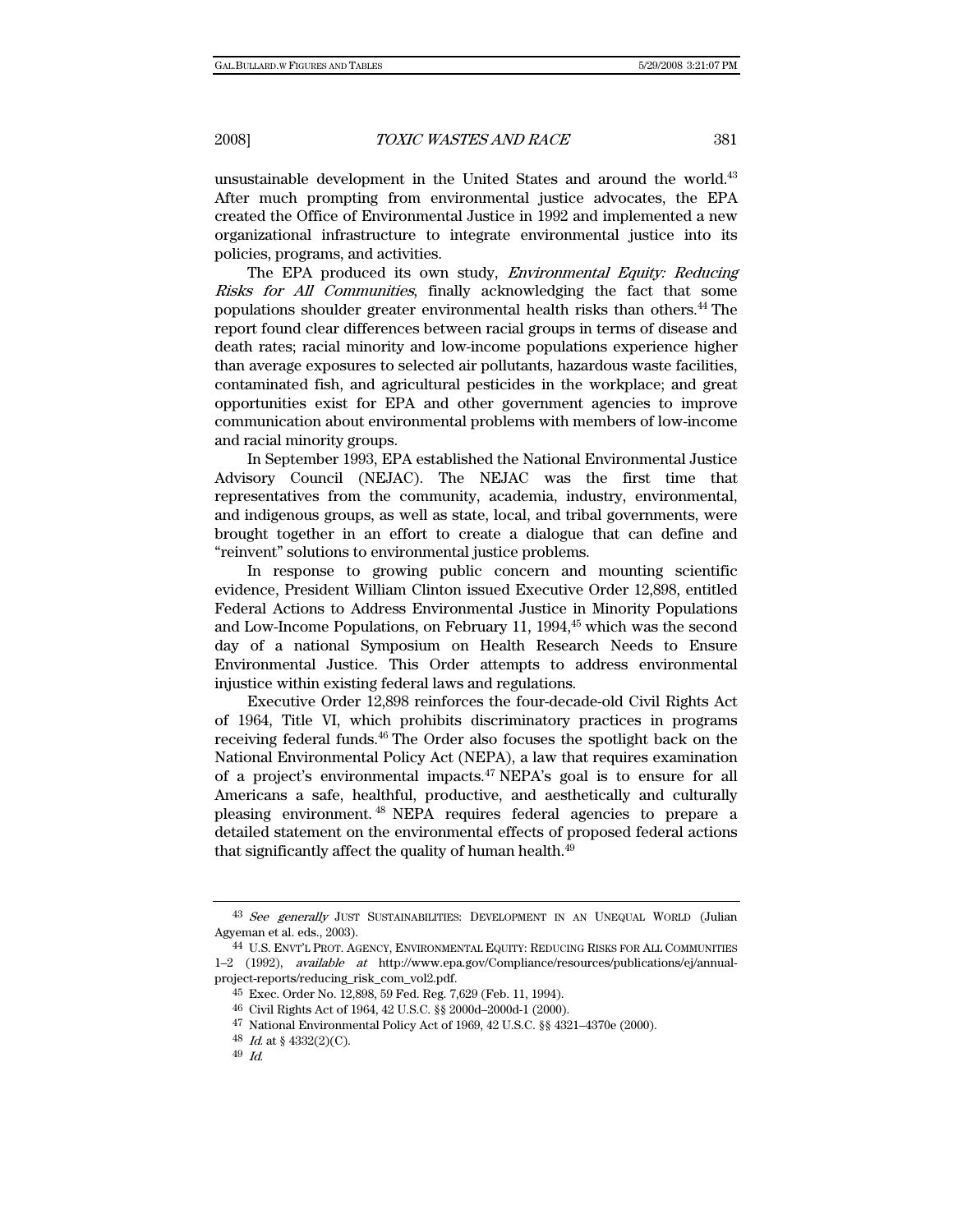unsustainable development in the United States and around the world.[43] After much prompting from environmental justice advocates, the EPA created the Office of Environmental Justice in 1992 and implemented a new organizational infrastructure to integrate environmental justice into its policies, programs, and activities.

The EPA produced its own study, *Environmental Equity: Reducing Risks for All Communities*, finally acknowledging the fact that some populations shoulder greater environmental health risks than others.[44] The report found clear differences between racial groups in terms of disease and death rates; racial minority and low-income populations experience higher than average exposures to selected air pollutants, hazardous waste facilities, contaminated fish, and agricultural pesticides in the workplace; and great opportunities exist for EPA and other government agencies to improve communication about environmental problems with members of low-income and racial minority groups.

In September 1993, EPA established the National Environmental Justice Advisory Council (NEJAC). The NEJAC was the first time that representatives from the community, academia, industry, environmental, and indigenous groups, as well as state, local, and tribal governments, were brought together in an effort to create a dialogue that can define and "reinvent" solutions to environmental justice problems.

In response to growing public concern and mounting scientific evidence, President William Clinton issued Executive Order 12,898, entitled Federal Actions to Address Environmental Justice in Minority Populations and Low-Income Populations, on February 11, 1994,[45] which was the second day of a national Symposium on Health Research Needs to Ensure Environmental Justice. This Order attempts to address environmental injustice within existing federal laws and regulations.

Executive Order 12,898 reinforces the four-decade-old Civil Rights Act of 1964, Title VI, which prohibits discriminatory practices in programs receiving federal funds.[46] The Order also focuses the spotlight back on the National Environmental Policy Act (NEPA), a law that requires examination of a project's environmental impacts.[47] NEPA's goal is to ensure for all Americans a safe, healthful, productive, and aesthetically and culturally pleasing environment.[48] NEPA requires federal agencies to prepare a detailed statement on the environmental effects of proposed federal actions that significantly affect the quality of human health.[49]

---

[43] *See generally* JUST SUSTAINABILITIES: DEVELOPMENT IN AN UNEQUAL WORLD (Julian Agyeman et al. eds., 2003).

[44] U.S. ENVT'L PROT. AGENCY, ENVIRONMENTAL EQUITY: REDUCING RISKS FOR ALL COMMUNITIES 1–2 (1992), *available at* http://www.epa.gov/Compliance/resources/publications/ej/annual-project-reports/reducing_risk_com_vol2.pdf.

[45] Exec. Order No. 12,898, 59 Fed. Reg. 7,629 (Feb. 11, 1994).

[46] Civil Rights Act of 1964, 42 U.S.C. §§ 2000d–2000d-1 (2000).

[47] National Environmental Policy Act of 1969, 42 U.S.C. §§ 4321–4370e (2000).

[48] *Id.* at § 4332(2)(C).

[49] *Id.*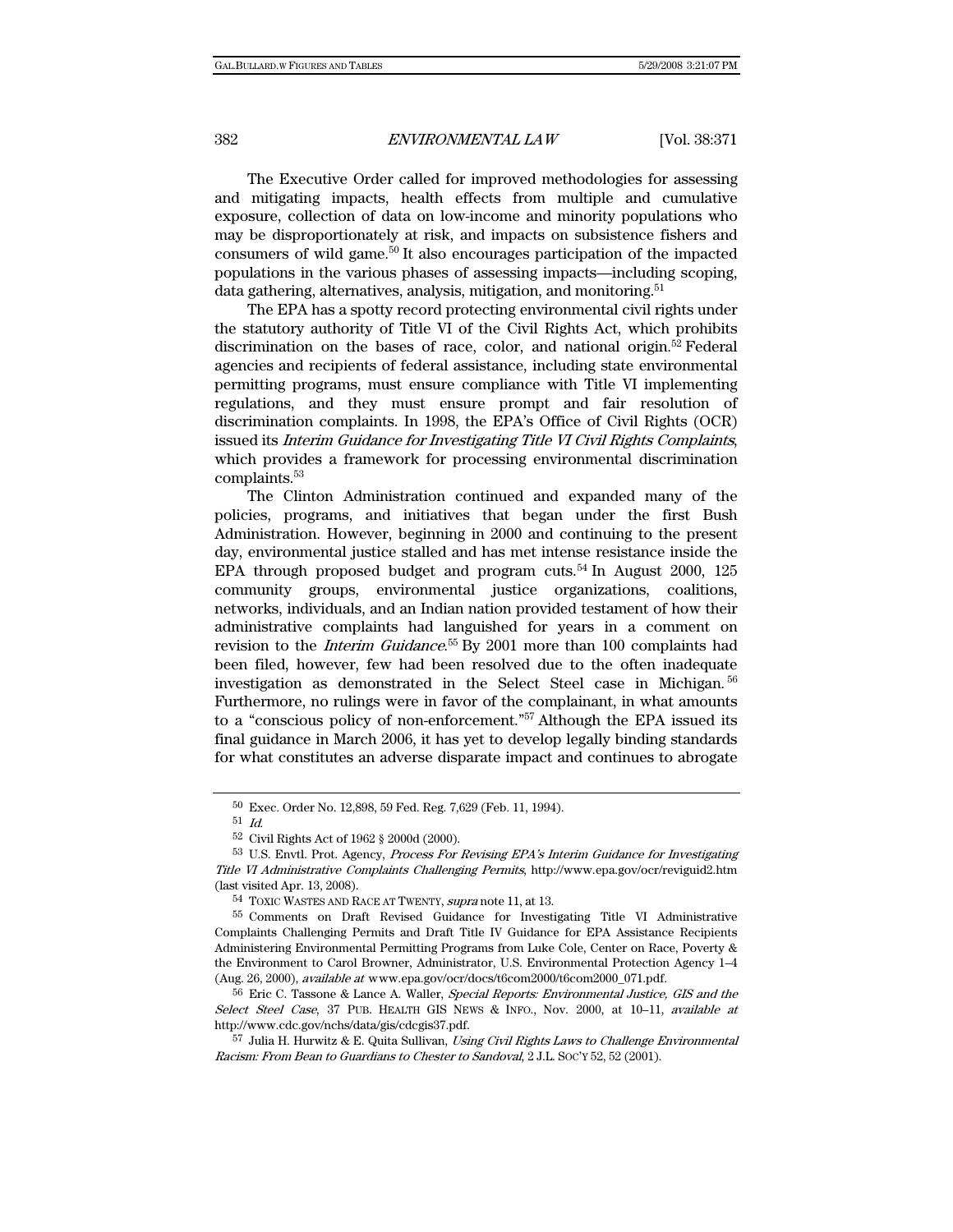The Executive Order called for improved methodologies for assessing and mitigating impacts, health effects from multiple and cumulative exposure, collection of data on low-income and minority populations who may be disproportionately at risk, and impacts on subsistence fishers and consumers of wild game.[50] It also encourages participation of the impacted populations in the various phases of assessing impacts—including scoping, data gathering, alternatives, analysis, mitigation, and monitoring.[51]

The EPA has a spotty record protecting environmental civil rights under the statutory authority of Title VI of the Civil Rights Act, which prohibits discrimination on the bases of race, color, and national origin.[52] Federal agencies and recipients of federal assistance, including state environmental permitting programs, must ensure compliance with Title VI implementing regulations, and they must ensure prompt and fair resolution of discrimination complaints. In 1998, the EPA's Office of Civil Rights (OCR) issued its *Interim Guidance for Investigating Title VI Civil Rights Complaints*, which provides a framework for processing environmental discrimination complaints.[53]

The Clinton Administration continued and expanded many of the policies, programs, and initiatives that began under the first Bush Administration. However, beginning in 2000 and continuing to the present day, environmental justice stalled and has met intense resistance inside the EPA through proposed budget and program cuts.[54] In August 2000, 125 community groups, environmental justice organizations, coalitions, networks, individuals, and an Indian nation provided testament of how their administrative complaints had languished for years in a comment on revision to the *Interim Guidance*.[55] By 2001 more than 100 complaints had been filed, however, few had been resolved due to the often inadequate investigation as demonstrated in the Select Steel case in Michigan.[56] Furthermore, no rulings were in favor of the complainant, in what amounts to a "conscious policy of non-enforcement."[57] Although the EPA issued its final guidance in March 2006, it has yet to develop legally binding standards for what constitutes an adverse disparate impact and continues to abrogate

---

50 Exec. Order No. 12,898, 59 Fed. Reg. 7,629 (Feb. 11, 1994).

51 *Id.*

52 Civil Rights Act of 1962 § 2000d (2000).

53 U.S. Envtl. Prot. Agency, *Process For Revising EPA's Interim Guidance for Investigating Title VI Administrative Complaints Challenging Permits*, http://www.epa.gov/ocr/reviguid2.htm (last visited Apr. 13, 2008).

54 TOXIC WASTES AND RACE AT TWENTY, *supra* note 11, at 13.

55 Comments on Draft Revised Guidance for Investigating Title VI Administrative Complaints Challenging Permits and Draft Title IV Guidance for EPA Assistance Recipients Administering Environmental Permitting Programs from Luke Cole, Center on Race, Poverty & the Environment to Carol Browner, Administrator, U.S. Environmental Protection Agency 1–4 (Aug. 26, 2000), *available at* www.epa.gov/ocr/docs/t6com2000/t6com2000_071.pdf.

56 Eric C. Tassone & Lance A. Waller, *Special Reports: Environmental Justice, GIS and the Select Steel Case*, 37 PUB. HEALTH GIS NEWS & INFO., Nov. 2000, at 10–11, *available at* http://www.cdc.gov/nchs/data/gis/cdcgis37.pdf.

57 Julia H. Hurwitz & E. Quita Sullivan, *Using Civil Rights Laws to Challenge Environmental Racism: From Bean to Guardians to Chester to Sandoval*, 2 J.L. SOC'Y 52, 52 (2001).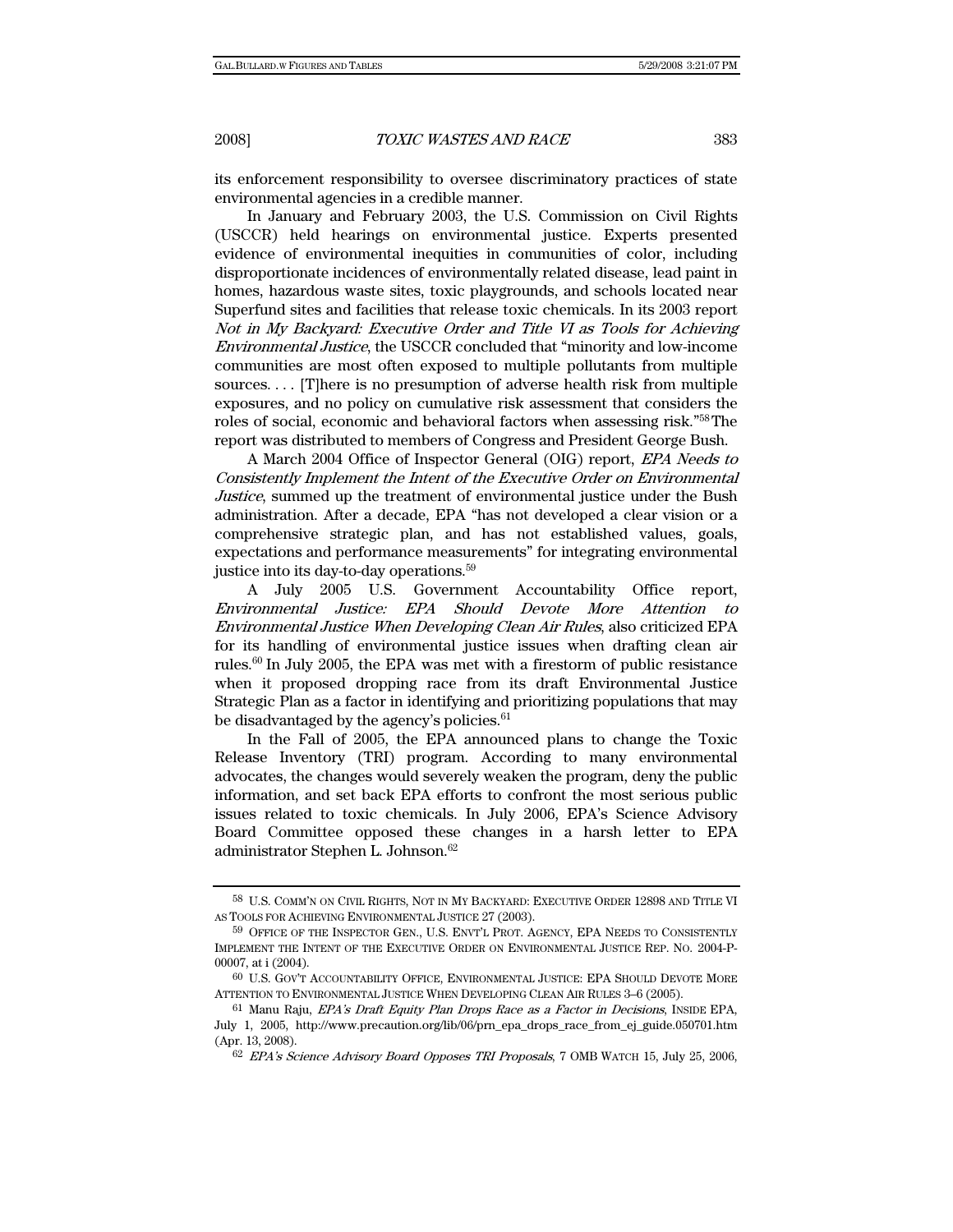its enforcement responsibility to oversee discriminatory practices of state environmental agencies in a credible manner.

In January and February 2003, the U.S. Commission on Civil Rights (USCCR) held hearings on environmental justice. Experts presented evidence of environmental inequities in communities of color, including disproportionate incidences of environmentally related disease, lead paint in homes, hazardous waste sites, toxic playgrounds, and schools located near Superfund sites and facilities that release toxic chemicals. In its 2003 report *Not in My Backyard: Executive Order and Title VI as Tools for Achieving Environmental Justice*, the USCCR concluded that "minority and low-income communities are most often exposed to multiple pollutants from multiple sources. . . . [T]here is no presumption of adverse health risk from multiple exposures, and no policy on cumulative risk assessment that considers the roles of social, economic and behavioral factors when assessing risk."[58] The report was distributed to members of Congress and President George Bush.

A March 2004 Office of Inspector General (OIG) report, *EPA Needs to Consistently Implement the Intent of the Executive Order on Environmental Justice*, summed up the treatment of environmental justice under the Bush administration. After a decade, EPA "has not developed a clear vision or a comprehensive strategic plan, and has not established values, goals, expectations and performance measurements" for integrating environmental justice into its day-to-day operations.[59]

A July 2005 U.S. Government Accountability Office report, *Environmental Justice: EPA Should Devote More Attention to Environmental Justice When Developing Clean Air Rules*, also criticized EPA for its handling of environmental justice issues when drafting clean air rules.[60] In July 2005, the EPA was met with a firestorm of public resistance when it proposed dropping race from its draft Environmental Justice Strategic Plan as a factor in identifying and prioritizing populations that may be disadvantaged by the agency's policies.[61]

In the Fall of 2005, the EPA announced plans to change the Toxic Release Inventory (TRI) program. According to many environmental advocates, the changes would severely weaken the program, deny the public information, and set back EPA efforts to confront the most serious public issues related to toxic chemicals. In July 2006, EPA's Science Advisory Board Committee opposed these changes in a harsh letter to EPA administrator Stephen L. Johnson.[62]

---

[58] U.S. COMM'N ON CIVIL RIGHTS, NOT IN MY BACKYARD: EXECUTIVE ORDER 12898 AND TITLE VI AS TOOLS FOR ACHIEVING ENVIRONMENTAL JUSTICE 27 (2003).

[59] OFFICE OF THE INSPECTOR GEN., U.S. ENVT'L PROT. AGENCY, EPA NEEDS TO CONSISTENTLY IMPLEMENT THE INTENT OF THE EXECUTIVE ORDER ON ENVIRONMENTAL JUSTICE REP. NO. 2004-P-00007, at i (2004).

[60] U.S. GOV'T ACCOUNTABILITY OFFICE, ENVIRONMENTAL JUSTICE: EPA SHOULD DEVOTE MORE ATTENTION TO ENVIRONMENTAL JUSTICE WHEN DEVELOPING CLEAN AIR RULES 3–6 (2005).

[61] Manu Raju, *EPA's Draft Equity Plan Drops Race as a Factor in Decisions*, INSIDE EPA, July 1, 2005, http://www.precaution.org/lib/06/prn_epa_drops_race_from_ej_guide.050701.htm (Apr. 13, 2008).

[62] *EPA's Science Advisory Board Opposes TRI Proposals*, 7 OMB WATCH 15, July 25, 2006,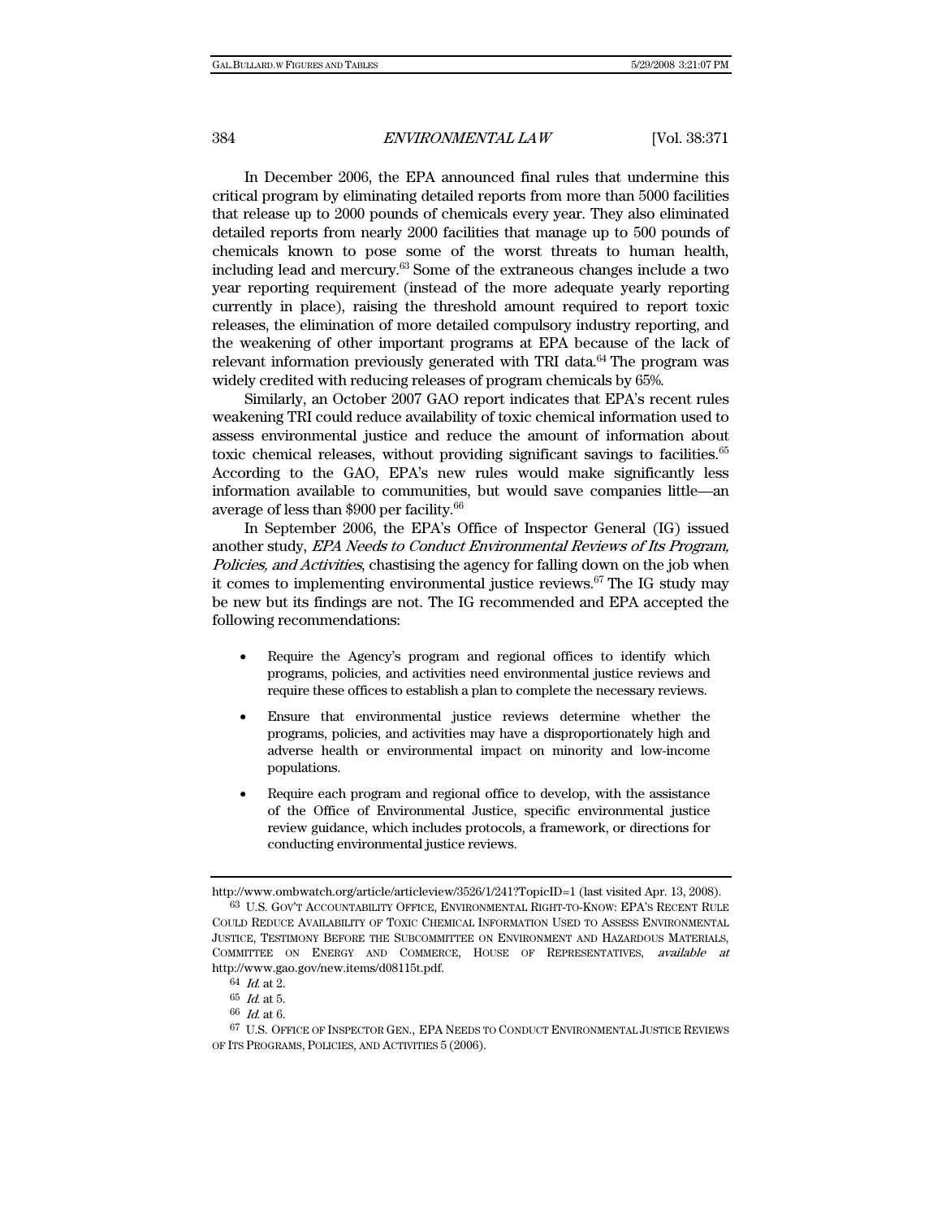In December 2006, the EPA announced final rules that undermine this critical program by eliminating detailed reports from more than 5000 facilities that release up to 2000 pounds of chemicals every year. They also eliminated detailed reports from nearly 2000 facilities that manage up to 500 pounds of chemicals known to pose some of the worst threats to human health, including lead and mercury.[63] Some of the extraneous changes include a two year reporting requirement (instead of the more adequate yearly reporting currently in place), raising the threshold amount required to report toxic releases, the elimination of more detailed compulsory industry reporting, and the weakening of other important programs at EPA because of the lack of relevant information previously generated with TRI data.[64] The program was widely credited with reducing releases of program chemicals by 65%.

Similarly, an October 2007 GAO report indicates that EPA's recent rules weakening TRI could reduce availability of toxic chemical information used to assess environmental justice and reduce the amount of information about toxic chemical releases, without providing significant savings to facilities.[65] According to the GAO, EPA's new rules would make significantly less information available to communities, but would save companies little—an average of less than $900 per facility.[66]

In September 2006, the EPA's Office of Inspector General (IG) issued another study, *EPA Needs to Conduct Environmental Reviews of Its Program, Policies, and Activities*, chastising the agency for falling down on the job when it comes to implementing environmental justice reviews.[67] The IG study may be new but its findings are not. The IG recommended and EPA accepted the following recommendations:

- Require the Agency's program and regional offices to identify which programs, policies, and activities need environmental justice reviews and require these offices to establish a plan to complete the necessary reviews.
- Ensure that environmental justice reviews determine whether the programs, policies, and activities may have a disproportionately high and adverse health or environmental impact on minority and low-income populations.
- Require each program and regional office to develop, with the assistance of the Office of Environmental Justice, specific environmental justice review guidance, which includes protocols, a framework, or directions for conducting environmental justice reviews.

---

http://www.ombwatch.org/article/articleview/3526/1/241?TopicID=1 (last visited Apr. 13, 2008).

[63] U.S. GOV'T ACCOUNTABILITY OFFICE, ENVIRONMENTAL RIGHT-TO-KNOW: EPA'S RECENT RULE COULD REDUCE AVAILABILITY OF TOXIC CHEMICAL INFORMATION USED TO ASSESS ENVIRONMENTAL JUSTICE, TESTIMONY BEFORE THE SUBCOMMITTEE ON ENVIRONMENT AND HAZARDOUS MATERIALS, COMMITTEE ON ENERGY AND COMMERCE, HOUSE OF REPRESENTATIVES, *available at* http://www.gao.gov/new.items/d08115t.pdf.

[64] *Id.* at 2.

[65] *Id.* at 5.

[66] *Id.* at 6.

[67] U.S. OFFICE OF INSPECTOR GEN., EPA NEEDS TO CONDUCT ENVIRONMENTAL JUSTICE REVIEWS OF ITS PROGRAMS, POLICIES, AND ACTIVITIES 5 (2006).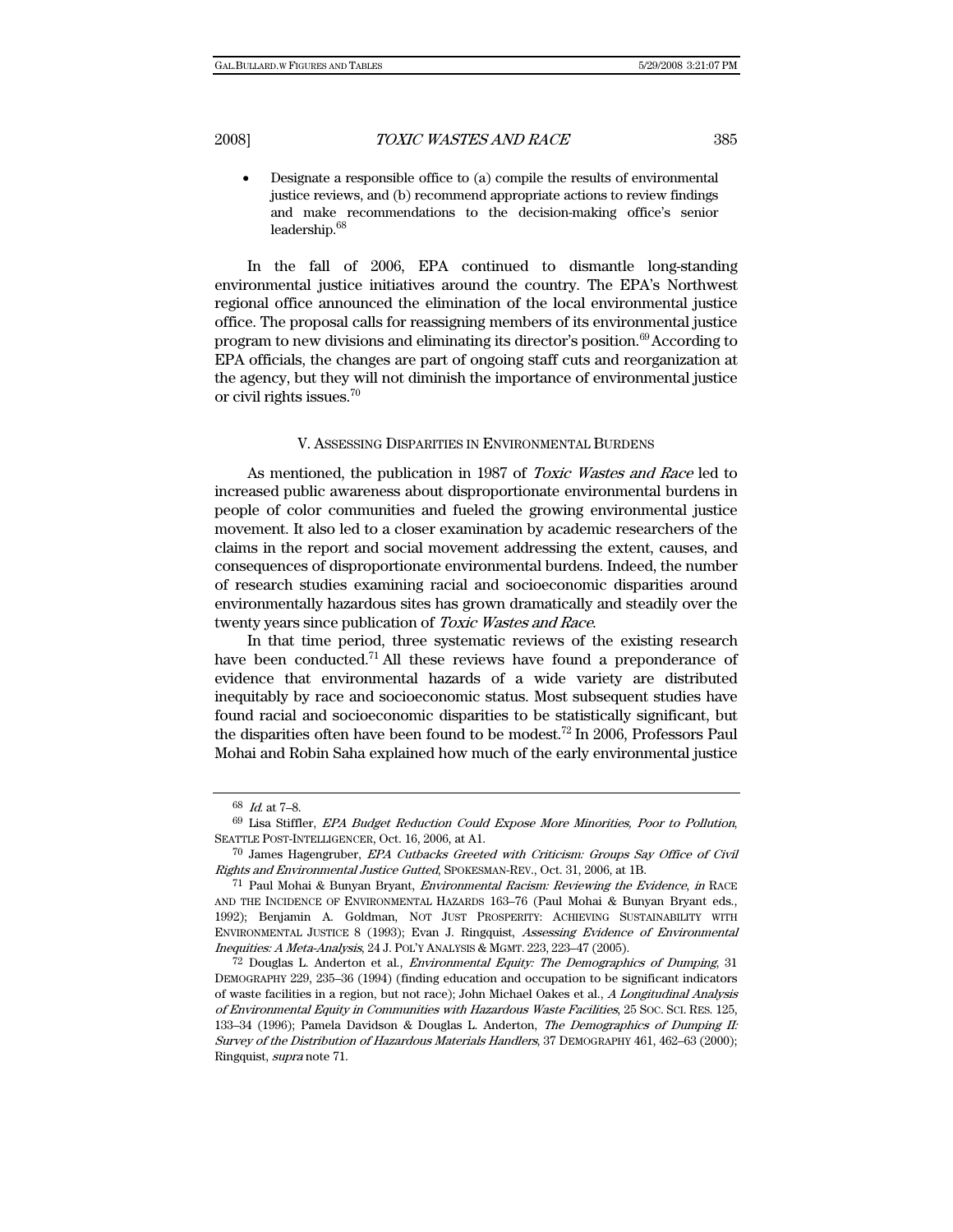- Designate a responsible office to (a) compile the results of environmental justice reviews, and (b) recommend appropriate actions to review findings and make recommendations to the decision-making office's senior leadership.[68]

In the fall of 2006, EPA continued to dismantle long-standing environmental justice initiatives around the country. The EPA's Northwest regional office announced the elimination of the local environmental justice office. The proposal calls for reassigning members of its environmental justice program to new divisions and eliminating its director's position.[69] According to EPA officials, the changes are part of ongoing staff cuts and reorganization at the agency, but they will not diminish the importance of environmental justice or civil rights issues.[70]

## V. Assessing Disparities in Environmental Burdens

As mentioned, the publication in 1987 of *Toxic Wastes and Race* led to increased public awareness about disproportionate environmental burdens in people of color communities and fueled the growing environmental justice movement. It also led to a closer examination by academic researchers of the claims in the report and social movement addressing the extent, causes, and consequences of disproportionate environmental burdens. Indeed, the number of research studies examining racial and socioeconomic disparities around environmentally hazardous sites has grown dramatically and steadily over the twenty years since publication of *Toxic Wastes and Race*.

In that time period, three systematic reviews of the existing research have been conducted.[71] All these reviews have found a preponderance of evidence that environmental hazards of a wide variety are distributed inequitably by race and socioeconomic status. Most subsequent studies have found racial and socioeconomic disparities to be statistically significant, but the disparities often have been found to be modest.[72] In 2006, Professors Paul Mohai and Robin Saha explained how much of the early environmental justice

---

[68] *Id.* at 7–8.

[69] Lisa Stiffler, *EPA Budget Reduction Could Expose More Minorities, Poor to Pollution*, Seattle Post-Intelligencer, Oct. 16, 2006, at A1.

[70] James Hagengruber, *EPA Cutbacks Greeted with Criticism: Groups Say Office of Civil Rights and Environmental Justice Gutted*, Spokesman-Rev., Oct. 31, 2006, at 1B.

[71] Paul Mohai & Bunyan Bryant, *Environmental Racism: Reviewing the Evidence*, *in* Race and the Incidence of Environmental Hazards 163–76 (Paul Mohai & Bunyan Bryant eds., 1992); Benjamin A. Goldman, Not Just Prosperity: Achieving Sustainability with Environmental Justice 8 (1993); Evan J. Ringquist, *Assessing Evidence of Environmental Inequities: A Meta-Analysis*, 24 J. Pol'y Analysis & Mgmt. 223, 223–47 (2005).

[72] Douglas L. Anderton et al., *Environmental Equity: The Demographics of Dumping*, 31 Demography 229, 235–36 (1994) (finding education and occupation to be significant indicators of waste facilities in a region, but not race); John Michael Oakes et al., *A Longitudinal Analysis of Environmental Equity in Communities with Hazardous Waste Facilities*, 25 Soc. Sci. Res. 125, 133–34 (1996); Pamela Davidson & Douglas L. Anderton, *The Demographics of Dumping II: Survey of the Distribution of Hazardous Materials Handlers*, 37 Demography 461, 462–63 (2000); Ringquist, *supra* note 71.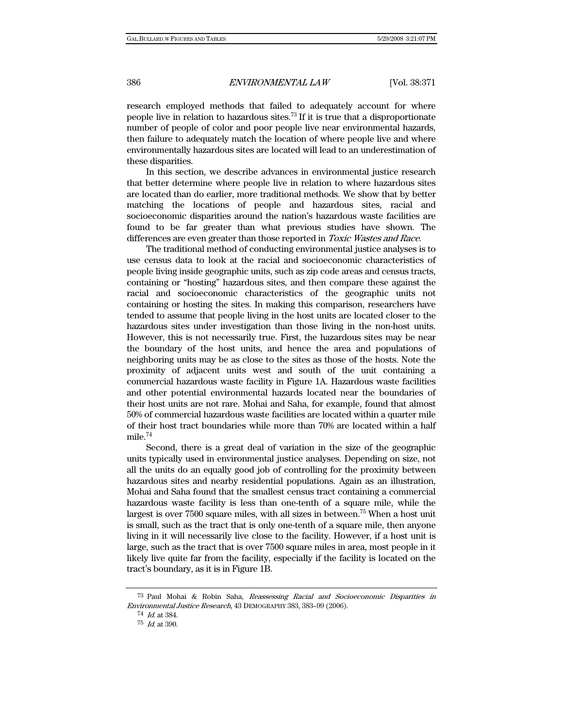research employed methods that failed to adequately account for where people live in relation to hazardous sites.[73] If it is true that a disproportionate number of people of color and poor people live near environmental hazards, then failure to adequately match the location of where people live and where environmentally hazardous sites are located will lead to an underestimation of these disparities.

In this section, we describe advances in environmental justice research that better determine where people live in relation to where hazardous sites are located than do earlier, more traditional methods. We show that by better matching the locations of people and hazardous sites, racial and socioeconomic disparities around the nation's hazardous waste facilities are found to be far greater than what previous studies have shown. The differences are even greater than those reported in *Toxic Wastes and Race*.

The traditional method of conducting environmental justice analyses is to use census data to look at the racial and socioeconomic characteristics of people living inside geographic units, such as zip code areas and census tracts, containing or "hosting" hazardous sites, and then compare these against the racial and socioeconomic characteristics of the geographic units not containing or hosting the sites. In making this comparison, researchers have tended to assume that people living in the host units are located closer to the hazardous sites under investigation than those living in the non-host units. However, this is not necessarily true. First, the hazardous sites may be near the boundary of the host units, and hence the area and populations of neighboring units may be as close to the sites as those of the hosts. Note the proximity of adjacent units west and south of the unit containing a commercial hazardous waste facility in Figure 1A. Hazardous waste facilities and other potential environmental hazards located near the boundaries of their host units are not rare. Mohai and Saha, for example, found that almost 50% of commercial hazardous waste facilities are located within a quarter mile of their host tract boundaries while more than 70% are located within a half mile.[74]

Second, there is a great deal of variation in the size of the geographic units typically used in environmental justice analyses. Depending on size, not all the units do an equally good job of controlling for the proximity between hazardous sites and nearby residential populations. Again as an illustration, Mohai and Saha found that the smallest census tract containing a commercial hazardous waste facility is less than one-tenth of a square mile, while the largest is over 7500 square miles, with all sizes in between.[75] When a host unit is small, such as the tract that is only one-tenth of a square mile, then anyone living in it will necessarily live close to the facility. However, if a host unit is large, such as the tract that is over 7500 square miles in area, most people in it likely live quite far from the facility, especially if the facility is located on the tract's boundary, as it is in Figure 1B.

---

[73] Paul Mohai & Robin Saha, *Reassessing Racial and Socioeconomic Disparities in Environmental Justice Research*, 43 DEMOGRAPHY 383, 383–99 (2006).

[74] *Id.* at 384.

[75] *Id.* at 390.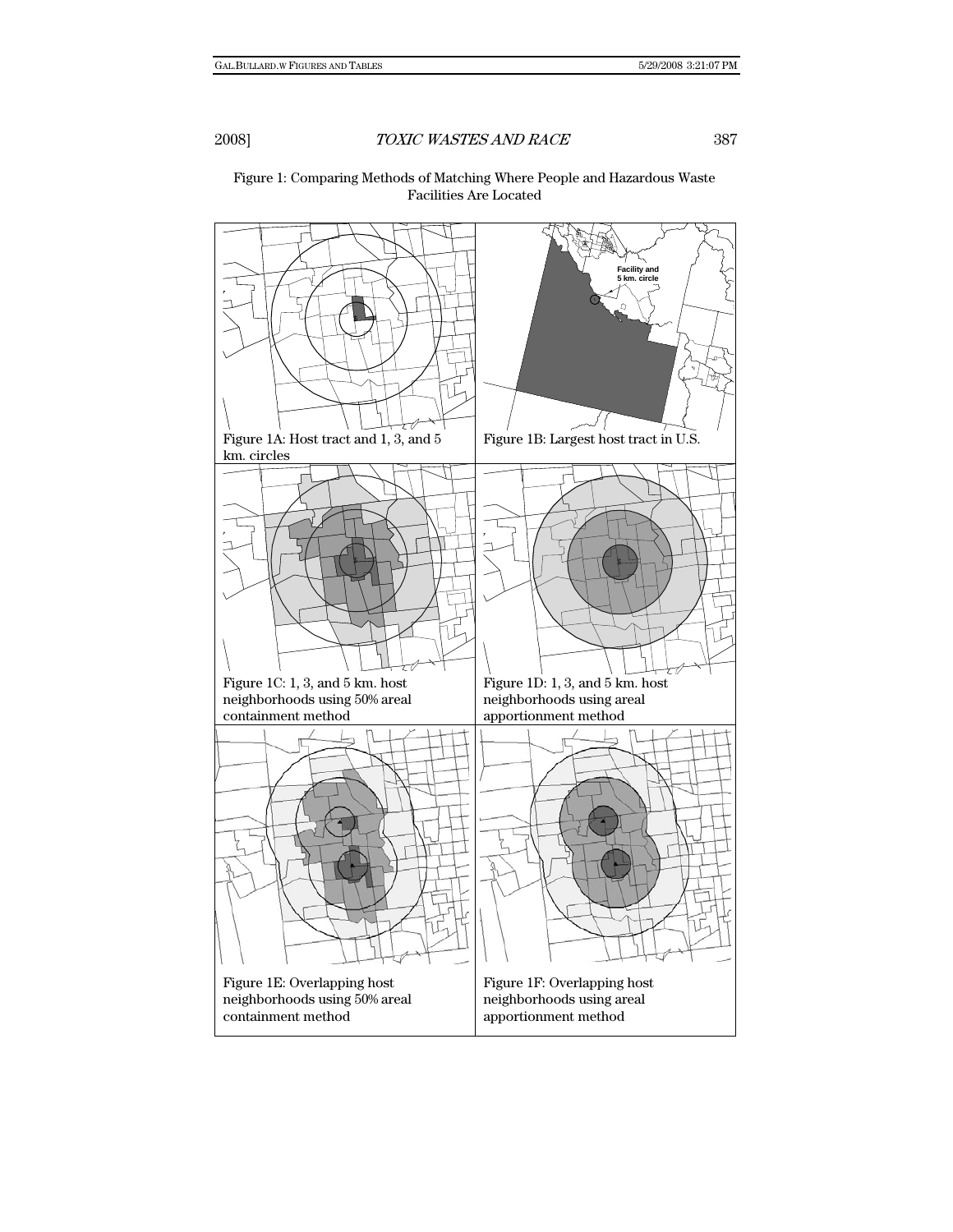Figure 1: Comparing Methods of Matching Where People and Hazardous Waste Facilities Are Located

Facility and 5 km. circle

Figure 1A: Host tract and 1, 3, and 5 km. circles

Figure 1B: Largest host tract in U.S.

Figure 1C: 1, 3, and 5 km. host neighborhoods using 50% areal containment method

Figure 1D: 1, 3, and 5 km. host neighborhoods using areal apportionment method

Figure 1E: Overlapping host neighborhoods using 50% areal containment method

Figure 1F: Overlapping host neighborhoods using areal apportionment method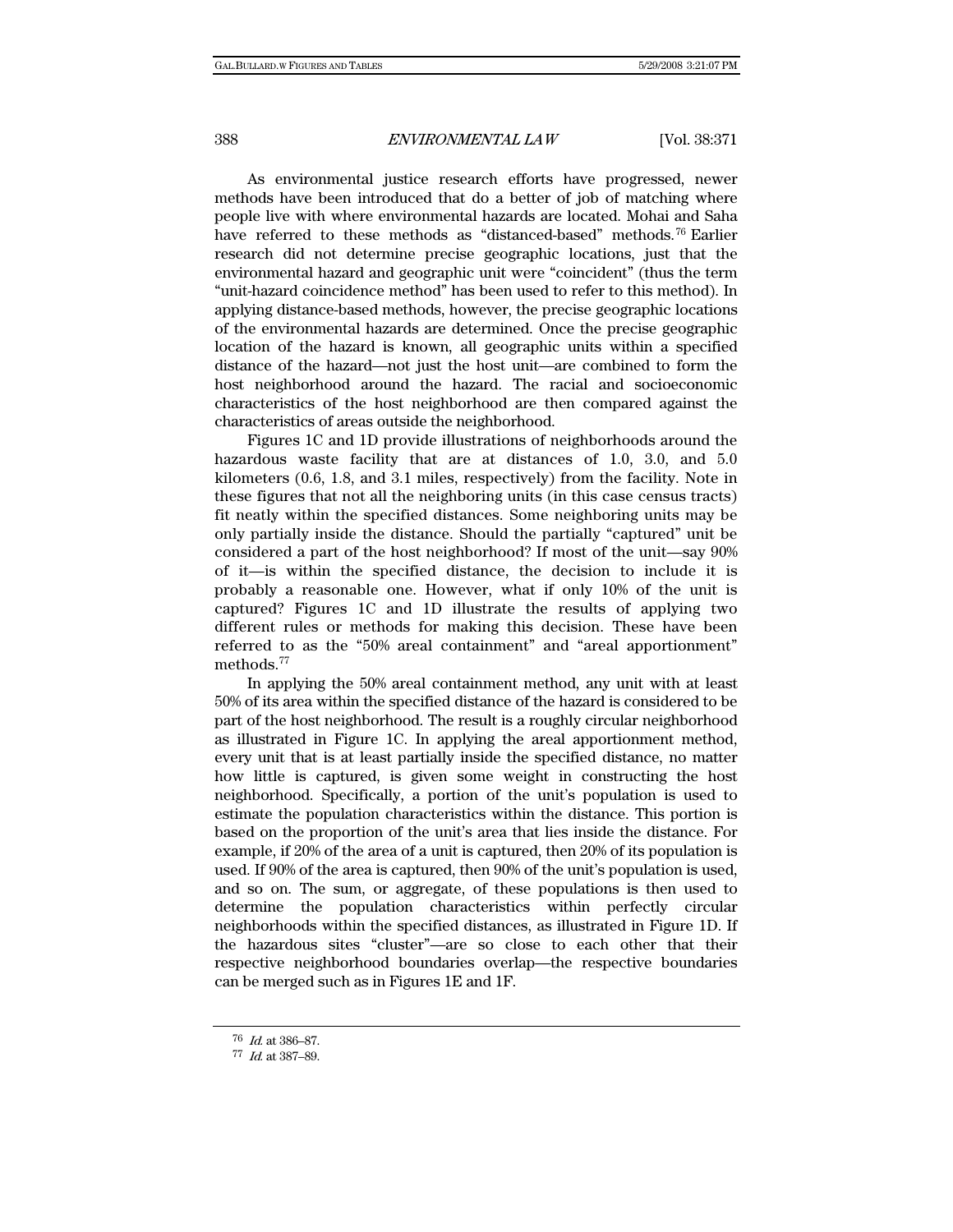As environmental justice research efforts have progressed, newer methods have been introduced that do a better of job of matching where people live with where environmental hazards are located. Mohai and Saha have referred to these methods as "distanced-based" methods.[76] Earlier research did not determine precise geographic locations, just that the environmental hazard and geographic unit were "coincident" (thus the term "unit-hazard coincidence method" has been used to refer to this method). In applying distance-based methods, however, the precise geographic locations of the environmental hazards are determined. Once the precise geographic location of the hazard is known, all geographic units within a specified distance of the hazard—not just the host unit—are combined to form the host neighborhood around the hazard. The racial and socioeconomic characteristics of the host neighborhood are then compared against the characteristics of areas outside the neighborhood.

Figures 1C and 1D provide illustrations of neighborhoods around the hazardous waste facility that are at distances of 1.0, 3.0, and 5.0 kilometers (0.6, 1.8, and 3.1 miles, respectively) from the facility. Note in these figures that not all the neighboring units (in this case census tracts) fit neatly within the specified distances. Some neighboring units may be only partially inside the distance. Should the partially "captured" unit be considered a part of the host neighborhood? If most of the unit—say 90% of it—is within the specified distance, the decision to include it is probably a reasonable one. However, what if only 10% of the unit is captured? Figures 1C and 1D illustrate the results of applying two different rules or methods for making this decision. These have been referred to as the "50% areal containment" and "areal apportionment" methods.[77]

In applying the 50% areal containment method, any unit with at least 50% of its area within the specified distance of the hazard is considered to be part of the host neighborhood. The result is a roughly circular neighborhood as illustrated in Figure 1C. In applying the areal apportionment method, every unit that is at least partially inside the specified distance, no matter how little is captured, is given some weight in constructing the host neighborhood. Specifically, a portion of the unit's population is used to estimate the population characteristics within the distance. This portion is based on the proportion of the unit's area that lies inside the distance. For example, if 20% of the area of a unit is captured, then 20% of its population is used. If 90% of the area is captured, then 90% of the unit's population is used, and so on. The sum, or aggregate, of these populations is then used to determine the population characteristics within perfectly circular neighborhoods within the specified distances, as illustrated in Figure 1D. If the hazardous sites "cluster"—are so close to each other that their respective neighborhood boundaries overlap—the respective boundaries can be merged such as in Figures 1E and 1F.

---

[76] *Id.* at 386–87.

[77] *Id.* at 387–89.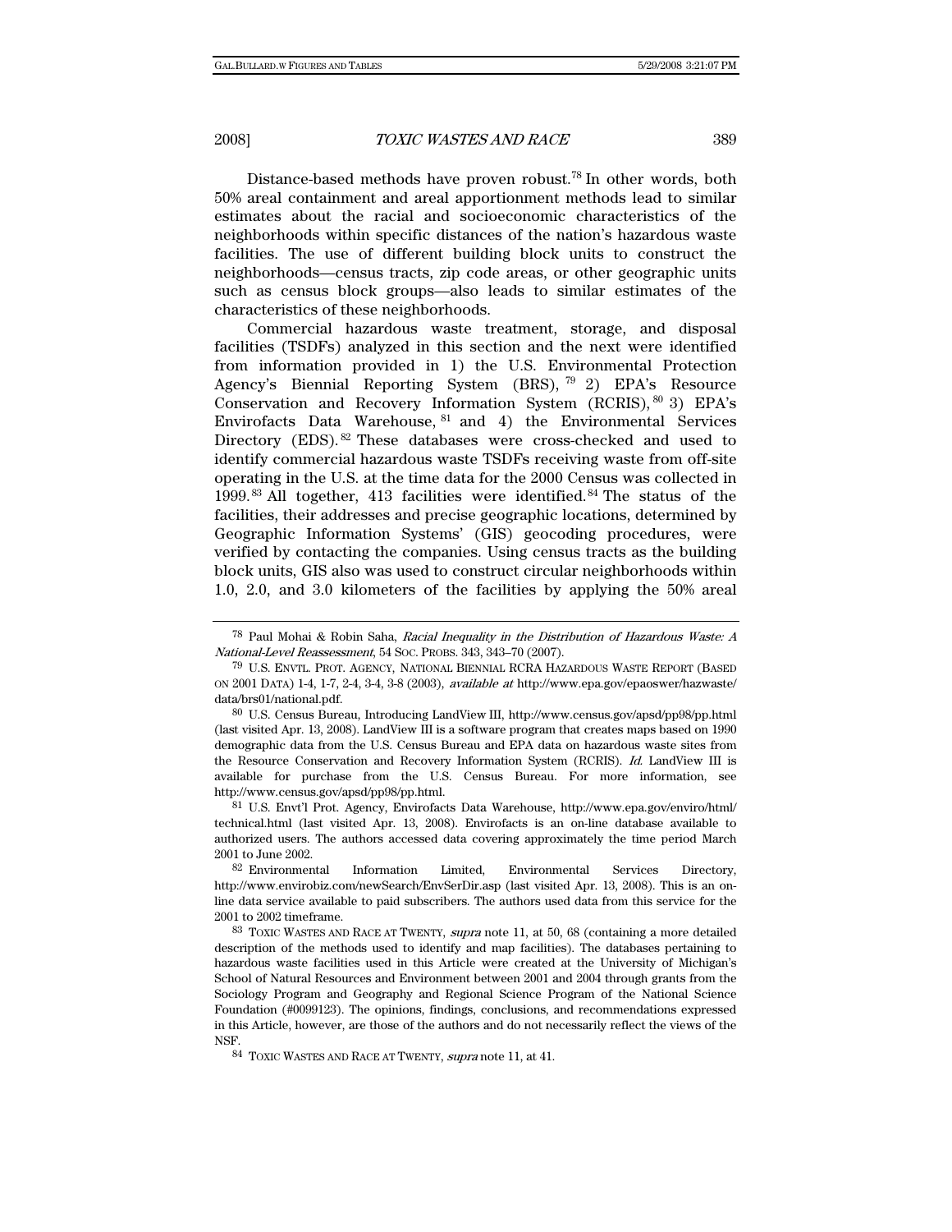Distance-based methods have proven robust.[78] In other words, both 50% areal containment and areal apportionment methods lead to similar estimates about the racial and socioeconomic characteristics of the neighborhoods within specific distances of the nation's hazardous waste facilities. The use of different building block units to construct the neighborhoods—census tracts, zip code areas, or other geographic units such as census block groups—also leads to similar estimates of the characteristics of these neighborhoods.

Commercial hazardous waste treatment, storage, and disposal facilities (TSDFs) analyzed in this section and the next were identified from information provided in 1) the U.S. Environmental Protection Agency's Biennial Reporting System (BRS),[79] 2) EPA's Resource Conservation and Recovery Information System (RCRIS),[80] 3) EPA's Envirofacts Data Warehouse,[81] and 4) the Environmental Services Directory (EDS).[82] These databases were cross-checked and used to identify commercial hazardous waste TSDFs receiving waste from off-site operating in the U.S. at the time data for the 2000 Census was collected in 1999.[83] All together, 413 facilities were identified.[84] The status of the facilities, their addresses and precise geographic locations, determined by Geographic Information Systems' (GIS) geocoding procedures, were verified by contacting the companies. Using census tracts as the building block units, GIS also was used to construct circular neighborhoods within 1.0, 2.0, and 3.0 kilometers of the facilities by applying the 50% areal

---

[78] Paul Mohai & Robin Saha, *Racial Inequality in the Distribution of Hazardous Waste: A National-Level Reassessment*, 54 SOC. PROBS. 343, 343–70 (2007).

[79] U.S. ENVTL. PROT. AGENCY, NATIONAL BIENNIAL RCRA HAZARDOUS WASTE REPORT (BASED ON 2001 DATA) 1-4, 1-7, 2-4, 3-4, 3-8 (2003), *available at* http://www.epa.gov/epaoswer/hazwaste/data/brs01/national.pdf.

[80] U.S. Census Bureau, Introducing LandView III, http://www.census.gov/apsd/pp98/pp.html (last visited Apr. 13, 2008). LandView III is a software program that creates maps based on 1990 demographic data from the U.S. Census Bureau and EPA data on hazardous waste sites from the Resource Conservation and Recovery Information System (RCRIS). *Id.* LandView III is available for purchase from the U.S. Census Bureau. For more information, see http://www.census.gov/apsd/pp98/pp.html.

[81] U.S. Envt'l Prot. Agency, Envirofacts Data Warehouse, http://www.epa.gov/enviro/html/technical.html (last visited Apr. 13, 2008). Envirofacts is an on-line database available to authorized users. The authors accessed data covering approximately the time period March 2001 to June 2002.

[82] Environmental Information Limited, Environmental Services Directory, http://www.envirobiz.com/newSearch/EnvSerDir.asp (last visited Apr. 13, 2008). This is an on-line data service available to paid subscribers. The authors used data from this service for the 2001 to 2002 timeframe.

[83] TOXIC WASTES AND RACE AT TWENTY, *supra* note 11, at 50, 68 (containing a more detailed description of the methods used to identify and map facilities). The databases pertaining to hazardous waste facilities used in this Article were created at the University of Michigan's School of Natural Resources and Environment between 2001 and 2004 through grants from the Sociology Program and Geography and Regional Science Program of the National Science Foundation (#0099123). The opinions, findings, conclusions, and recommendations expressed in this Article, however, are those of the authors and do not necessarily reflect the views of the NSF.

[84] TOXIC WASTES AND RACE AT TWENTY, *supra* note 11, at 41.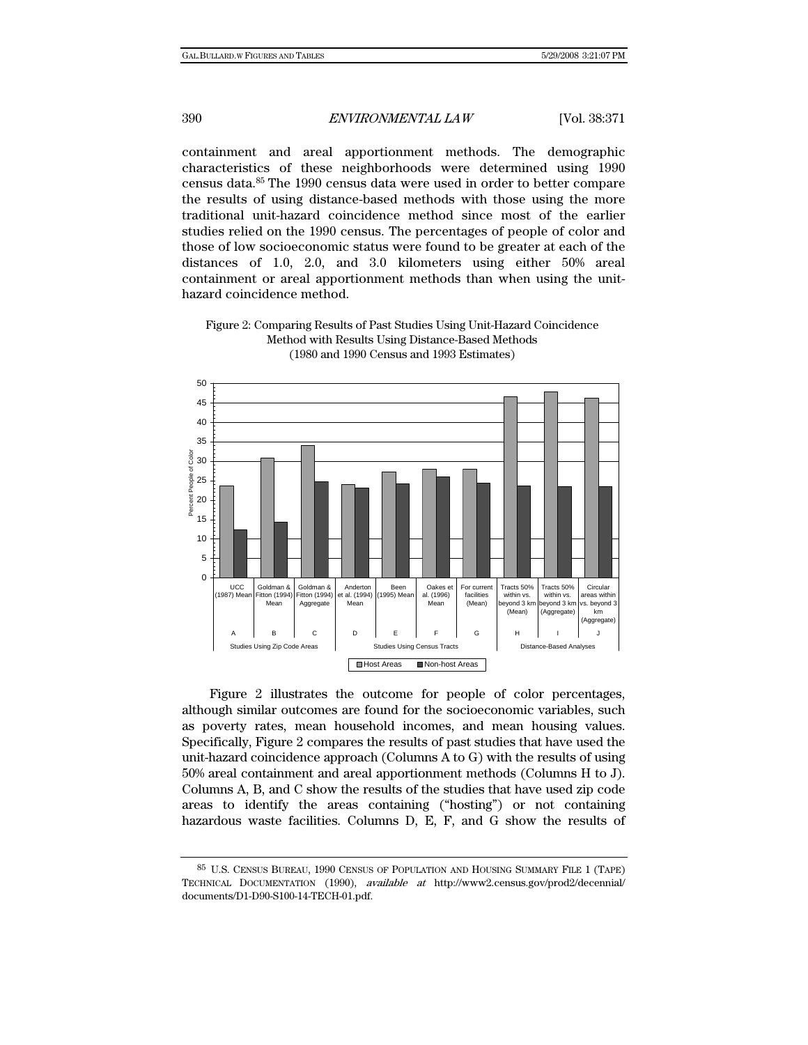containment and areal apportionment methods. The demographic characteristics of these neighborhoods were determined using 1990 census data.[85] The 1990 census data were used in order to better compare the results of using distance-based methods with those using the more traditional unit-hazard coincidence method since most of the earlier studies relied on the 1990 census. The percentages of people of color and those of low socioeconomic status were found to be greater at each of the distances of 1.0, 2.0, and 3.0 kilometers using either 50% areal containment or areal apportionment methods than when using the unit-hazard coincidence method.

Figure 2: Comparing Results of Past Studies Using Unit-Hazard Coincidence Method with Results Using Distance-Based Methods (1980 and 1990 Census and 1993 Estimates)

Figure 2 illustrates the outcome for people of color percentages, although similar outcomes are found for the socioeconomic variables, such as poverty rates, mean household incomes, and mean housing values. Specifically, Figure 2 compares the results of past studies that have used the unit-hazard coincidence approach (Columns A to G) with the results of using 50% areal containment and areal apportionment methods (Columns H to J). Columns A, B, and C show the results of the studies that have used zip code areas to identify the areas containing ("hosting") or not containing hazardous waste facilities. Columns D, E, F, and G show the results of

[85] U.S. CENSUS BUREAU, 1990 CENSUS OF POPULATION AND HOUSING SUMMARY FILE 1 (TAPE) TECHNICAL DOCUMENTATION (1990), *available at* http://www2.census.gov/prod2/decennial/documents/D1-D90-S100-14-TECH-01.pdf.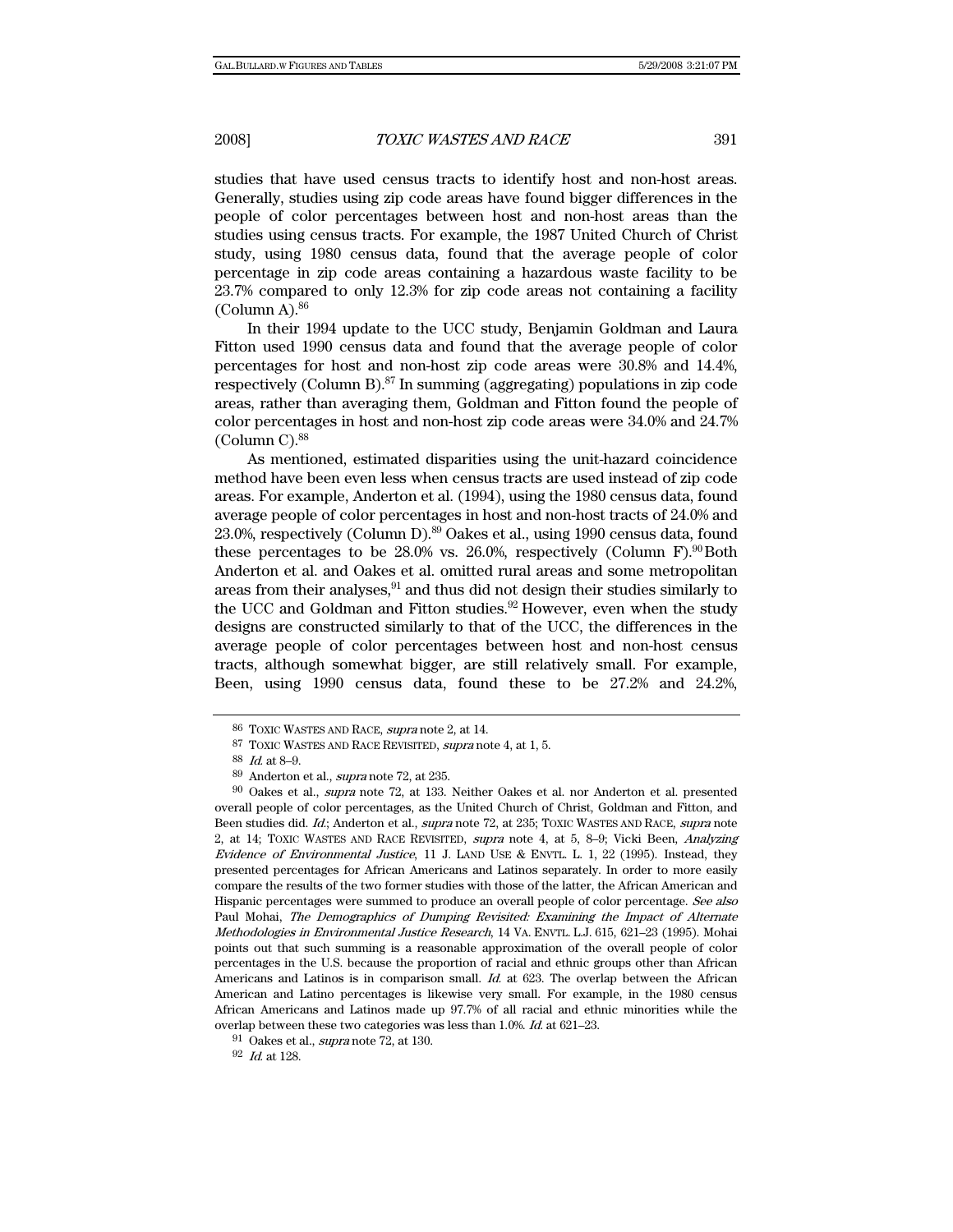studies that have used census tracts to identify host and non-host areas. Generally, studies using zip code areas have found bigger differences in the people of color percentages between host and non-host areas than the studies using census tracts. For example, the 1987 United Church of Christ study, using 1980 census data, found that the average people of color percentage in zip code areas containing a hazardous waste facility to be 23.7% compared to only 12.3% for zip code areas not containing a facility (Column A).[86]

In their 1994 update to the UCC study, Benjamin Goldman and Laura Fitton used 1990 census data and found that the average people of color percentages for host and non-host zip code areas were 30.8% and 14.4%, respectively (Column B).[87] In summing (aggregating) populations in zip code areas, rather than averaging them, Goldman and Fitton found the people of color percentages in host and non-host zip code areas were 34.0% and 24.7% (Column C).[88]

As mentioned, estimated disparities using the unit-hazard coincidence method have been even less when census tracts are used instead of zip code areas. For example, Anderton et al. (1994), using the 1980 census data, found average people of color percentages in host and non-host tracts of 24.0% and 23.0%, respectively (Column D).[89] Oakes et al., using 1990 census data, found these percentages to be 28.0% vs. 26.0%, respectively (Column F).[90] Both Anderton et al. and Oakes et al. omitted rural areas and some metropolitan areas from their analyses,[91] and thus did not design their studies similarly to the UCC and Goldman and Fitton studies.[92] However, even when the study designs are constructed similarly to that of the UCC, the differences in the average people of color percentages between host and non-host census tracts, although somewhat bigger, are still relatively small. For example, Been, using 1990 census data, found these to be 27.2% and 24.2%,

---

[86] TOXIC WASTES AND RACE, *supra* note 2, at 14.

[87] TOXIC WASTES AND RACE REVISITED, *supra* note 4, at 1, 5.

[88] *Id.* at 8–9.

[89] Anderton et al., *supra* note 72, at 235.

[90] Oakes et al., *supra* note 72, at 133. Neither Oakes et al. nor Anderton et al. presented overall people of color percentages, as the United Church of Christ, Goldman and Fitton, and Been studies did. *Id.*; Anderton et al., *supra* note 72, at 235; TOXIC WASTES AND RACE, *supra* note 2, at 14; TOXIC WASTES AND RACE REVISITED, *supra* note 4, at 5, 8–9; Vicki Been, *Analyzing Evidence of Environmental Justice*, 11 J. LAND USE & ENVTL. L. 1, 22 (1995). Instead, they presented percentages for African Americans and Latinos separately. In order to more easily compare the results of the two former studies with those of the latter, the African American and Hispanic percentages were summed to produce an overall people of color percentage. *See also* Paul Mohai, *The Demographics of Dumping Revisited: Examining the Impact of Alternate Methodologies in Environmental Justice Research*, 14 VA. ENVTL. L.J. 615, 621–23 (1995). Mohai points out that such summing is a reasonable approximation of the overall people of color percentages in the U.S. because the proportion of racial and ethnic groups other than African Americans and Latinos is in comparison small. *Id.* at 623. The overlap between the African American and Latino percentages is likewise very small. For example, in the 1980 census African Americans and Latinos made up 97.7% of all racial and ethnic minorities while the overlap between these two categories was less than 1.0%. *Id.* at 621–23.

[91] Oakes et al., *supra* note 72, at 130.

[92] *Id.* at 128.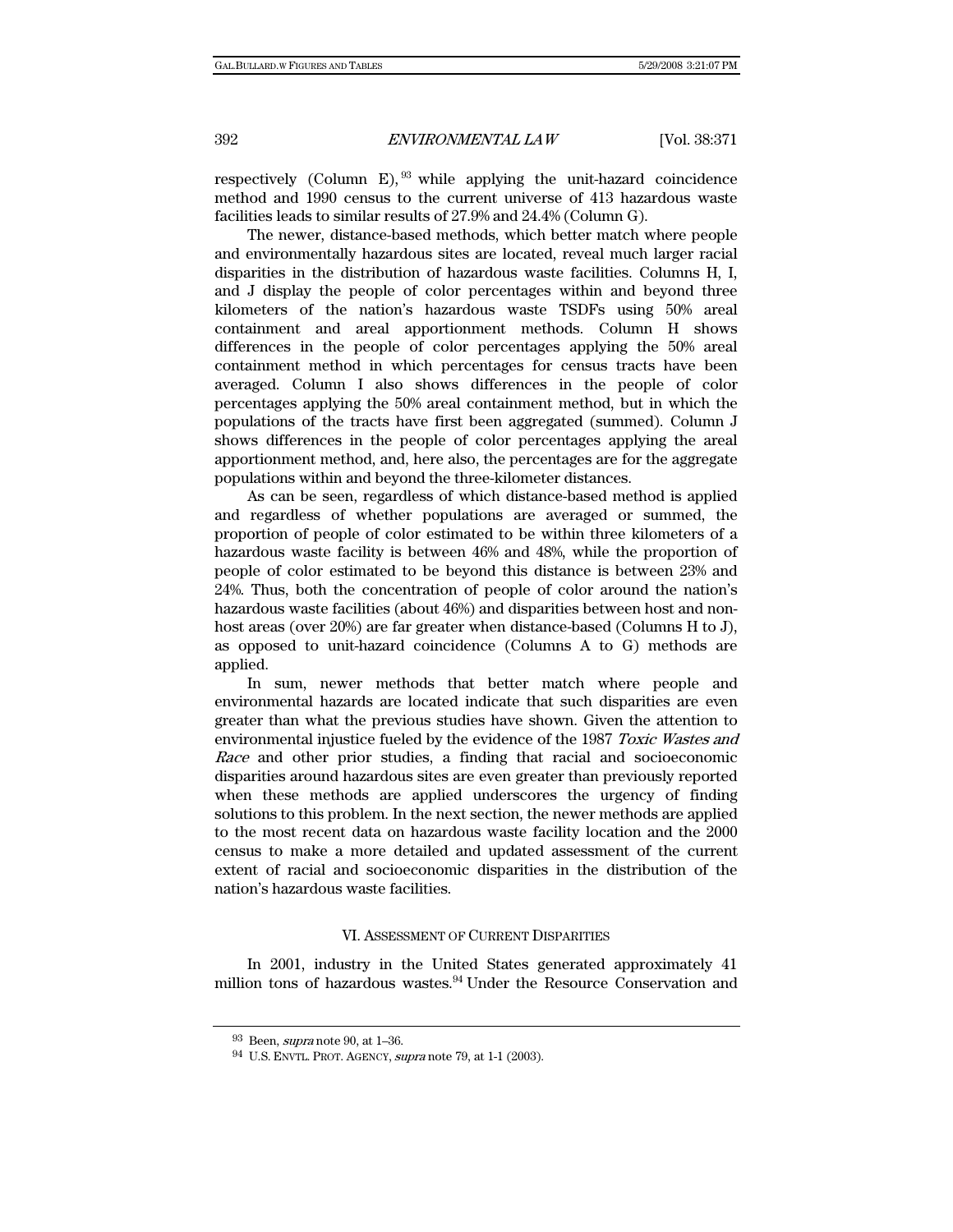respectively (Column E),[93] while applying the unit-hazard coincidence method and 1990 census to the current universe of 413 hazardous waste facilities leads to similar results of 27.9% and 24.4% (Column G).

The newer, distance-based methods, which better match where people and environmentally hazardous sites are located, reveal much larger racial disparities in the distribution of hazardous waste facilities. Columns H, I, and J display the people of color percentages within and beyond three kilometers of the nation's hazardous waste TSDFs using 50% areal containment and areal apportionment methods. Column H shows differences in the people of color percentages applying the 50% areal containment method in which percentages for census tracts have been averaged. Column I also shows differences in the people of color percentages applying the 50% areal containment method, but in which the populations of the tracts have first been aggregated (summed). Column J shows differences in the people of color percentages applying the areal apportionment method, and, here also, the percentages are for the aggregate populations within and beyond the three-kilometer distances.

As can be seen, regardless of which distance-based method is applied and regardless of whether populations are averaged or summed, the proportion of people of color estimated to be within three kilometers of a hazardous waste facility is between 46% and 48%, while the proportion of people of color estimated to be beyond this distance is between 23% and 24%. Thus, both the concentration of people of color around the nation's hazardous waste facilities (about 46%) and disparities between host and non-host areas (over 20%) are far greater when distance-based (Columns H to J), as opposed to unit-hazard coincidence (Columns A to G) methods are applied.

In sum, newer methods that better match where people and environmental hazards are located indicate that such disparities are even greater than what the previous studies have shown. Given the attention to environmental injustice fueled by the evidence of the 1987 *Toxic Wastes and Race* and other prior studies, a finding that racial and socioeconomic disparities around hazardous sites are even greater than previously reported when these methods are applied underscores the urgency of finding solutions to this problem. In the next section, the newer methods are applied to the most recent data on hazardous waste facility location and the 2000 census to make a more detailed and updated assessment of the current extent of racial and socioeconomic disparities in the distribution of the nation's hazardous waste facilities.

## VI. Assessment of Current Disparities

In 2001, industry in the United States generated approximately 41 million tons of hazardous wastes.[94] Under the Resource Conservation and

---

[93] Been, *supra* note 90, at 1–36.

[94] U.S. ENVTL. PROT. AGENCY, *supra* note 79, at 1-1 (2003).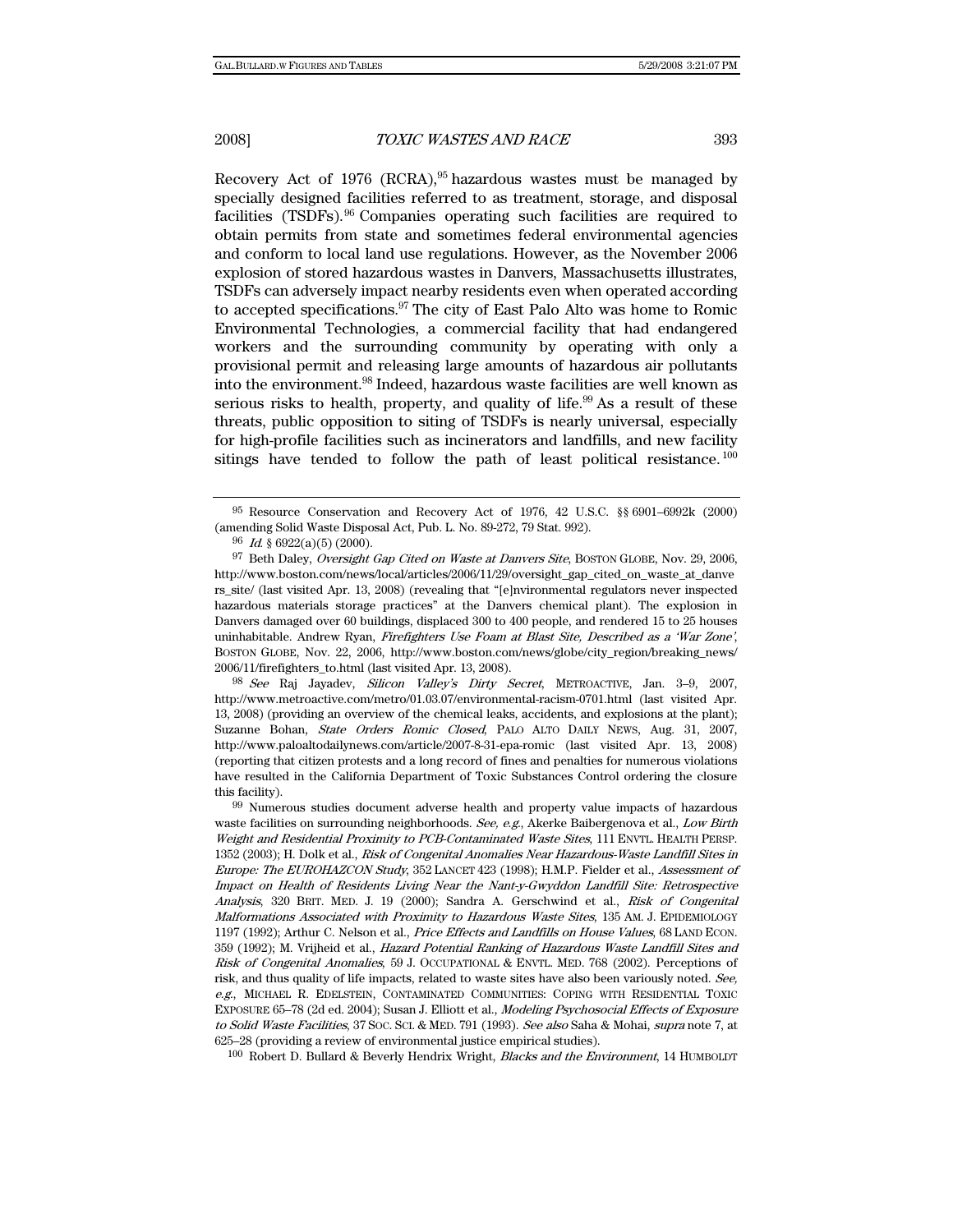Recovery Act of 1976 (RCRA),[95] hazardous wastes must be managed by specially designed facilities referred to as treatment, storage, and disposal facilities (TSDFs).[96] Companies operating such facilities are required to obtain permits from state and sometimes federal environmental agencies and conform to local land use regulations. However, as the November 2006 explosion of stored hazardous wastes in Danvers, Massachusetts illustrates, TSDFs can adversely impact nearby residents even when operated according to accepted specifications.[97] The city of East Palo Alto was home to Romic Environmental Technologies, a commercial facility that had endangered workers and the surrounding community by operating with only a provisional permit and releasing large amounts of hazardous air pollutants into the environment.[98] Indeed, hazardous waste facilities are well known as serious risks to health, property, and quality of life.[99] As a result of these threats, public opposition to siting of TSDFs is nearly universal, especially for high-profile facilities such as incinerators and landfills, and new facility sitings have tended to follow the path of least political resistance.[100]

---

[95] Resource Conservation and Recovery Act of 1976, 42 U.S.C. §§ 6901–6992k (2000) (amending Solid Waste Disposal Act, Pub. L. No. 89-272, 79 Stat. 992).

[96] *Id.* § 6922(a)(5) (2000).

[97] Beth Daley, *Oversight Gap Cited on Waste at Danvers Site*, BOSTON GLOBE, Nov. 29, 2006, http://www.boston.com/news/local/articles/2006/11/29/oversight_gap_cited_on_waste_at_danvers_site/ (last visited Apr. 13, 2008) (revealing that "[e]nvironmental regulators never inspected hazardous materials storage practices" at the Danvers chemical plant). The explosion in Danvers damaged over 60 buildings, displaced 300 to 400 people, and rendered 15 to 25 houses uninhabitable. Andrew Ryan, *Firefighters Use Foam at Blast Site, Described as a 'War Zone'*, BOSTON GLOBE, Nov. 22, 2006, http://www.boston.com/news/globe/city_region/breaking_news/2006/11/firefighters_to.html (last visited Apr. 13, 2008).

[98] *See* Raj Jayadev, *Silicon Valley's Dirty Secret*, METROACTIVE, Jan. 3–9, 2007, http://www.metroactive.com/metro/01.03.07/environmental-racism-0701.html (last visited Apr. 13, 2008) (providing an overview of the chemical leaks, accidents, and explosions at the plant); Suzanne Bohan, *State Orders Romic Closed*, PALO ALTO DAILY NEWS, Aug. 31, 2007, http://www.paloaltodailynews.com/article/2007-8-31-epa-romic (last visited Apr. 13, 2008) (reporting that citizen protests and a long record of fines and penalties for numerous violations have resulted in the California Department of Toxic Substances Control ordering the closure this facility).

[99] Numerous studies document adverse health and property value impacts of hazardous waste facilities on surrounding neighborhoods. *See, e.g.*, Akerke Baibergenova et al., *Low Birth Weight and Residential Proximity to PCB-Contaminated Waste Sites*, 111 ENVTL. HEALTH PERSP. 1352 (2003); H. Dolk et al., *Risk of Congenital Anomalies Near Hazardous-Waste Landfill Sites in Europe: The EUROHAZCON Study*, 352 LANCET 423 (1998); H.M.P. Fielder et al., *Assessment of Impact on Health of Residents Living Near the Nant-y-Gwyddon Landfill Site: Retrospective Analysis*, 320 BRIT. MED. J. 19 (2000); Sandra A. Gerschwind et al., *Risk of Congenital Malformations Associated with Proximity to Hazardous Waste Sites*, 135 AM. J. EPIDEMIOLOGY 1197 (1992); Arthur C. Nelson et al., *Price Effects and Landfills on House Values*, 68 LAND ECON. 359 (1992); M. Vrijheid et al., *Hazard Potential Ranking of Hazardous Waste Landfill Sites and Risk of Congenital Anomalies*, 59 J. OCCUPATIONAL & ENVTL. MED. 768 (2002). Perceptions of risk, and thus quality of life impacts, related to waste sites have also been variously noted. *See, e.g.*, MICHAEL R. EDELSTEIN, CONTAMINATED COMMUNITIES: COPING WITH RESIDENTIAL TOXIC EXPOSURE 65–78 (2d ed. 2004); Susan J. Elliott et al., *Modeling Psychosocial Effects of Exposure to Solid Waste Facilities*, 37 SOC. SCI. & MED. 791 (1993). *See also* Saha & Mohai, *supra* note 7, at 625–28 (providing a review of environmental justice empirical studies).

[100] Robert D. Bullard & Beverly Hendrix Wright, *Blacks and the Environment*, 14 HUMBOLDT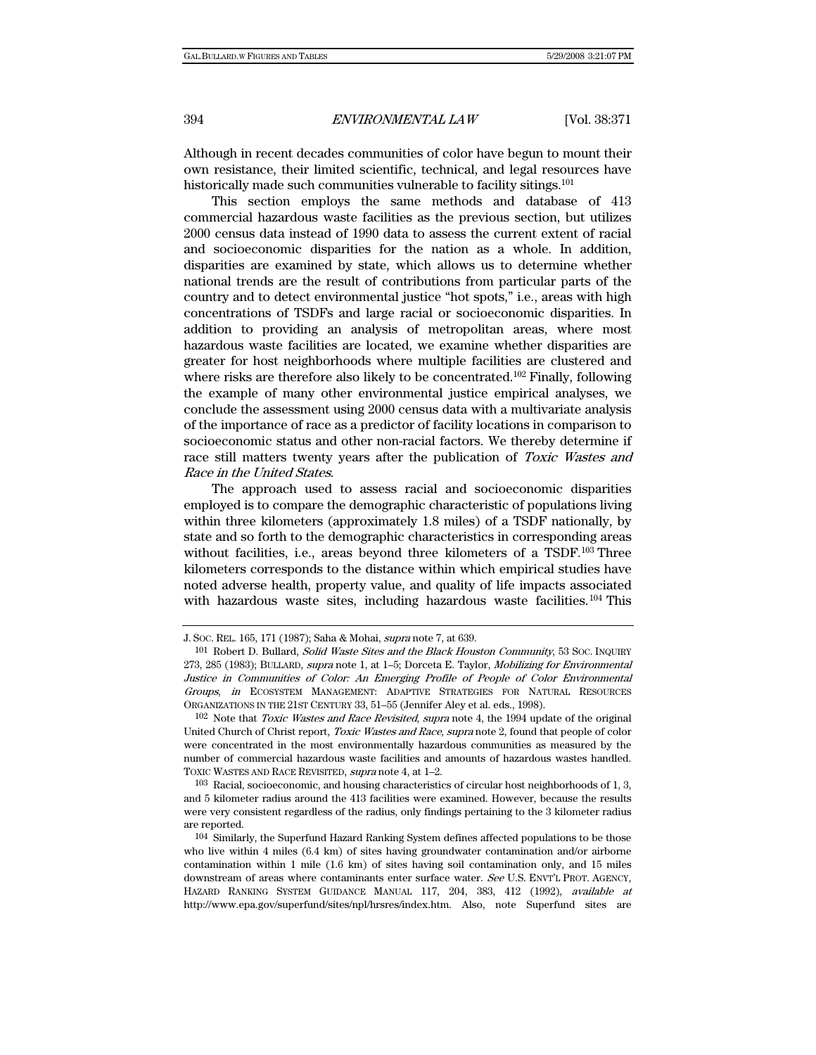Although in recent decades communities of color have begun to mount their own resistance, their limited scientific, technical, and legal resources have historically made such communities vulnerable to facility sitings.[101]

This section employs the same methods and database of 413 commercial hazardous waste facilities as the previous section, but utilizes 2000 census data instead of 1990 data to assess the current extent of racial and socioeconomic disparities for the nation as a whole. In addition, disparities are examined by state, which allows us to determine whether national trends are the result of contributions from particular parts of the country and to detect environmental justice "hot spots," i.e., areas with high concentrations of TSDFs and large racial or socioeconomic disparities. In addition to providing an analysis of metropolitan areas, where most hazardous waste facilities are located, we examine whether disparities are greater for host neighborhoods where multiple facilities are clustered and where risks are therefore also likely to be concentrated.[102] Finally, following the example of many other environmental justice empirical analyses, we conclude the assessment using 2000 census data with a multivariate analysis of the importance of race as a predictor of facility locations in comparison to socioeconomic status and other non-racial factors. We thereby determine if race still matters twenty years after the publication of *Toxic Wastes and Race in the United States*.

The approach used to assess racial and socioeconomic disparities employed is to compare the demographic characteristic of populations living within three kilometers (approximately 1.8 miles) of a TSDF nationally, by state and so forth to the demographic characteristics in corresponding areas without facilities, i.e., areas beyond three kilometers of a TSDF.[103] Three kilometers corresponds to the distance within which empirical studies have noted adverse health, property value, and quality of life impacts associated with hazardous waste sites, including hazardous waste facilities.[104] This

J. SOC. REL. 165, 171 (1987); Saha & Mohai, *supra* note 7, at 639.

[101] Robert D. Bullard, *Solid Waste Sites and the Black Houston Community*, 53 SOC. INQUIRY 273, 285 (1983); BULLARD, *supra* note 1, at 1–5; Dorceta E. Taylor, *Mobilizing for Environmental Justice in Communities of Color: An Emerging Profile of People of Color Environmental Groups*, *in* ECOSYSTEM MANAGEMENT: ADAPTIVE STRATEGIES FOR NATURAL RESOURCES ORGANIZATIONS IN THE 21ST CENTURY 33, 51–55 (Jennifer Aley et al. eds., 1998).

[102] Note that *Toxic Wastes and Race Revisited*, *supra* note 4, the 1994 update of the original United Church of Christ report, *Toxic Wastes and Race*, *supra* note 2, found that people of color were concentrated in the most environmentally hazardous communities as measured by the number of commercial hazardous waste facilities and amounts of hazardous wastes handled. TOXIC WASTES AND RACE REVISITED, *supra* note 4, at 1–2.

[103] Racial, socioeconomic, and housing characteristics of circular host neighborhoods of 1, 3, and 5 kilometer radius around the 413 facilities were examined. However, because the results were very consistent regardless of the radius, only findings pertaining to the 3 kilometer radius are reported.

[104] Similarly, the Superfund Hazard Ranking System defines affected populations to be those who live within 4 miles (6.4 km) of sites having groundwater contamination and/or airborne contamination within 1 mile (1.6 km) of sites having soil contamination only, and 15 miles downstream of areas where contaminants enter surface water. *See* U.S. ENVT'L PROT. AGENCY, HAZARD RANKING SYSTEM GUIDANCE MANUAL 117, 204, 383, 412 (1992), *available at* http://www.epa.gov/superfund/sites/npl/hrsres/index.htm. Also, note Superfund sites are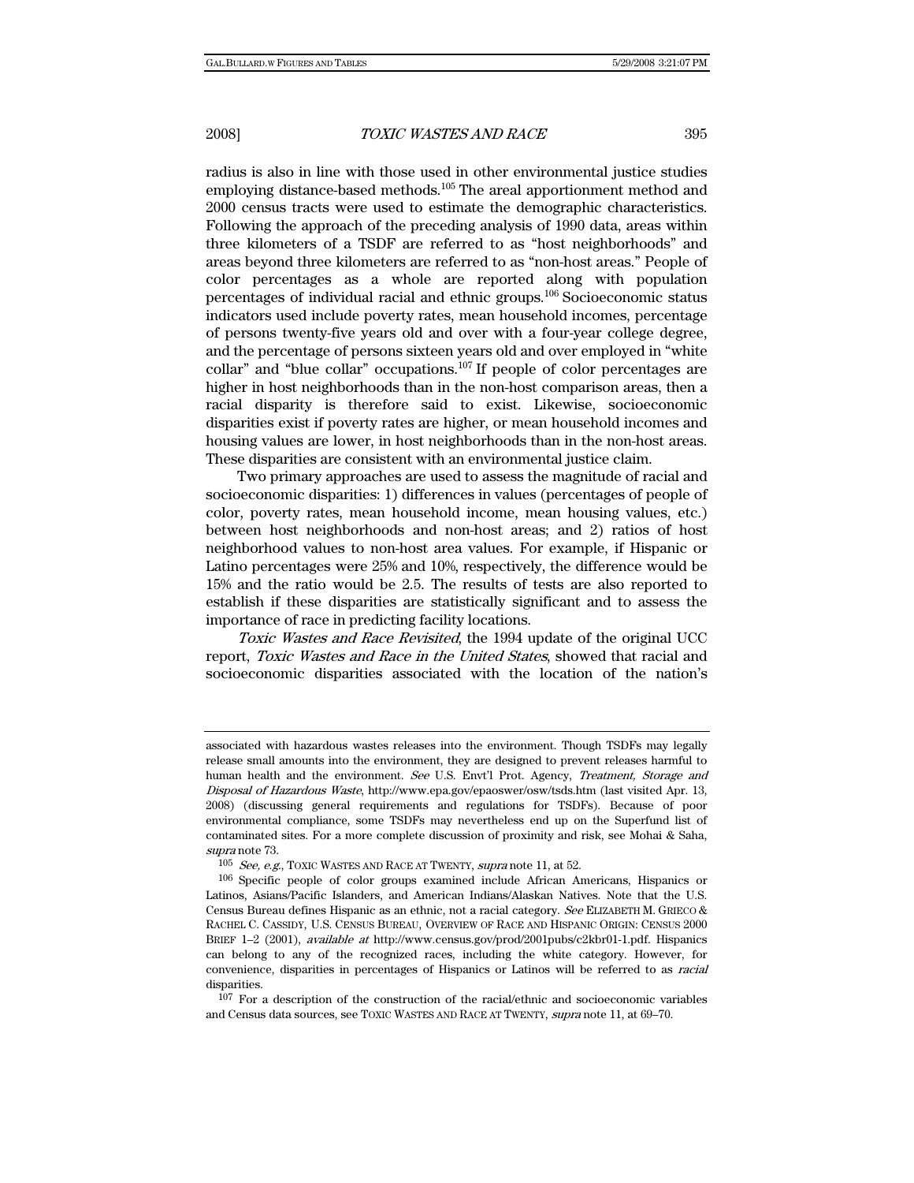radius is also in line with those used in other environmental justice studies employing distance-based methods.[105] The areal apportionment method and 2000 census tracts were used to estimate the demographic characteristics. Following the approach of the preceding analysis of 1990 data, areas within three kilometers of a TSDF are referred to as "host neighborhoods" and areas beyond three kilometers are referred to as "non-host areas." People of color percentages as a whole are reported along with population percentages of individual racial and ethnic groups.[106] Socioeconomic status indicators used include poverty rates, mean household incomes, percentage of persons twenty-five years old and over with a four-year college degree, and the percentage of persons sixteen years old and over employed in "white collar" and "blue collar" occupations.[107] If people of color percentages are higher in host neighborhoods than in the non-host comparison areas, then a racial disparity is therefore said to exist. Likewise, socioeconomic disparities exist if poverty rates are higher, or mean household incomes and housing values are lower, in host neighborhoods than in the non-host areas. These disparities are consistent with an environmental justice claim.

Two primary approaches are used to assess the magnitude of racial and socioeconomic disparities: 1) differences in values (percentages of people of color, poverty rates, mean household income, mean housing values, etc.) between host neighborhoods and non-host areas; and 2) ratios of host neighborhood values to non-host area values. For example, if Hispanic or Latino percentages were 25% and 10%, respectively, the difference would be 15% and the ratio would be 2.5. The results of tests are also reported to establish if these disparities are statistically significant and to assess the importance of race in predicting facility locations.

*Toxic Wastes and Race Revisited*, the 1994 update of the original UCC report, *Toxic Wastes and Race in the United States*, showed that racial and socioeconomic disparities associated with the location of the nation's

---

associated with hazardous wastes releases into the environment. Though TSDFs may legally release small amounts into the environment, they are designed to prevent releases harmful to human health and the environment. *See* U.S. Envt'l Prot. Agency, *Treatment, Storage and Disposal of Hazardous Waste*, http://www.epa.gov/epaoswer/osw/tsds.htm (last visited Apr. 13, 2008) (discussing general requirements and regulations for TSDFs). Because of poor environmental compliance, some TSDFs may nevertheless end up on the Superfund list of contaminated sites. For a more complete discussion of proximity and risk, see Mohai & Saha, *supra* note 73.

[105] *See, e.g.*, TOXIC WASTES AND RACE AT TWENTY, *supra* note 11, at 52.

[106] Specific people of color groups examined include African Americans, Hispanics or Latinos, Asians/Pacific Islanders, and American Indians/Alaskan Natives. Note that the U.S. Census Bureau defines Hispanic as an ethnic, not a racial category. *See* ELIZABETH M. GRIECO & RACHEL C. CASSIDY, U.S. CENSUS BUREAU, OVERVIEW OF RACE AND HISPANIC ORIGIN: CENSUS 2000 BRIEF 1–2 (2001), *available at* http://www.census.gov/prod/2001pubs/c2kbr01-1.pdf. Hispanics can belong to any of the recognized races, including the white category. However, for convenience, disparities in percentages of Hispanics or Latinos will be referred to as *racial* disparities.

[107] For a description of the construction of the racial/ethnic and socioeconomic variables and Census data sources, see TOXIC WASTES AND RACE AT TWENTY, *supra* note 11, at 69–70.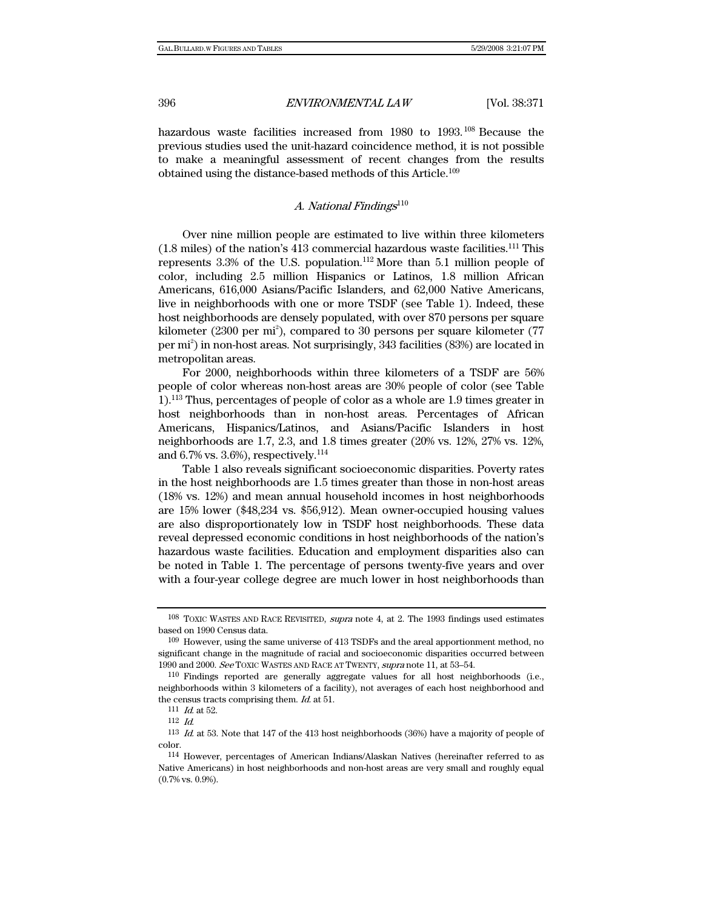hazardous waste facilities increased from 1980 to 1993.[108] Because the previous studies used the unit-hazard coincidence method, it is not possible to make a meaningful assessment of recent changes from the results obtained using the distance-based methods of this Article.[109]

### *A. National Findings*[110]

Over nine million people are estimated to live within three kilometers (1.8 miles) of the nation's 413 commercial hazardous waste facilities.[111] This represents 3.3% of the U.S. population.[112] More than 5.1 million people of color, including 2.5 million Hispanics or Latinos, 1.8 million African Americans, 616,000 Asians/Pacific Islanders, and 62,000 Native Americans, live in neighborhoods with one or more TSDF (see Table 1). Indeed, these host neighborhoods are densely populated, with over 870 persons per square kilometer (2300 per mi$^2$), compared to 30 persons per square kilometer (77 per mi$^2$) in non-host areas. Not surprisingly, 343 facilities (83%) are located in metropolitan areas.

For 2000, neighborhoods within three kilometers of a TSDF are 56% people of color whereas non-host areas are 30% people of color (see Table 1).[113] Thus, percentages of people of color as a whole are 1.9 times greater in host neighborhoods than in non-host areas. Percentages of African Americans, Hispanics/Latinos, and Asians/Pacific Islanders in host neighborhoods are 1.7, 2.3, and 1.8 times greater (20% vs. 12%, 27% vs. 12%, and 6.7% vs. 3.6%), respectively.[114]

Table 1 also reveals significant socioeconomic disparities. Poverty rates in the host neighborhoods are 1.5 times greater than those in non-host areas (18% vs. 12%) and mean annual household incomes in host neighborhoods are 15% lower ($48,234 vs. $56,912). Mean owner-occupied housing values are also disproportionately low in TSDF host neighborhoods. These data reveal depressed economic conditions in host neighborhoods of the nation's hazardous waste facilities. Education and employment disparities also can be noted in Table 1. The percentage of persons twenty-five years and over with a four-year college degree are much lower in host neighborhoods than

---

[108] TOXIC WASTES AND RACE REVISITED, *supra* note 4, at 2. The 1993 findings used estimates based on 1990 Census data.

[109] However, using the same universe of 413 TSDFs and the areal apportionment method, no significant change in the magnitude of racial and socioeconomic disparities occurred between 1990 and 2000. *See* TOXIC WASTES AND RACE AT TWENTY, *supra* note 11, at 53–54.

[110] Findings reported are generally aggregate values for all host neighborhoods (i.e., neighborhoods within 3 kilometers of a facility), not averages of each host neighborhood and the census tracts comprising them. *Id.* at 51.

[111] *Id.* at 52.

[112] *Id.*

[113] *Id.* at 53. Note that 147 of the 413 host neighborhoods (36%) have a majority of people of color.

[114] However, percentages of American Indians/Alaskan Natives (hereinafter referred to as Native Americans) in host neighborhoods and non-host areas are very small and roughly equal (0.7% vs. 0.9%).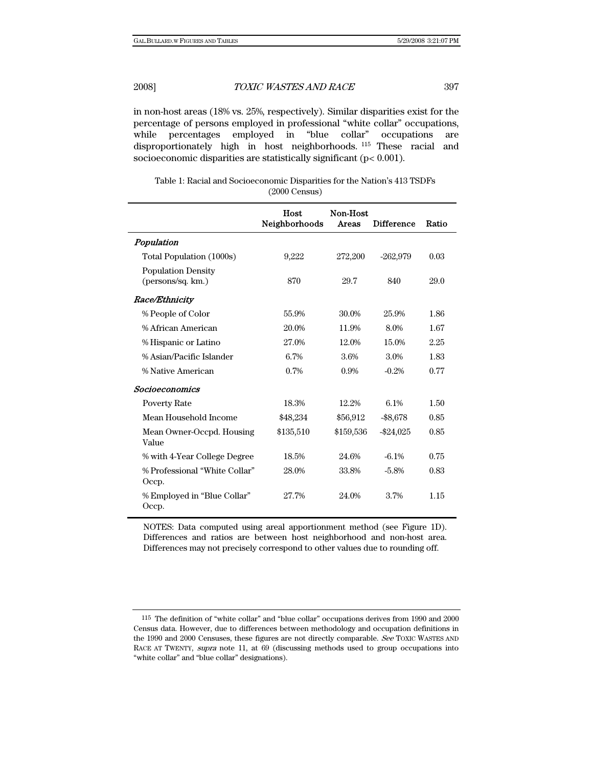in non-host areas (18% vs. 25%, respectively). Similar disparities exist for the percentage of persons employed in professional "white collar" occupations, while percentages employed in "blue collar" occupations are disproportionately high in host neighborhoods.[115] These racial and socioeconomic disparities are statistically significant ($p < 0.001$).

Table 1: Racial and Socioeconomic Disparities for the Nation's 413 TSDFs (2000 Census)

| | Host Neighborhoods | Non-Host Areas | Difference | Ratio |
|---|---|---|---|---|
| *Population* | | | | |
| Total Population (1000s) | 9,222 | 272,200 | -262,979 | 0.03 |
| Population Density (persons/sq. km.) | 870 | 29.7 | 840 | 29.0 |
| *Race/Ethnicity* | | | | |
| % People of Color | 55.9% | 30.0% | 25.9% | 1.86 |
| % African American | 20.0% | 11.9% | 8.0% | 1.67 |
| % Hispanic or Latino | 27.0% | 12.0% | 15.0% | 2.25 |
| % Asian/Pacific Islander | 6.7% | 3.6% | 3.0% | 1.83 |
| % Native American | 0.7% | 0.9% | -0.2% | 0.77 |
| *Socioeconomics* | | | | |
| Poverty Rate | 18.3% | 12.2% | 6.1% | 1.50 |
| Mean Household Income | $48,234 | $56,912 | -$8,678 | 0.85 |
| Mean Owner-Occpd. Housing Value | $135,510 | $159,536 | -$24,025 | 0.85 |
| % with 4-Year College Degree | 18.5% | 24.6% | -6.1% | 0.75 |
| % Professional "White Collar" Occp. | 28.0% | 33.8% | -5.8% | 0.83 |
| % Employed in "Blue Collar" Occp. | 27.7% | 24.0% | 3.7% | 1.15 |

NOTES: Data computed using areal apportionment method (see Figure 1D). Differences and ratios are between host neighborhood and non-host area. Differences may not precisely correspond to other values due to rounding off.

---

[115] The definition of "white collar" and "blue collar" occupations derives from 1990 and 2000 Census data. However, due to differences between methodology and occupation definitions in the 1990 and 2000 Censuses, these figures are not directly comparable. *See* TOXIC WASTES AND RACE AT TWENTY, *supra* note 11, at 69 (discussing methods used to group occupations into "white collar" and "blue collar" designations).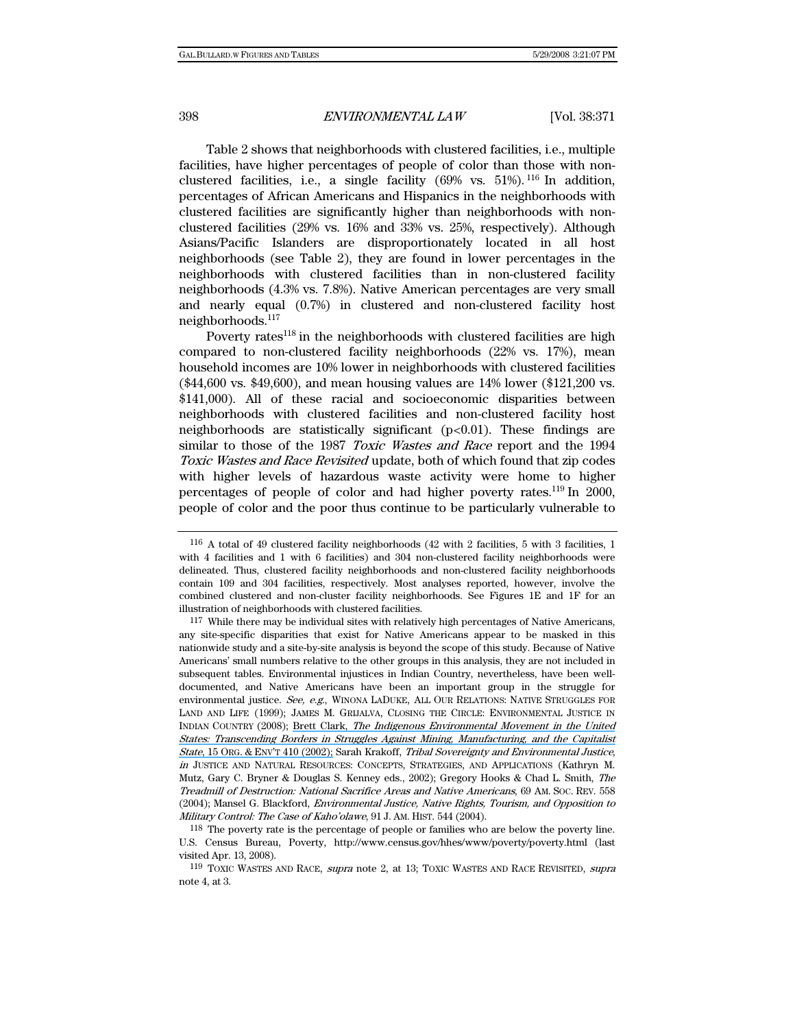Table 2 shows that neighborhoods with clustered facilities, i.e., multiple facilities, have higher percentages of people of color than those with non-clustered facilities, i.e., a single facility (69% vs. 51%).[116] In addition, percentages of African Americans and Hispanics in the neighborhoods with clustered facilities are significantly higher than neighborhoods with non-clustered facilities (29% vs. 16% and 33% vs. 25%, respectively). Although Asians/Pacific Islanders are disproportionately located in all host neighborhoods (see Table 2), they are found in lower percentages in the neighborhoods with clustered facilities than in non-clustered facility neighborhoods (4.3% vs. 7.8%). Native American percentages are very small and nearly equal (0.7%) in clustered and non-clustered facility host neighborhoods.[117]

Poverty rates[118] in the neighborhoods with clustered facilities are high compared to non-clustered facility neighborhoods (22% vs. 17%), mean household incomes are 10% lower in neighborhoods with clustered facilities ($44,600 vs. $49,600), and mean housing values are 14% lower ($121,200 vs. $141,000). All of these racial and socioeconomic disparities between neighborhoods with clustered facilities and non-clustered facility host neighborhoods are statistically significant ($p<0.01$). These findings are similar to those of the 1987 *Toxic Wastes and Race* report and the 1994 *Toxic Wastes and Race Revisited* update, both of which found that zip codes with higher levels of hazardous waste activity were home to higher percentages of people of color and had higher poverty rates.[119] In 2000, people of color and the poor thus continue to be particularly vulnerable to

---

[116] A total of 49 clustered facility neighborhoods (42 with 2 facilities, 5 with 3 facilities, 1 with 4 facilities and 1 with 6 facilities) and 304 non-clustered facility neighborhoods were delineated. Thus, clustered facility neighborhoods and non-clustered facility neighborhoods contain 109 and 304 facilities, respectively. Most analyses reported, however, involve the combined clustered and non-cluster facility neighborhoods. See Figures 1E and 1F for an illustration of neighborhoods with clustered facilities.

[117] While there may be individual sites with relatively high percentages of Native Americans, any site-specific disparities that exist for Native Americans appear to be masked in this nationwide study and a site-by-site analysis is beyond the scope of this study. Because of Native Americans' small numbers relative to the other groups in this analysis, they are not included in subsequent tables. Environmental injustices in Indian Country, nevertheless, have been well-documented, and Native Americans have been an important group in the struggle for environmental justice. *See, e.g.*, WINONA LADUKE, ALL OUR RELATIONS: NATIVE STRUGGLES FOR LAND AND LIFE (1999); JAMES M. GRIJALVA, CLOSING THE CIRCLE: ENVIRONMENTAL JUSTICE IN INDIAN COUNTRY (2008); Brett Clark, *The Indigenous Environmental Movement in the United States: Transcending Borders in Struggles Against Mining, Manufacturing, and the Capitalist State*, 15 ORG. & ENV'T 410 (2002); Sarah Krakoff, *Tribal Sovereignty and Environmental Justice*, *in* JUSTICE AND NATURAL RESOURCES: CONCEPTS, STRATEGIES, AND APPLICATIONS (Kathryn M. Mutz, Gary C. Bryner & Douglas S. Kenney eds., 2002); Gregory Hooks & Chad L. Smith, *The Treadmill of Destruction: National Sacrifice Areas and Native Americans*, 69 AM. SOC. REV. 558 (2004); Mansel G. Blackford, *Environmental Justice, Native Rights, Tourism, and Opposition to Military Control: The Case of Kaho'olawe*, 91 J. AM. HIST. 544 (2004).

[118] The poverty rate is the percentage of people or families who are below the poverty line. U.S. Census Bureau, Poverty, http://www.census.gov/hhes/www/poverty/poverty.html (last visited Apr. 13, 2008).

[119] TOXIC WASTES AND RACE, *supra* note 2, at 13; TOXIC WASTES AND RACE REVISITED, *supra* note 4, at 3.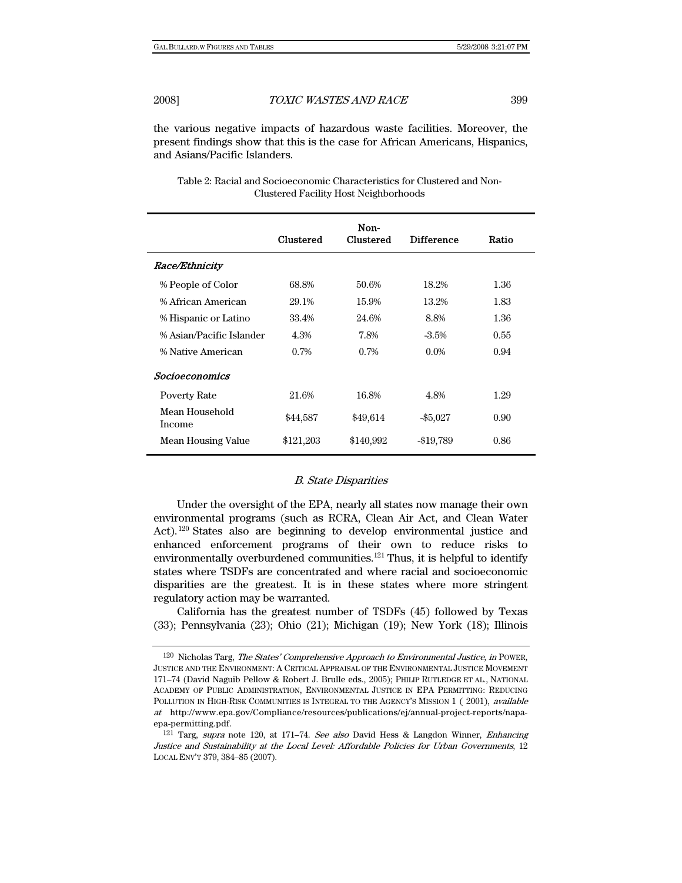the various negative impacts of hazardous waste facilities. Moreover, the present findings show that this is the case for African Americans, Hispanics, and Asians/Pacific Islanders.

Table 2: Racial and Socioeconomic Characteristics for Clustered and Non-Clustered Facility Host Neighborhoods

| | Clustered | Non-Clustered | Difference | Ratio |
|---|---|---|---|---|
| ***Race/Ethnicity*** | | | | |
| % People of Color | 68.8% | 50.6% | 18.2% | 1.36 |
| % African American | 29.1% | 15.9% | 13.2% | 1.83 |
| % Hispanic or Latino | 33.4% | 24.6% | 8.8% | 1.36 |
| % Asian/Pacific Islander | 4.3% | 7.8% | -3.5% | 0.55 |
| % Native American | 0.7% | 0.7% | 0.0% | 0.94 |
| ***Socioeconomics*** | | | | |
| Poverty Rate | 21.6% | 16.8% | 4.8% | 1.29 |
| Mean Household Income | $44,587 | $49,614 | -$5,027 | 0.90 |
| Mean Housing Value | $121,203 | $140,992 | -$19,789 | 0.86 |

### *B. State Disparities*

Under the oversight of the EPA, nearly all states now manage their own environmental programs (such as RCRA, Clean Air Act, and Clean Water Act).[120] States also are beginning to develop environmental justice and enhanced enforcement programs of their own to reduce risks to environmentally overburdened communities.[121] Thus, it is helpful to identify states where TSDFs are concentrated and where racial and socioeconomic disparities are the greatest. It is in these states where more stringent regulatory action may be warranted.

California has the greatest number of TSDFs (45) followed by Texas (33); Pennsylvania (23); Ohio (21); Michigan (19); New York (18); Illinois

---

[120] Nicholas Targ, *The States' Comprehensive Approach to Environmental Justice*, *in* POWER, JUSTICE AND THE ENVIRONMENT: A CRITICAL APPRAISAL OF THE ENVIRONMENTAL JUSTICE MOVEMENT 171–74 (David Naguib Pellow & Robert J. Brulle eds., 2005); PHILIP RUTLEDGE ET AL., NATIONAL ACADEMY OF PUBLIC ADMINISTRATION, ENVIRONMENTAL JUSTICE IN EPA PERMITTING: REDUCING POLLUTION IN HIGH-RISK COMMUNITIES IS INTEGRAL TO THE AGENCY'S MISSION 1 ( 2001), *available at* http://www.epa.gov/Compliance/resources/publications/ej/annual-project-reports/napa-epa-permitting.pdf.

[121] Targ, *supra* note 120, at 171–74. *See also* David Hess & Langdon Winner, *Enhancing Justice and Sustainability at the Local Level: Affordable Policies for Urban Governments*, 12 LOCAL ENV'T 379, 384–85 (2007).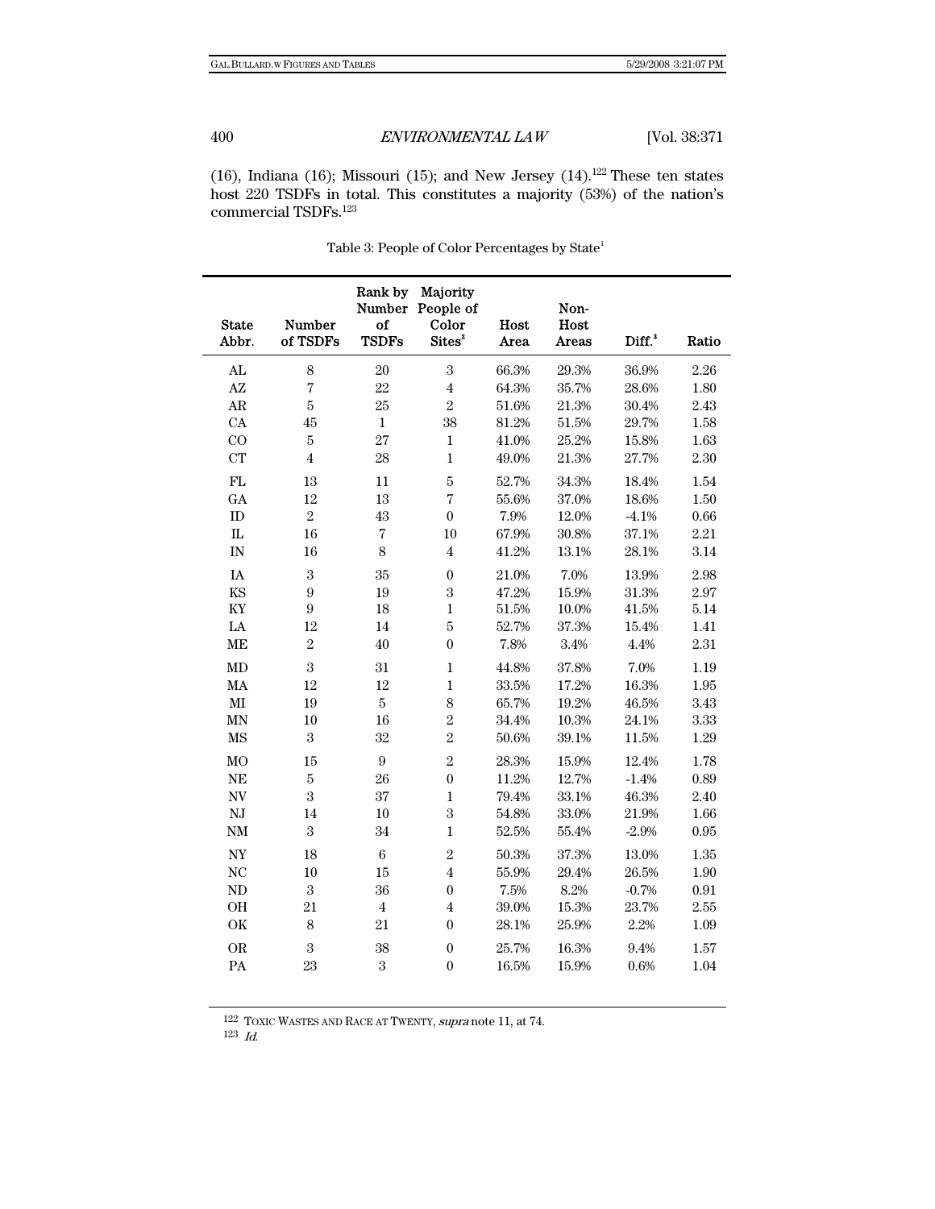(16), Indiana (16); Missouri (15); and New Jersey (14).[122] These ten states host 220 TSDFs in total. This constitutes a majority (53%) of the nation's commercial TSDFs.[123]

Table 3: People of Color Percentages by State[1]

| State Abbr. | Number of TSDFs | Rank by Number of TSDFs | Majority People of Color Sites[2] | Host Area | Non-Host Areas | Diff.[3] | Ratio |
|---|---|---|---|---|---|---|---|
| AL | 8 | 20 | 3 | 66.3% | 29.3% | 36.9% | 2.26 |
| AZ | 7 | 22 | 4 | 64.3% | 35.7% | 28.6% | 1.80 |
| AR | 5 | 25 | 2 | 51.6% | 21.3% | 30.4% | 2.43 |
| CA | 45 | 1 | 38 | 81.2% | 51.5% | 29.7% | 1.58 |
| CO | 5 | 27 | 1 | 41.0% | 25.2% | 15.8% | 1.63 |
| CT | 4 | 28 | 1 | 49.0% | 21.3% | 27.7% | 2.30 |
| FL | 13 | 11 | 5 | 52.7% | 34.3% | 18.4% | 1.54 |
| GA | 12 | 13 | 7 | 55.6% | 37.0% | 18.6% | 1.50 |
| ID | 2 | 43 | 0 | 7.9% | 12.0% | -4.1% | 0.66 |
| IL | 16 | 7 | 10 | 67.9% | 30.8% | 37.1% | 2.21 |
| IN | 16 | 8 | 4 | 41.2% | 13.1% | 28.1% | 3.14 |
| IA | 3 | 35 | 0 | 21.0% | 7.0% | 13.9% | 2.98 |
| KS | 9 | 19 | 3 | 47.2% | 15.9% | 31.3% | 2.97 |
| KY | 9 | 18 | 1 | 51.5% | 10.0% | 41.5% | 5.14 |
| LA | 12 | 14 | 5 | 52.7% | 37.3% | 15.4% | 1.41 |
| ME | 2 | 40 | 0 | 7.8% | 3.4% | 4.4% | 2.31 |
| MD | 3 | 31 | 1 | 44.8% | 37.8% | 7.0% | 1.19 |
| MA | 12 | 12 | 1 | 33.5% | 17.2% | 16.3% | 1.95 |
| MI | 19 | 5 | 8 | 65.7% | 19.2% | 46.5% | 3.43 |
| MN | 10 | 16 | 2 | 34.4% | 10.3% | 24.1% | 3.33 |
| MS | 3 | 32 | 2 | 50.6% | 39.1% | 11.5% | 1.29 |
| MO | 15 | 9 | 2 | 28.3% | 15.9% | 12.4% | 1.78 |
| NE | 5 | 26 | 0 | 11.2% | 12.7% | -1.4% | 0.89 |
| NV | 3 | 37 | 1 | 79.4% | 33.1% | 46.3% | 2.40 |
| NJ | 14 | 10 | 3 | 54.8% | 33.0% | 21.9% | 1.66 |
| NM | 3 | 34 | 1 | 52.5% | 55.4% | -2.9% | 0.95 |
| NY | 18 | 6 | 2 | 50.3% | 37.3% | 13.0% | 1.35 |
| NC | 10 | 15 | 4 | 55.9% | 29.4% | 26.5% | 1.90 |
| ND | 3 | 36 | 0 | 7.5% | 8.2% | -0.7% | 0.91 |
| OH | 21 | 4 | 4 | 39.0% | 15.3% | 23.7% | 2.55 |
| OK | 8 | 21 | 0 | 28.1% | 25.9% | 2.2% | 1.09 |
| OR | 3 | 38 | 0 | 25.7% | 16.3% | 9.4% | 1.57 |
| PA | 23 | 3 | 0 | 16.5% | 15.9% | 0.6% | 1.04 |

[122] TOXIC WASTES AND RACE AT TWENTY, *supra* note 11, at 74.

[123] *Id.*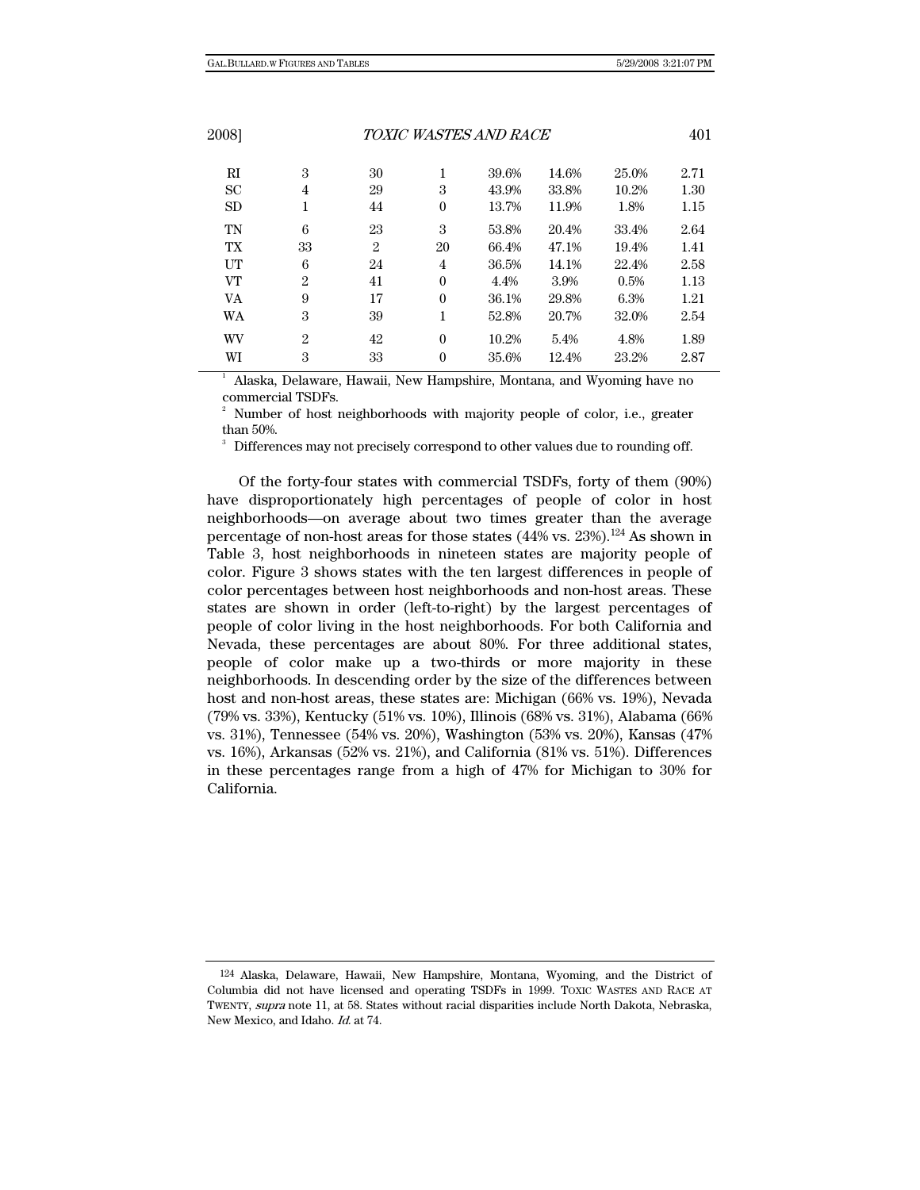| | | | | | | | |
|---|---|---|---|---|---|---|---|
| RI | 3 | 30 | 1 | 39.6% | 14.6% | 25.0% | 2.71 |
| SC | 4 | 29 | 3 | 43.9% | 33.8% | 10.2% | 1.30 |
| SD | 1 | 44 | 0 | 13.7% | 11.9% | 1.8% | 1.15 |
| TN | 6 | 23 | 3 | 53.8% | 20.4% | 33.4% | 2.64 |
| TX | 33 | 2 | 20 | 66.4% | 47.1% | 19.4% | 1.41 |
| UT | 6 | 24 | 4 | 36.5% | 14.1% | 22.4% | 2.58 |
| VT | 2 | 41 | 0 | 4.4% | 3.9% | 0.5% | 1.13 |
| VA | 9 | 17 | 0 | 36.1% | 29.8% | 6.3% | 1.21 |
| WA | 3 | 39 | 1 | 52.8% | 20.7% | 32.0% | 2.54 |
| WV | 2 | 42 | 0 | 10.2% | 5.4% | 4.8% | 1.89 |
| WI | 3 | 33 | 0 | 35.6% | 12.4% | 23.2% | 2.87 |

[1] Alaska, Delaware, Hawaii, New Hampshire, Montana, and Wyoming have no commercial TSDFs.

[2] Number of host neighborhoods with majority people of color, i.e., greater than 50%.

[3] Differences may not precisely correspond to other values due to rounding off.

Of the forty-four states with commercial TSDFs, forty of them (90%) have disproportionately high percentages of people of color in host neighborhoods—on average about two times greater than the average percentage of non-host areas for those states (44% vs. 23%).[124] As shown in Table 3, host neighborhoods in nineteen states are majority people of color. Figure 3 shows states with the ten largest differences in people of color percentages between host neighborhoods and non-host areas. These states are shown in order (left-to-right) by the largest percentages of people of color living in the host neighborhoods. For both California and Nevada, these percentages are about 80%. For three additional states, people of color make up a two-thirds or more majority in these neighborhoods. In descending order by the size of the differences between host and non-host areas, these states are: Michigan (66% vs. 19%), Nevada (79% vs. 33%), Kentucky (51% vs. 10%), Illinois (68% vs. 31%), Alabama (66% vs. 31%), Tennessee (54% vs. 20%), Washington (53% vs. 20%), Kansas (47% vs. 16%), Arkansas (52% vs. 21%), and California (81% vs. 51%). Differences in these percentages range from a high of 47% for Michigan to 30% for California.

[124] Alaska, Delaware, Hawaii, New Hampshire, Montana, Wyoming, and the District of Columbia did not have licensed and operating TSDFs in 1999. TOXIC WASTES AND RACE AT TWENTY, *supra* note 11, at 58. States without racial disparities include North Dakota, Nebraska, New Mexico, and Idaho. *Id.* at 74.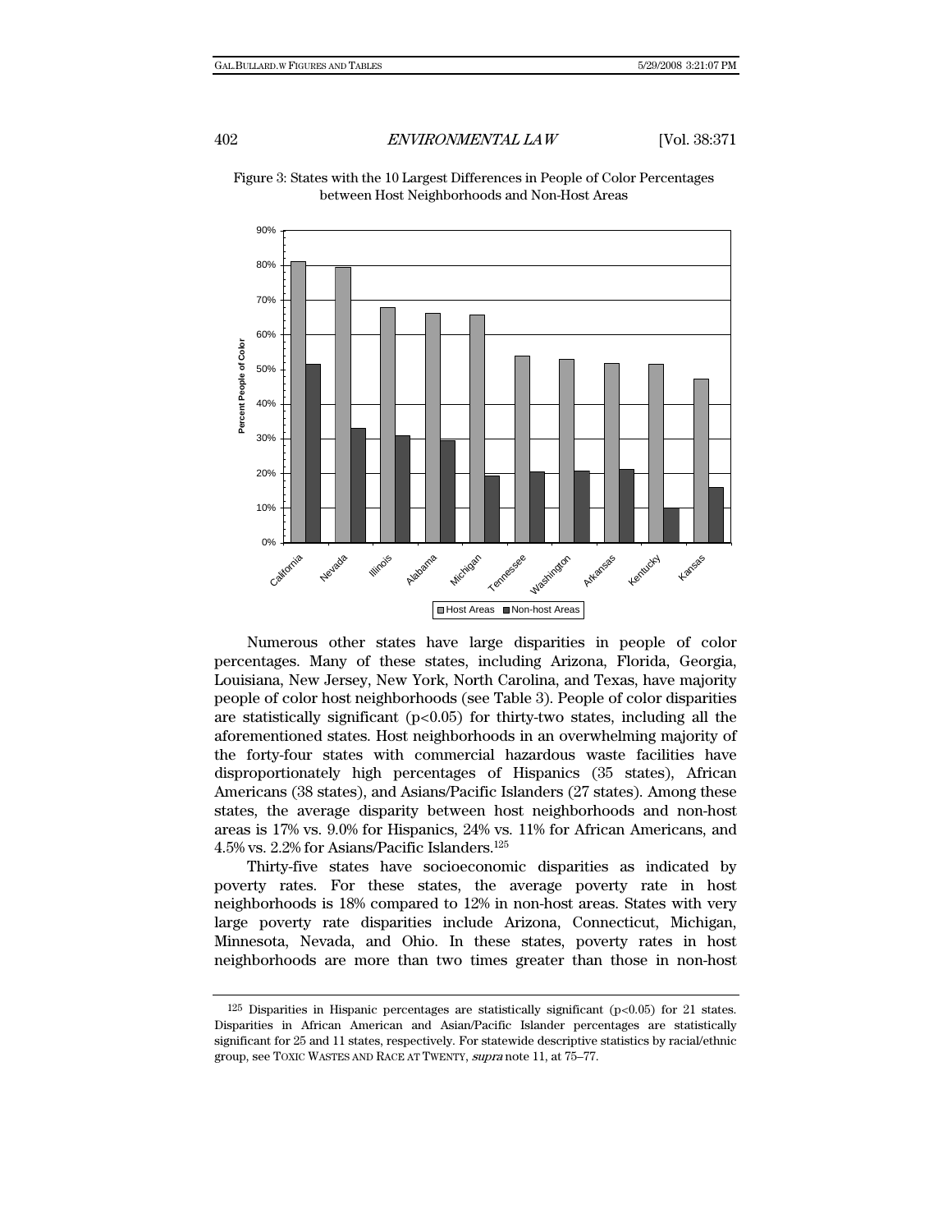Figure 3: States with the 10 Largest Differences in People of Color Percentages between Host Neighborhoods and Non-Host Areas

Numerous other states have large disparities in people of color percentages. Many of these states, including Arizona, Florida, Georgia, Louisiana, New Jersey, New York, North Carolina, and Texas, have majority people of color host neighborhoods (see Table 3). People of color disparities are statistically significant ($p<0.05$) for thirty-two states, including all the aforementioned states. Host neighborhoods in an overwhelming majority of the forty-four states with commercial hazardous waste facilities have disproportionately high percentages of Hispanics (35 states), African Americans (38 states), and Asians/Pacific Islanders (27 states). Among these states, the average disparity between host neighborhoods and non-host areas is 17% vs. 9.0% for Hispanics, 24% vs. 11% for African Americans, and 4.5% vs. 2.2% for Asians/Pacific Islanders.[125]

Thirty-five states have socioeconomic disparities as indicated by poverty rates. For these states, the average poverty rate in host neighborhoods is 18% compared to 12% in non-host areas. States with very large poverty rate disparities include Arizona, Connecticut, Michigan, Minnesota, Nevada, and Ohio. In these states, poverty rates in host neighborhoods are more than two times greater than those in non-host

[125] Disparities in Hispanic percentages are statistically significant ($p<0.05$) for 21 states. Disparities in African American and Asian/Pacific Islander percentages are statistically significant for 25 and 11 states, respectively. For statewide descriptive statistics by racial/ethnic group, see TOXIC WASTES AND RACE AT TWENTY, *supra* note 11, at 75–77.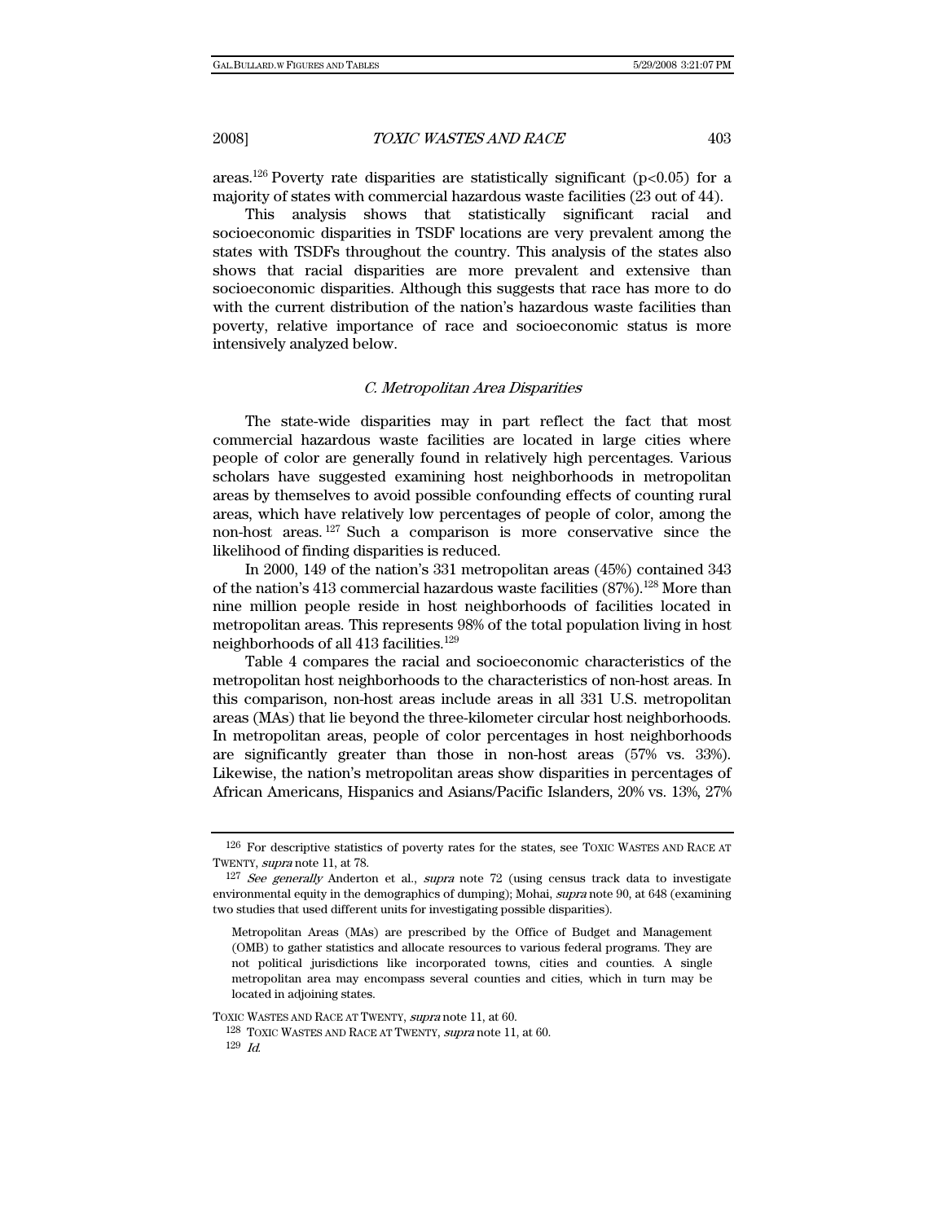areas.[126] Poverty rate disparities are statistically significant ($p<0.05$) for a majority of states with commercial hazardous waste facilities (23 out of 44).

This analysis shows that statistically significant racial and socioeconomic disparities in TSDF locations are very prevalent among the states with TSDFs throughout the country. This analysis of the states also shows that racial disparities are more prevalent and extensive than socioeconomic disparities. Although this suggests that race has more to do with the current distribution of the nation's hazardous waste facilities than poverty, relative importance of race and socioeconomic status is more intensively analyzed below.

### *C. Metropolitan Area Disparities*

The state-wide disparities may in part reflect the fact that most commercial hazardous waste facilities are located in large cities where people of color are generally found in relatively high percentages. Various scholars have suggested examining host neighborhoods in metropolitan areas by themselves to avoid possible confounding effects of counting rural areas, which have relatively low percentages of people of color, among the non-host areas.[127] Such a comparison is more conservative since the likelihood of finding disparities is reduced.

In 2000, 149 of the nation's 331 metropolitan areas (45%) contained 343 of the nation's 413 commercial hazardous waste facilities (87%).[128] More than nine million people reside in host neighborhoods of facilities located in metropolitan areas. This represents 98% of the total population living in host neighborhoods of all 413 facilities.[129]

Table 4 compares the racial and socioeconomic characteristics of the metropolitan host neighborhoods to the characteristics of non-host areas. In this comparison, non-host areas include areas in all 331 U.S. metropolitan areas (MAs) that lie beyond the three-kilometer circular host neighborhoods. In metropolitan areas, people of color percentages in host neighborhoods are significantly greater than those in non-host areas (57% vs. 33%). Likewise, the nation's metropolitan areas show disparities in percentages of African Americans, Hispanics and Asians/Pacific Islanders, 20% vs. 13%, 27%

---

[126] For descriptive statistics of poverty rates for the states, see TOXIC WASTES AND RACE AT TWENTY, *supra* note 11, at 78.

[127] *See generally* Anderton et al., *supra* note 72 (using census track data to investigate environmental equity in the demographics of dumping); Mohai, *supra* note 90, at 648 (examining two studies that used different units for investigating possible disparities).

> Metropolitan Areas (MAs) are prescribed by the Office of Budget and Management (OMB) to gather statistics and allocate resources to various federal programs. They are not political jurisdictions like incorporated towns, cities and counties. A single metropolitan area may encompass several counties and cities, which in turn may be located in adjoining states.

TOXIC WASTES AND RACE AT TWENTY, *supra* note 11, at 60.

[128] TOXIC WASTES AND RACE AT TWENTY, *supra* note 11, at 60.

[129] *Id.*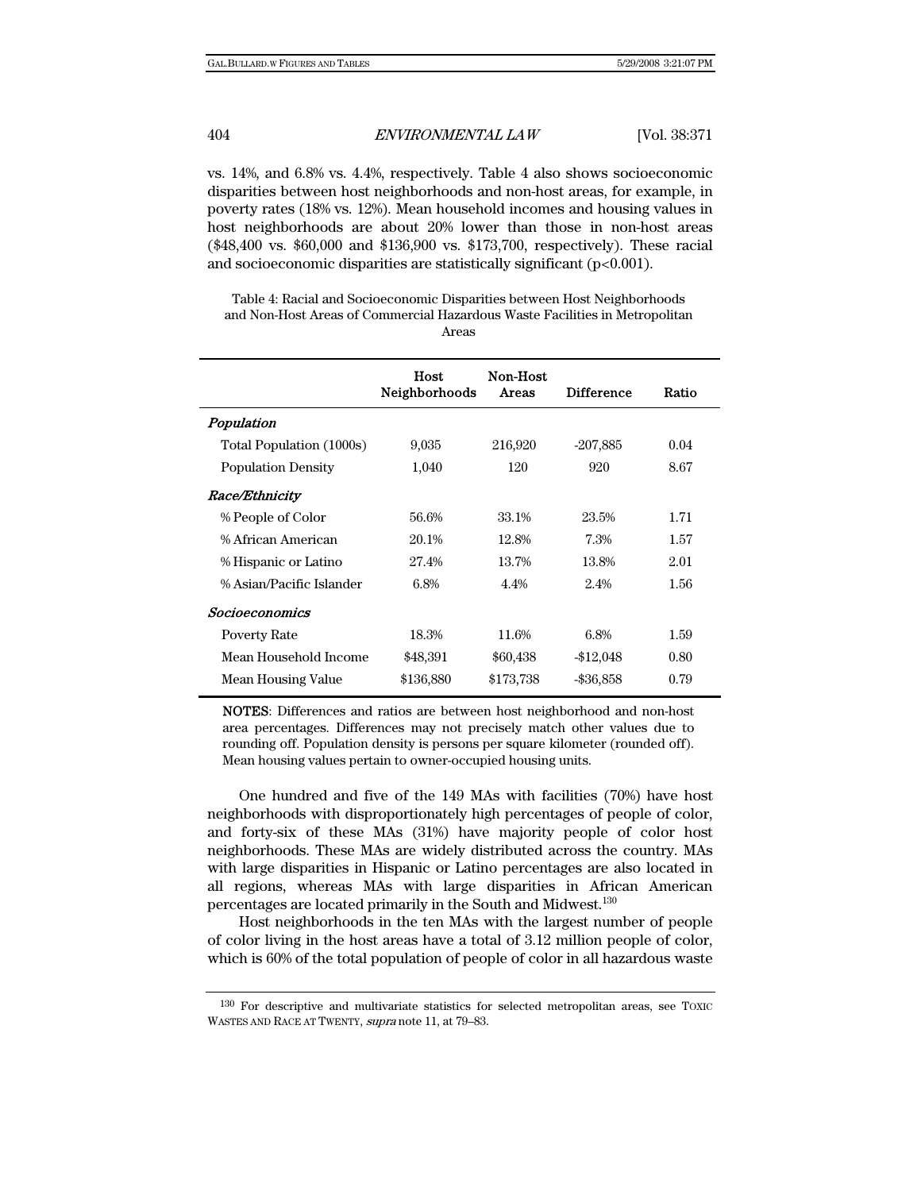vs. 14%, and 6.8% vs. 4.4%, respectively. Table 4 also shows socioeconomic disparities between host neighborhoods and non-host areas, for example, in poverty rates (18% vs. 12%). Mean household incomes and housing values in host neighborhoods are about 20% lower than those in non-host areas ($48,400 vs. $60,000 and $136,900 vs. $173,700, respectively). These racial and socioeconomic disparities are statistically significant ($p<0.001$).

Table 4: Racial and Socioeconomic Disparities between Host Neighborhoods and Non-Host Areas of Commercial Hazardous Waste Facilities in Metropolitan Areas

| | Host Neighborhoods | Non-Host Areas | Difference | Ratio |
|---|---|---|---|---|
| ***Population*** | | | | |
| Total Population (1000s) | 9,035 | 216,920 | -207,885 | 0.04 |
| Population Density | 1,040 | 120 | 920 | 8.67 |
| ***Race/Ethnicity*** | | | | |
| % People of Color | 56.6% | 33.1% | 23.5% | 1.71 |
| % African American | 20.1% | 12.8% | 7.3% | 1.57 |
| % Hispanic or Latino | 27.4% | 13.7% | 13.8% | 2.01 |
| % Asian/Pacific Islander | 6.8% | 4.4% | 2.4% | 1.56 |
| ***Socioeconomics*** | | | | |
| Poverty Rate | 18.3% | 11.6% | 6.8% | 1.59 |
| Mean Household Income | $48,391 | $60,438 | -$12,048 | 0.80 |
| Mean Housing Value | $136,880 | $173,738 | -$36,858 | 0.79 |

**NOTES**: Differences and ratios are between host neighborhood and non-host area percentages. Differences may not precisely match other values due to rounding off. Population density is persons per square kilometer (rounded off). Mean housing values pertain to owner-occupied housing units.

One hundred and five of the 149 MAs with facilities (70%) have host neighborhoods with disproportionately high percentages of people of color, and forty-six of these MAs (31%) have majority people of color host neighborhoods. These MAs are widely distributed across the country. MAs with large disparities in Hispanic or Latino percentages are also located in all regions, whereas MAs with large disparities in African American percentages are located primarily in the South and Midwest.[130]

Host neighborhoods in the ten MAs with the largest number of people of color living in the host areas have a total of 3.12 million people of color, which is 60% of the total population of people of color in all hazardous waste

[130] For descriptive and multivariate statistics for selected metropolitan areas, see TOXIC WASTES AND RACE AT TWENTY, *supra* note 11, at 79–83.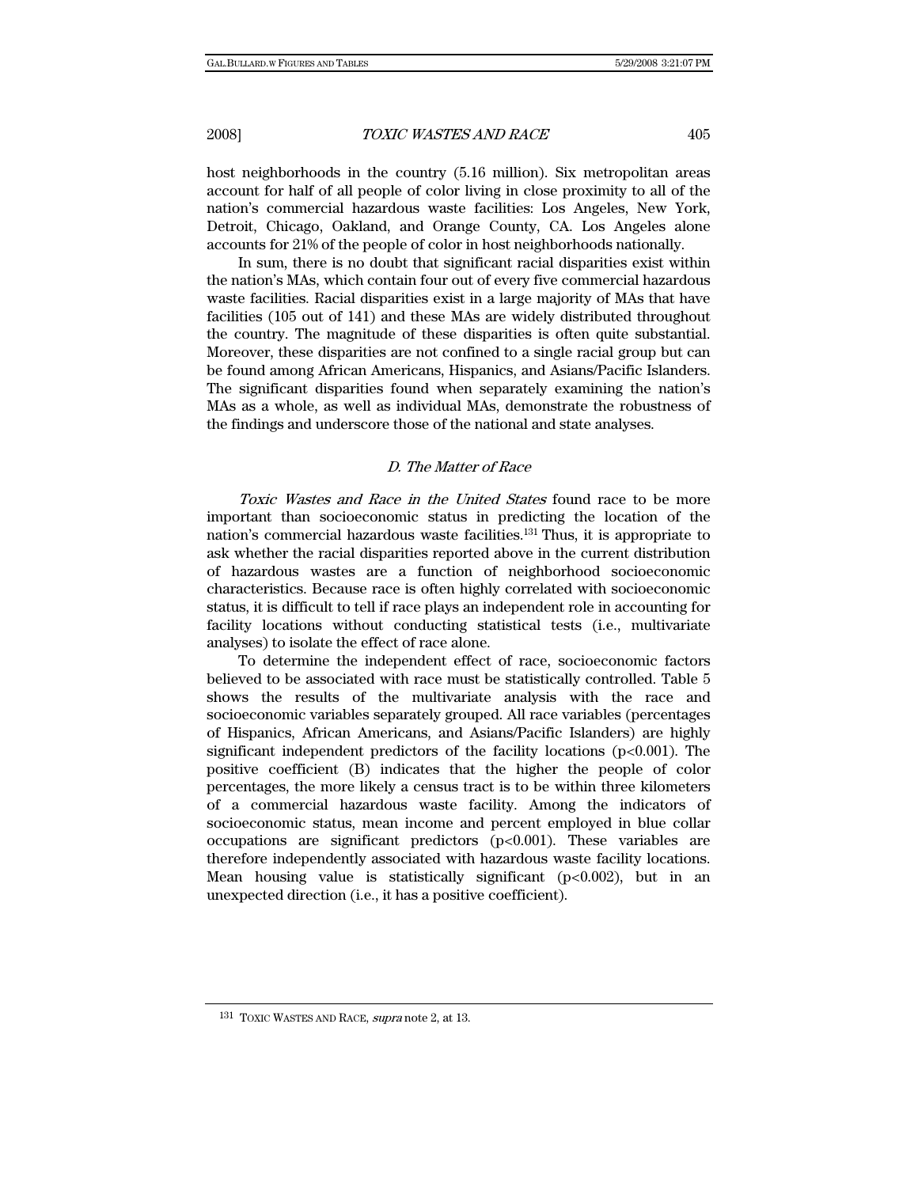host neighborhoods in the country (5.16 million). Six metropolitan areas account for half of all people of color living in close proximity to all of the nation's commercial hazardous waste facilities: Los Angeles, New York, Detroit, Chicago, Oakland, and Orange County, CA. Los Angeles alone accounts for 21% of the people of color in host neighborhoods nationally.

In sum, there is no doubt that significant racial disparities exist within the nation's MAs, which contain four out of every five commercial hazardous waste facilities. Racial disparities exist in a large majority of MAs that have facilities (105 out of 141) and these MAs are widely distributed throughout the country. The magnitude of these disparities is often quite substantial. Moreover, these disparities are not confined to a single racial group but can be found among African Americans, Hispanics, and Asians/Pacific Islanders. The significant disparities found when separately examining the nation's MAs as a whole, as well as individual MAs, demonstrate the robustness of the findings and underscore those of the national and state analyses.

### *D. The Matter of Race*

*Toxic Wastes and Race in the United States* found race to be more important than socioeconomic status in predicting the location of the nation's commercial hazardous waste facilities.[131] Thus, it is appropriate to ask whether the racial disparities reported above in the current distribution of hazardous wastes are a function of neighborhood socioeconomic characteristics. Because race is often highly correlated with socioeconomic status, it is difficult to tell if race plays an independent role in accounting for facility locations without conducting statistical tests (i.e., multivariate analyses) to isolate the effect of race alone.

To determine the independent effect of race, socioeconomic factors believed to be associated with race must be statistically controlled. Table 5 shows the results of the multivariate analysis with the race and socioeconomic variables separately grouped. All race variables (percentages of Hispanics, African Americans, and Asians/Pacific Islanders) are highly significant independent predictors of the facility locations ($p<0.001$). The positive coefficient (B) indicates that the higher the people of color percentages, the more likely a census tract is to be within three kilometers of a commercial hazardous waste facility. Among the indicators of socioeconomic status, mean income and percent employed in blue collar occupations are significant predictors ($p<0.001$). These variables are therefore independently associated with hazardous waste facility locations. Mean housing value is statistically significant ($p<0.002$), but in an unexpected direction (i.e., it has a positive coefficient).

---

[131] TOXIC WASTES AND RACE, *supra* note 2, at 13.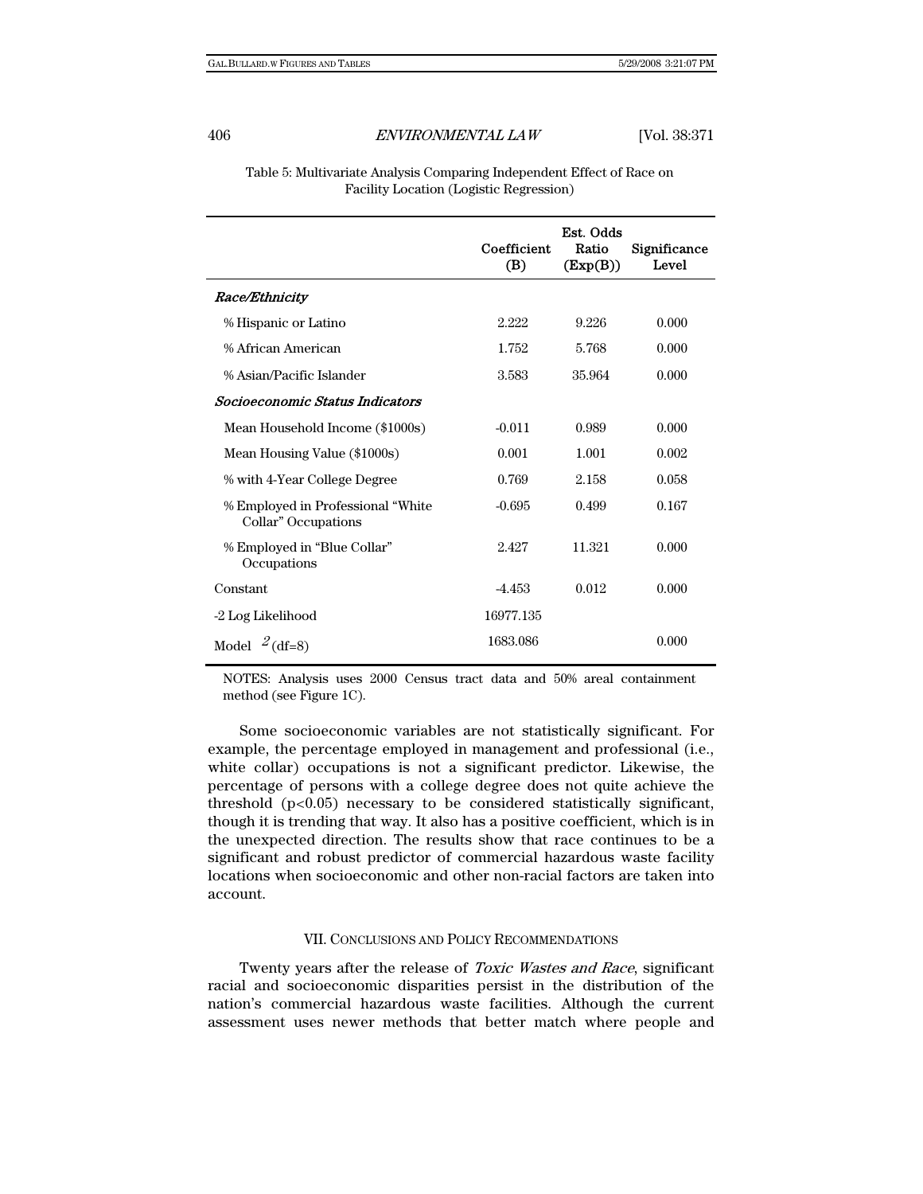Table 5: Multivariate Analysis Comparing Independent Effect of Race on Facility Location (Logistic Regression)

| | Coefficient (B) | Est. Odds Ratio (Exp(B)) | Significance Level |
|---|---|---|---|
| *Race/Ethnicity* | | | |
| % Hispanic or Latino | 2.222 | 9.226 | 0.000 |
| % African American | 1.752 | 5.768 | 0.000 |
| % Asian/Pacific Islander | 3.583 | 35.964 | 0.000 |
| *Socioeconomic Status Indicators* | | | |
| Mean Household Income ($1000s) | -0.011 | 0.989 | 0.000 |
| Mean Housing Value ($1000s) | 0.001 | 1.001 | 0.002 |
| % with 4-Year College Degree | 0.769 | 2.158 | 0.058 |
| % Employed in Professional “White Collar” Occupations | -0.695 | 0.499 | 0.167 |
| % Employed in “Blue Collar” Occupations | 2.427 | 11.321 | 0.000 |
| Constant | -4.453 | 0.012 | 0.000 |
| -2 Log Likelihood | 16977.135 | | |
| Model $\chi^2$(df=8) | 1683.086 | | 0.000 |

NOTES: Analysis uses 2000 Census tract data and 50% areal containment method (see Figure 1C).

Some socioeconomic variables are not statistically significant. For example, the percentage employed in management and professional (i.e., white collar) occupations is not a significant predictor. Likewise, the percentage of persons with a college degree does not quite achieve the threshold ($p<0.05$) necessary to be considered statistically significant, though it is trending that way. It also has a positive coefficient, which is in the unexpected direction. The results show that race continues to be a significant and robust predictor of commercial hazardous waste facility locations when socioeconomic and other non-racial factors are taken into account.

## VII. CONCLUSIONS AND POLICY RECOMMENDATIONS

Twenty years after the release of *Toxic Wastes and Race*, significant racial and socioeconomic disparities persist in the distribution of the nation’s commercial hazardous waste facilities. Although the current assessment uses newer methods that better match where people and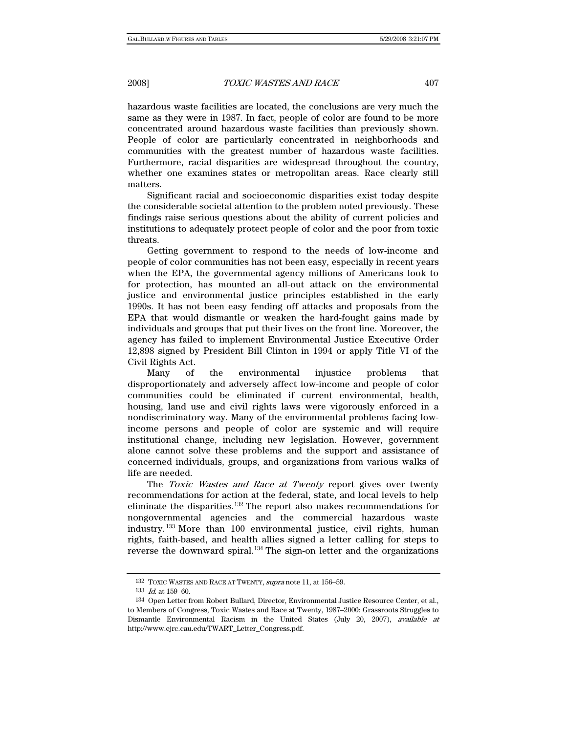hazardous waste facilities are located, the conclusions are very much the same as they were in 1987. In fact, people of color are found to be more concentrated around hazardous waste facilities than previously shown. People of color are particularly concentrated in neighborhoods and communities with the greatest number of hazardous waste facilities. Furthermore, racial disparities are widespread throughout the country, whether one examines states or metropolitan areas. Race clearly still matters.

Significant racial and socioeconomic disparities exist today despite the considerable societal attention to the problem noted previously. These findings raise serious questions about the ability of current policies and institutions to adequately protect people of color and the poor from toxic threats.

Getting government to respond to the needs of low-income and people of color communities has not been easy, especially in recent years when the EPA, the governmental agency millions of Americans look to for protection, has mounted an all-out attack on the environmental justice and environmental justice principles established in the early 1990s. It has not been easy fending off attacks and proposals from the EPA that would dismantle or weaken the hard-fought gains made by individuals and groups that put their lives on the front line. Moreover, the agency has failed to implement Environmental Justice Executive Order 12,898 signed by President Bill Clinton in 1994 or apply Title VI of the Civil Rights Act.

Many of the environmental injustice problems that disproportionately and adversely affect low-income and people of color communities could be eliminated if current environmental, health, housing, land use and civil rights laws were vigorously enforced in a nondiscriminatory way. Many of the environmental problems facing low-income persons and people of color are systemic and will require institutional change, including new legislation. However, government alone cannot solve these problems and the support and assistance of concerned individuals, groups, and organizations from various walks of life are needed.

The *Toxic Wastes and Race at Twenty* report gives over twenty recommendations for action at the federal, state, and local levels to help eliminate the disparities.[132] The report also makes recommendations for nongovernmental agencies and the commercial hazardous waste industry.[133] More than 100 environmental justice, civil rights, human rights, faith-based, and health allies signed a letter calling for steps to reverse the downward spiral.[134] The sign-on letter and the organizations

---

132 TOXIC WASTES AND RACE AT TWENTY, *supra* note 11, at 156–59.

133 *Id.* at 159–60.

134 Open Letter from Robert Bullard, Director, Environmental Justice Resource Center, et al., to Members of Congress, Toxic Wastes and Race at Twenty, 1987–2000: Grassroots Struggles to Dismantle Environmental Racism in the United States (July 20, 2007), *available at* http://www.ejrc.cau.edu/TWART_Letter_Congress.pdf.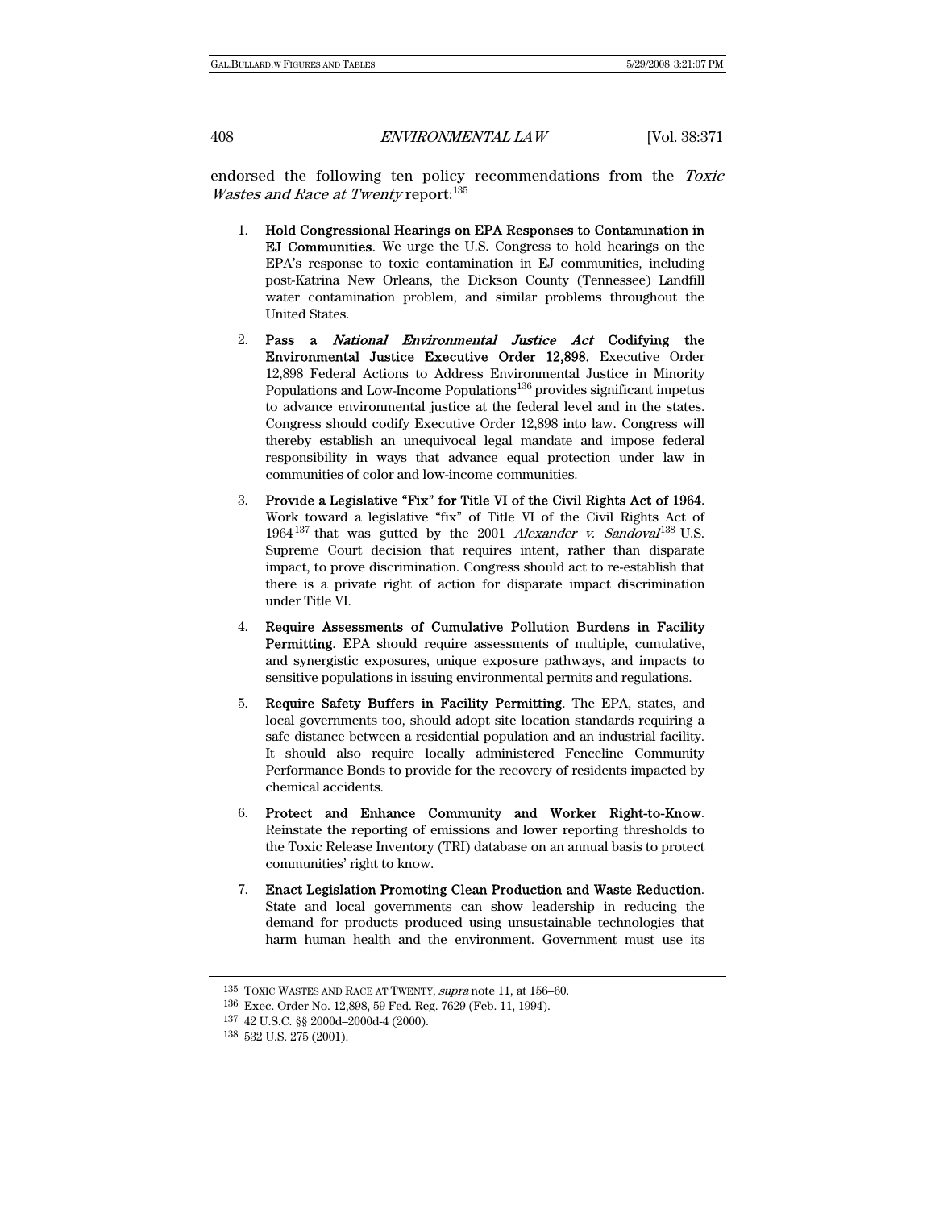endorsed the following ten policy recommendations from the *Toxic Wastes and Race at Twenty* report:[135]

1. **Hold Congressional Hearings on EPA Responses to Contamination in EJ Communities**. We urge the U.S. Congress to hold hearings on the EPA's response to toxic contamination in EJ communities, including post-Katrina New Orleans, the Dickson County (Tennessee) Landfill water contamination problem, and similar problems throughout the United States.

2. **Pass a *National Environmental Justice Act* Codifying the Environmental Justice Executive Order 12,898**. Executive Order 12,898 Federal Actions to Address Environmental Justice in Minority Populations and Low-Income Populations[136] provides significant impetus to advance environmental justice at the federal level and in the states. Congress should codify Executive Order 12,898 into law. Congress will thereby establish an unequivocal legal mandate and impose federal responsibility in ways that advance equal protection under law in communities of color and low-income communities.

3. **Provide a Legislative "Fix" for Title VI of the Civil Rights Act of 1964**. Work toward a legislative "fix" of Title VI of the Civil Rights Act of 1964[137] that was gutted by the 2001 *Alexander v. Sandoval*[138] U.S. Supreme Court decision that requires intent, rather than disparate impact, to prove discrimination. Congress should act to re-establish that there is a private right of action for disparate impact discrimination under Title VI.

4. **Require Assessments of Cumulative Pollution Burdens in Facility Permitting**. EPA should require assessments of multiple, cumulative, and synergistic exposures, unique exposure pathways, and impacts to sensitive populations in issuing environmental permits and regulations.

5. **Require Safety Buffers in Facility Permitting**. The EPA, states, and local governments too, should adopt site location standards requiring a safe distance between a residential population and an industrial facility. It should also require locally administered Fenceline Community Performance Bonds to provide for the recovery of residents impacted by chemical accidents.

6. **Protect and Enhance Community and Worker Right-to-Know**. Reinstate the reporting of emissions and lower reporting thresholds to the Toxic Release Inventory (TRI) database on an annual basis to protect communities' right to know.

7. **Enact Legislation Promoting Clean Production and Waste Reduction**. State and local governments can show leadership in reducing the demand for products produced using unsustainable technologies that harm human health and the environment. Government must use its

---

135 TOXIC WASTES AND RACE AT TWENTY, *supra* note 11, at 156–60.

136 Exec. Order No. 12,898, 59 Fed. Reg. 7629 (Feb. 11, 1994).

137 42 U.S.C. §§ 2000d–2000d-4 (2000).

138 532 U.S. 275 (2001).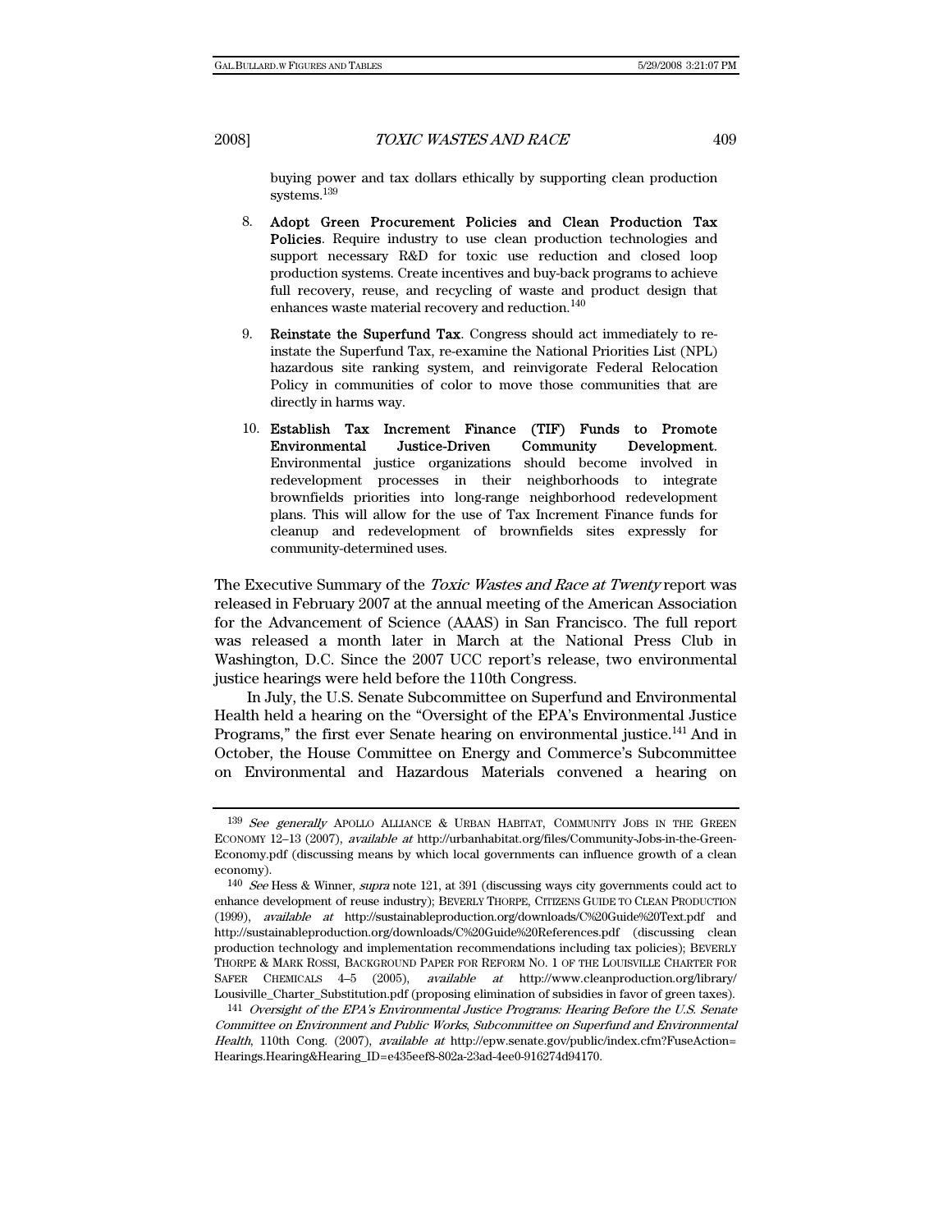buying power and tax dollars ethically by supporting clean production systems.[139]

8. **Adopt Green Procurement Policies and Clean Production Tax Policies**. Require industry to use clean production technologies and support necessary R&D for toxic use reduction and closed loop production systems. Create incentives and buy-back programs to achieve full recovery, reuse, and recycling of waste and product design that enhances waste material recovery and reduction.[140]

9. **Reinstate the Superfund Tax**. Congress should act immediately to re-instate the Superfund Tax, re-examine the National Priorities List (NPL) hazardous site ranking system, and reinvigorate Federal Relocation Policy in communities of color to move those communities that are directly in harms way.

10. **Establish Tax Increment Finance (TIF) Funds to Promote Environmental Justice-Driven Community Development**. Environmental justice organizations should become involved in redevelopment processes in their neighborhoods to integrate brownfields priorities into long-range neighborhood redevelopment plans. This will allow for the use of Tax Increment Finance funds for cleanup and redevelopment of brownfields sites expressly for community-determined uses.

The Executive Summary of the *Toxic Wastes and Race at Twenty* report was released in February 2007 at the annual meeting of the American Association for the Advancement of Science (AAAS) in San Francisco. The full report was released a month later in March at the National Press Club in Washington, D.C. Since the 2007 UCC report's release, two environmental justice hearings were held before the 110th Congress.

In July, the U.S. Senate Subcommittee on Superfund and Environmental Health held a hearing on the "Oversight of the EPA's Environmental Justice Programs," the first ever Senate hearing on environmental justice.[141] And in October, the House Committee on Energy and Commerce's Subcommittee on Environmental and Hazardous Materials convened a hearing on

---

[139] *See generally* APOLLO ALLIANCE & URBAN HABITAT, COMMUNITY JOBS IN THE GREEN ECONOMY 12–13 (2007), *available at* http://urbanhabitat.org/files/Community-Jobs-in-the-Green-Economy.pdf (discussing means by which local governments can influence growth of a clean economy).

[140] *See* Hess & Winner, *supra* note 121, at 391 (discussing ways city governments could act to enhance development of reuse industry); BEVERLY THORPE, CITIZENS GUIDE TO CLEAN PRODUCTION (1999), *available at* http://sustainableproduction.org/downloads/C%20Guide%20Text.pdf and http://sustainableproduction.org/downloads/C%20Guide%20References.pdf (discussing clean production technology and implementation recommendations including tax policies); BEVERLY THORPE & MARK ROSSI, BACKGROUND PAPER FOR REFORM NO. 1 OF THE LOUISVILLE CHARTER FOR SAFER CHEMICALS 4–5 (2005), *available at* http://www.cleanproduction.org/library/Lousiville_Charter_Substitution.pdf (proposing elimination of subsidies in favor of green taxes).

[141] *Oversight of the EPA's Environmental Justice Programs: Hearing Before the U.S. Senate Committee on Environment and Public Works, Subcommittee on Superfund and Environmental Health*, 110th Cong. (2007), *available at* http://epw.senate.gov/public/index.cfm?FuseAction=Hearings.Hearing&Hearing_ID=e435eef8-802a-23ad-4ee0-916274d94170.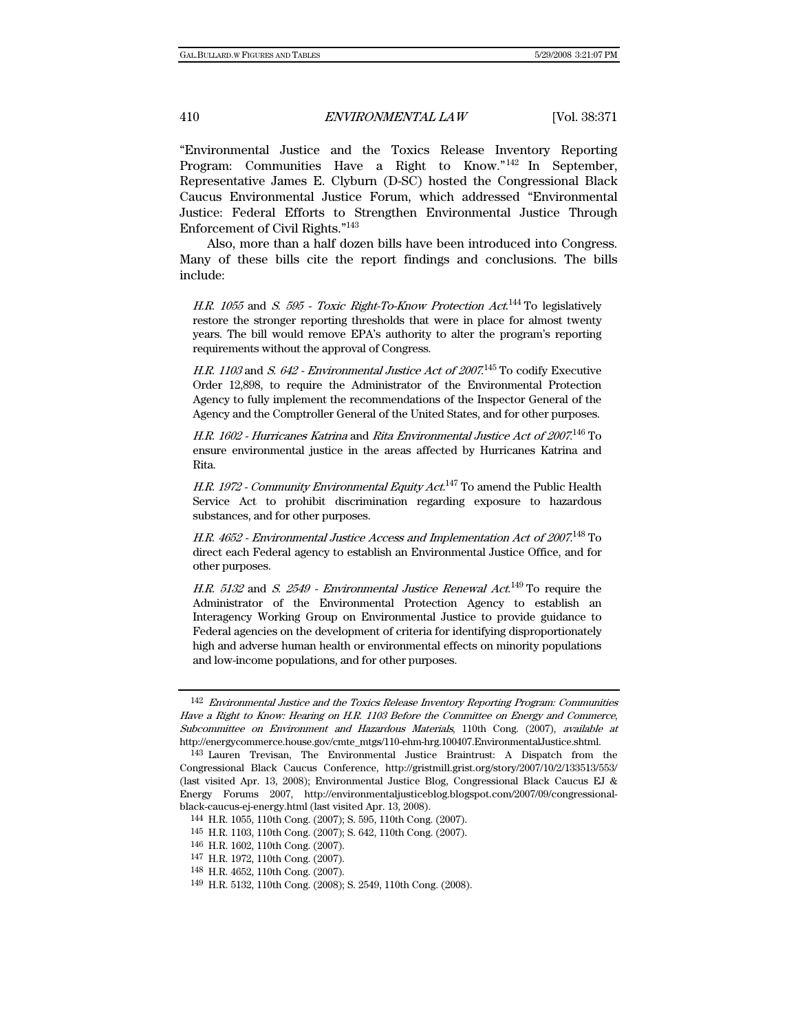"Environmental Justice and the Toxics Release Inventory Reporting Program: Communities Have a Right to Know."[142] In September, Representative James E. Clyburn (D-SC) hosted the Congressional Black Caucus Environmental Justice Forum, which addressed "Environmental Justice: Federal Efforts to Strengthen Environmental Justice Through Enforcement of Civil Rights."[143]

Also, more than a half dozen bills have been introduced into Congress. Many of these bills cite the report findings and conclusions. The bills include:

> *H.R. 1055* and *S. 595 - Toxic Right-To-Know Protection Act*.[144] To legislatively restore the stronger reporting thresholds that were in place for almost twenty years. The bill would remove EPA's authority to alter the program's reporting requirements without the approval of Congress.
>
> *H.R. 1103* and *S. 642 - Environmental Justice Act of 2007*.[145] To codify Executive Order 12,898, to require the Administrator of the Environmental Protection Agency to fully implement the recommendations of the Inspector General of the Agency and the Comptroller General of the United States, and for other purposes.
>
> *H.R. 1602 - Hurricanes Katrina* and *Rita Environmental Justice Act of 2007*.[146] To ensure environmental justice in the areas affected by Hurricanes Katrina and Rita.
>
> *H.R. 1972 - Community Environmental Equity Act*.[147] To amend the Public Health Service Act to prohibit discrimination regarding exposure to hazardous substances, and for other purposes.
>
> *H.R. 4652 - Environmental Justice Access and Implementation Act of 2007*.[148] To direct each Federal agency to establish an Environmental Justice Office, and for other purposes.
>
> *H.R. 5132* and *S. 2549 - Environmental Justice Renewal Act*.[149] To require the Administrator of the Environmental Protection Agency to establish an Interagency Working Group on Environmental Justice to provide guidance to Federal agencies on the development of criteria for identifying disproportionately high and adverse human health or environmental effects on minority populations and low-income populations, and for other purposes.

---

[142] *Environmental Justice and the Toxics Release Inventory Reporting Program: Communities Have a Right to Know: Hearing on H.R. 1103 Before the Committee on Energy and Commerce, Subcommittee on Environment and Hazardous Materials*, 110th Cong. (2007), *available at* http://energycommerce.house.gov/cmte_mtgs/110-ehm-hrg.100407.EnvironmentalJustice.shtml.

[143] Lauren Trevisan, The Environmental Justice Braintrust: A Dispatch from the Congressional Black Caucus Conference, http://gristmill.grist.org/story/2007/10/2/133513/553/ (last visited Apr. 13, 2008); Environmental Justice Blog, Congressional Black Caucus EJ & Energy Forums 2007, http://environmentaljusticeblog.blogspot.com/2007/09/congressional-black-caucus-ej-energy.html (last visited Apr. 13, 2008).

[144] H.R. 1055, 110th Cong. (2007); S. 595, 110th Cong. (2007).

[145] H.R. 1103, 110th Cong. (2007); S. 642, 110th Cong. (2007).

[146] H.R. 1602, 110th Cong. (2007).

[147] H.R. 1972, 110th Cong. (2007).

[148] H.R. 4652, 110th Cong. (2007).

[149] H.R. 5132, 110th Cong. (2008); S. 2549, 110th Cong. (2008).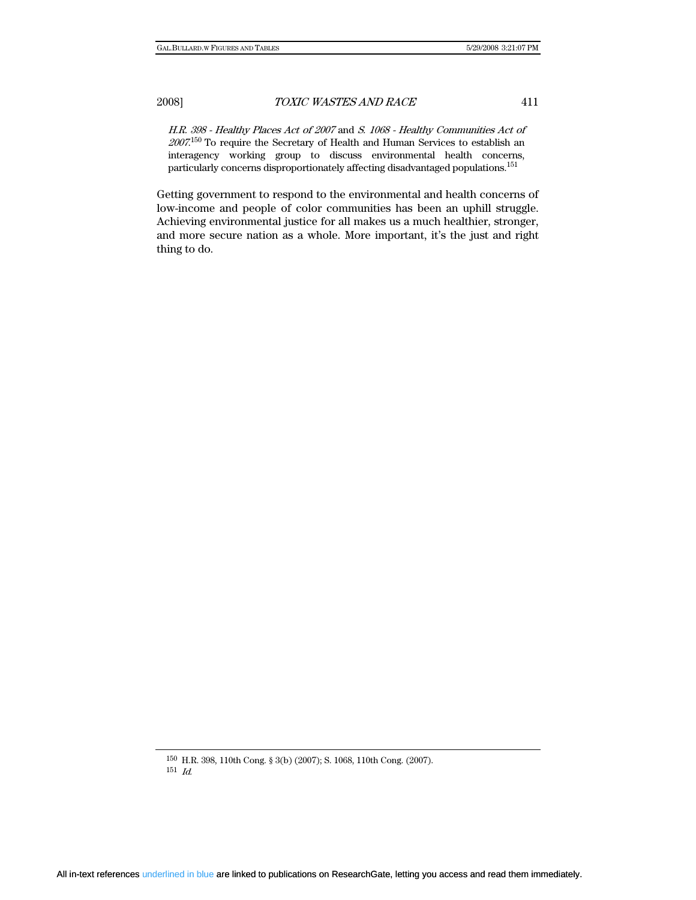*H.R. 398 - Healthy Places Act of 2007* and *S. 1068 - Healthy Communities Act of 2007*.[150] To require the Secretary of Health and Human Services to establish an interagency working group to discuss environmental health concerns, particularly concerns disproportionately affecting disadvantaged populations.[151]

Getting government to respond to the environmental and health concerns of low-income and people of color communities has been an uphill struggle. Achieving environmental justice for all makes us a much healthier, stronger, and more secure nation as a whole. More important, it's the just and right thing to do.

---

150 H.R. 398, 110th Cong. § 3(b) (2007); S. 1068, 110th Cong. (2007).

151 *Id.*